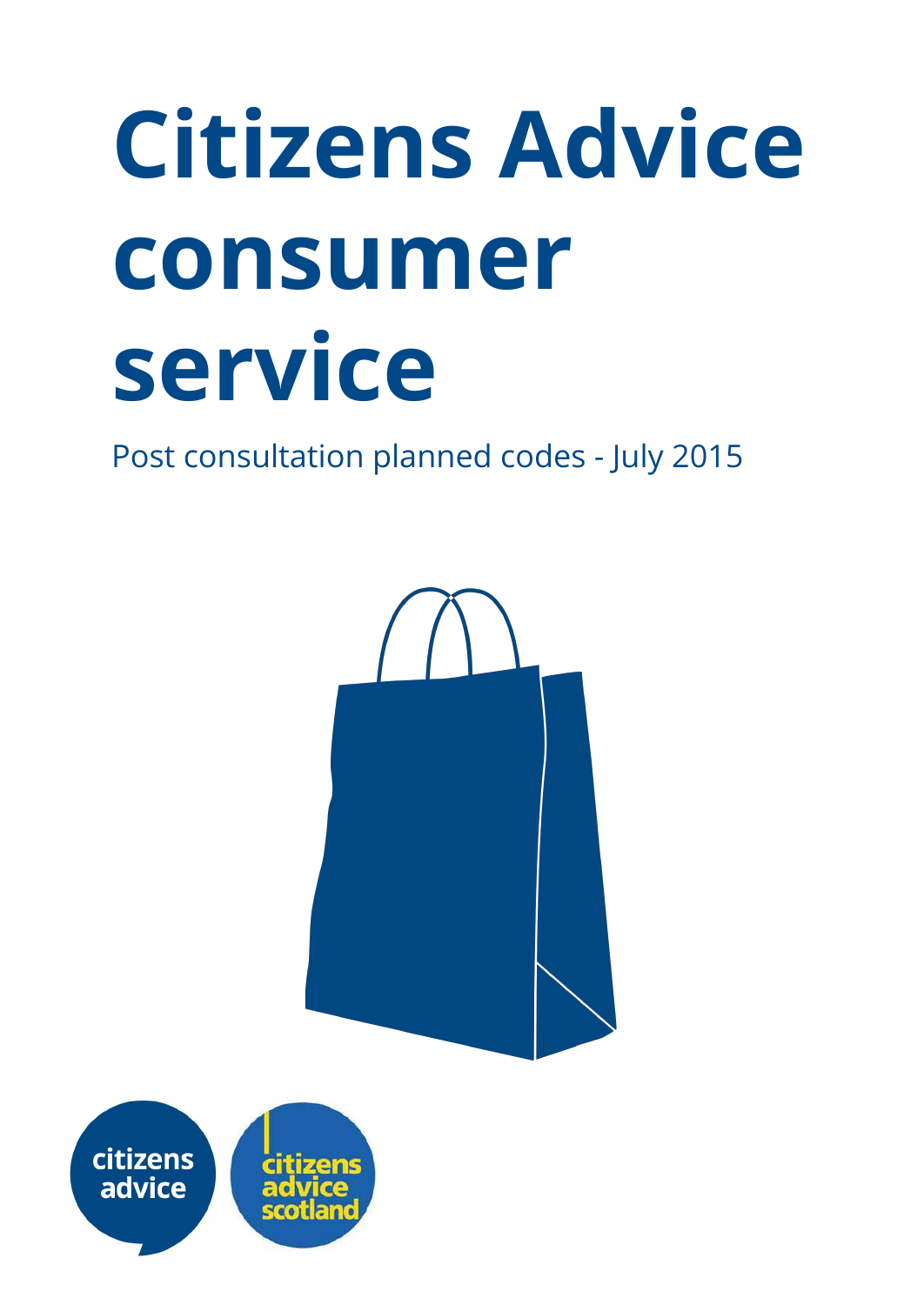# Citizens Advice consumer service

Post consultation planned codes - July 2015

citizens advice

citizens advice scotland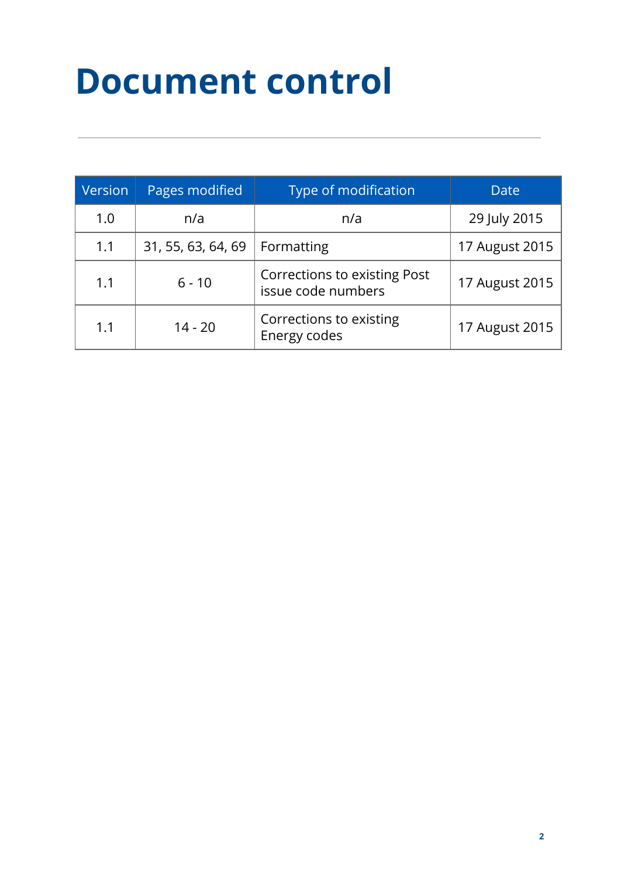# Document control

| Version | Pages modified | Type of modification | Date |
|---|---|---|---|
| 1.0 | n/a | n/a | 29 July 2015 |
| 1.1 | 31, 55, 63, 64, 69 | Formatting | 17 August 2015 |
| 1.1 | 6 - 10 | Corrections to existing Post issue code numbers | 17 August 2015 |
| 1.1 | 14 - 20 | Corrections to existing Energy codes | 17 August 2015 |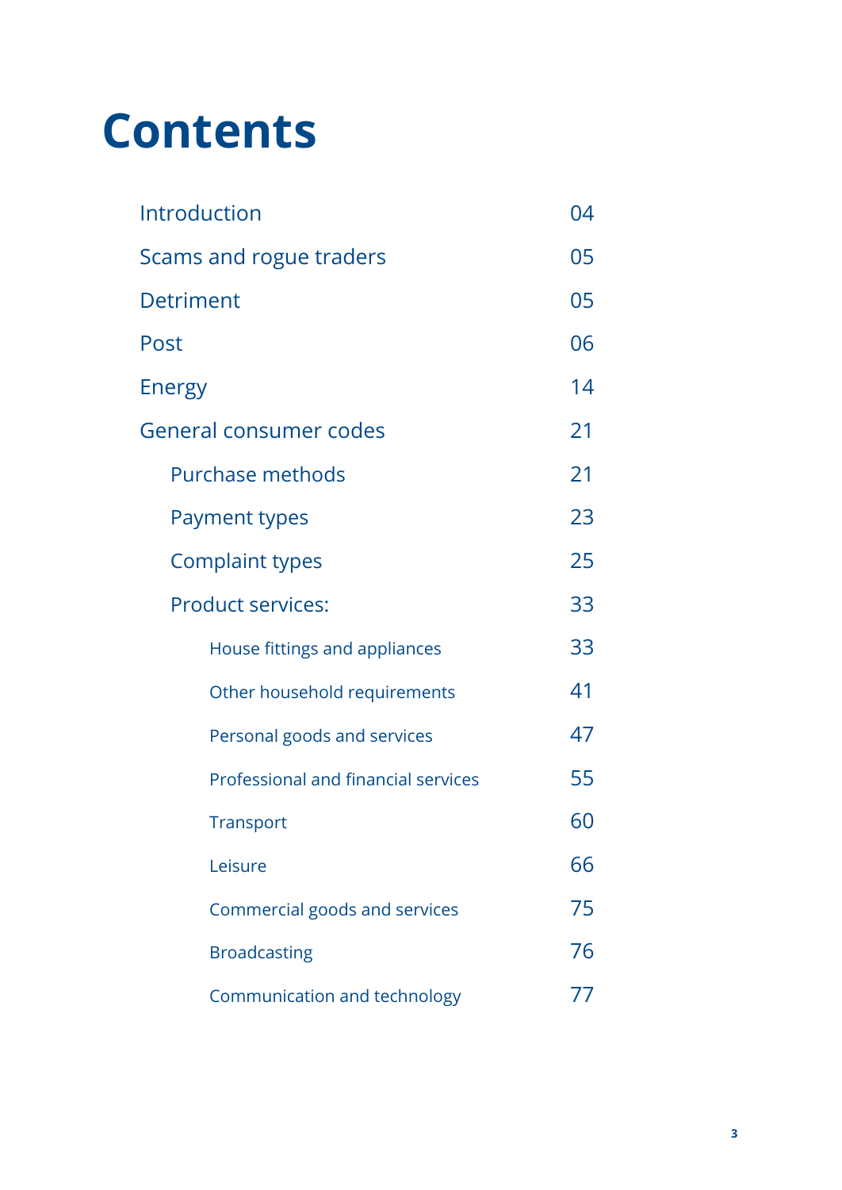# Contents

| | |
|---|---|
| Introduction | 04 |
| Scams and rogue traders | 05 |
| Detriment | 05 |
| Post | 06 |
| Energy | 14 |
| General consumer codes | 21 |
| Purchase methods | 21 |
| Payment types | 23 |
| Complaint types | 25 |
| Product services: | 33 |
| House fittings and appliances | 33 |
| Other household requirements | 41 |
| Personal goods and services | 47 |
| Professional and financial services | 55 |
| Transport | 60 |
| Leisure | 66 |
| Commercial goods and services | 75 |
| Broadcasting | 76 |
| Communication and technology | 77 |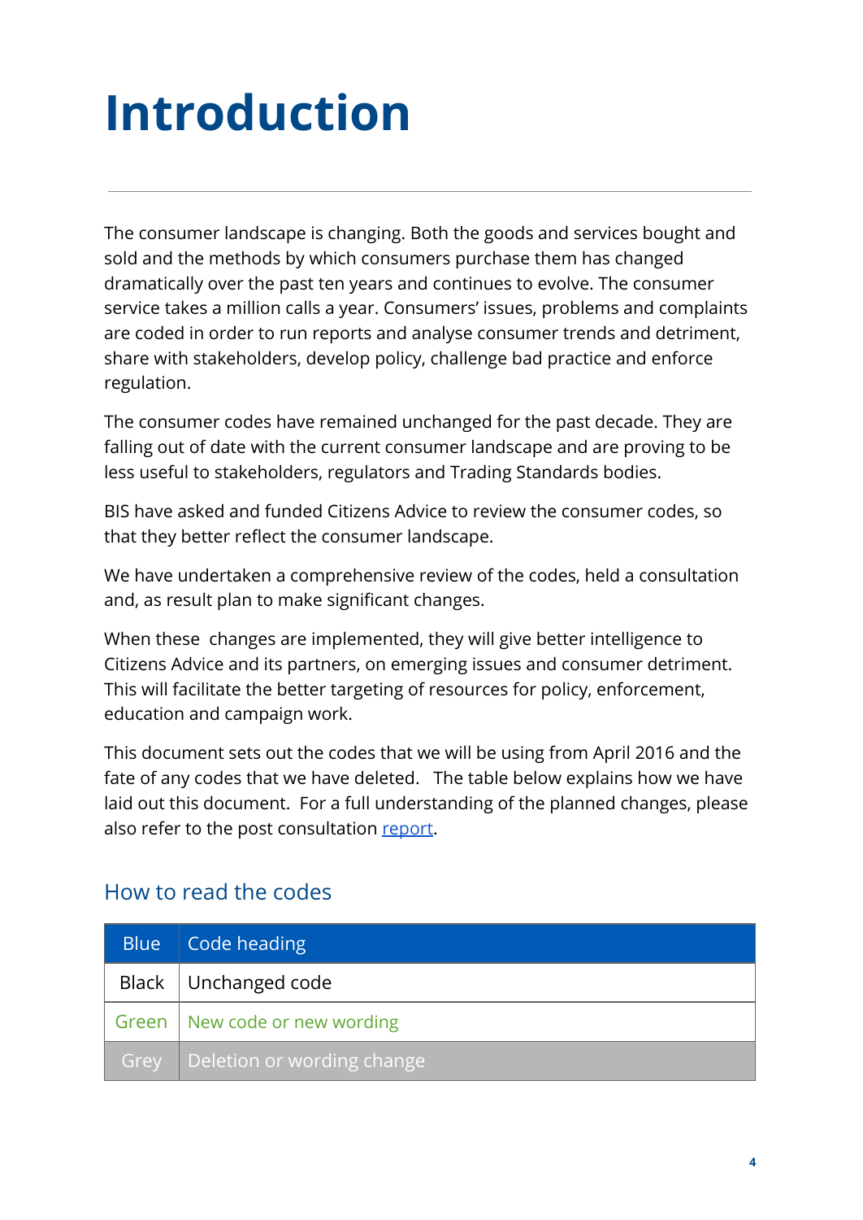# Introduction

The consumer landscape is changing. Both the goods and services bought and sold and the methods by which consumers purchase them has changed dramatically over the past ten years and continues to evolve. The consumer service takes a million calls a year. Consumers' issues, problems and complaints are coded in order to run reports and analyse consumer trends and detriment, share with stakeholders, develop policy, challenge bad practice and enforce regulation.

The consumer codes have remained unchanged for the past decade. They are falling out of date with the current consumer landscape and are proving to be less useful to stakeholders, regulators and Trading Standards bodies.

BIS have asked and funded Citizens Advice to review the consumer codes, so that they better reflect the consumer landscape.

We have undertaken a comprehensive review of the codes, held a consultation and, as result plan to make significant changes.

When these changes are implemented, they will give better intelligence to Citizens Advice and its partners, on emerging issues and consumer detriment. This will facilitate the better targeting of resources for policy, enforcement, education and campaign work.

This document sets out the codes that we will be using from April 2016 and the fate of any codes that we have deleted. The table below explains how we have laid out this document. For a full understanding of the planned changes, please also refer to the post consultation report.

## How to read the codes

| | |
|---|---|
| Blue | Code heading |
| Black | Unchanged code |
| Green | New code or new wording |
| Grey | Deletion or wording change |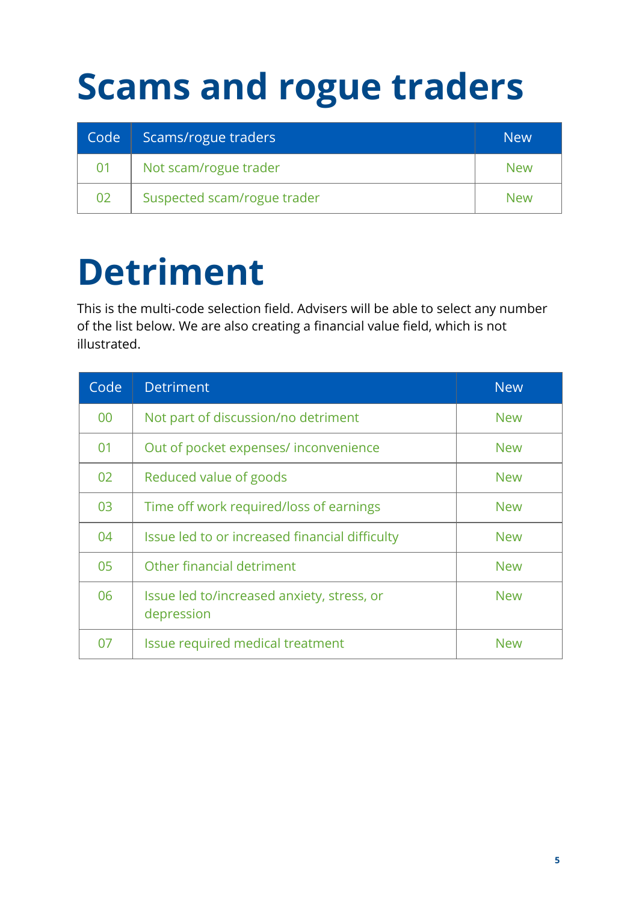# Scams and rogue traders

| Code | Scams/rogue traders | New |
|---|---|---|
| 01 | Not scam/rogue trader | New |
| 02 | Suspected scam/rogue trader | New |

# Detriment

This is the multi-code selection field. Advisers will be able to select any number of the list below. We are also creating a financial value field, which is not illustrated.

| Code | Detriment | New |
|---|---|---|
| 00 | Not part of discussion/no detriment | New |
| 01 | Out of pocket expenses/ inconvenience | New |
| 02 | Reduced value of goods | New |
| 03 | Time off work required/loss of earnings | New |
| 04 | Issue led to or increased financial difficulty | New |
| 05 | Other financial detriment | New |
| 06 | Issue led to/increased anxiety, stress, or depression | New |
| 07 | Issue required medical treatment | New |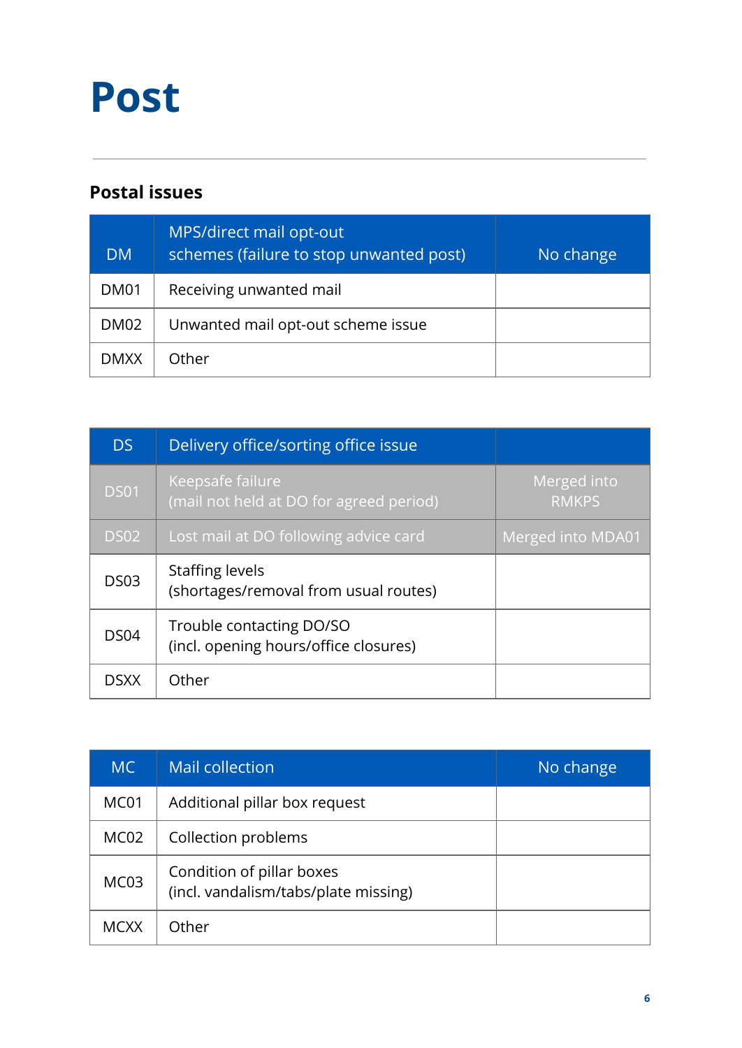# Post

## Postal issues

| DM | MPS/direct mail opt-out schemes (failure to stop unwanted post) | No change |
|---|---|---|
| DM01 | Receiving unwanted mail | |
| DM02 | Unwanted mail opt-out scheme issue | |
| DMXX | Other | |

| DS | Delivery office/sorting office issue | |
|---|---|---|
| DS01 | Keepsafe failure (mail not held at DO for agreed period) | Merged into RMKPS |
| DS02 | Lost mail at DO following advice card | Merged into MDA01 |
| DS03 | Staffing levels (shortages/removal from usual routes) | |
| DS04 | Trouble contacting DO/SO (incl. opening hours/office closures) | |
| DSXX | Other | |

| MC | Mail collection | No change |
|---|---|---|
| MC01 | Additional pillar box request | |
| MC02 | Collection problems | |
| MC03 | Condition of pillar boxes (incl. vandalism/tabs/plate missing) | |
| MCXX | Other | |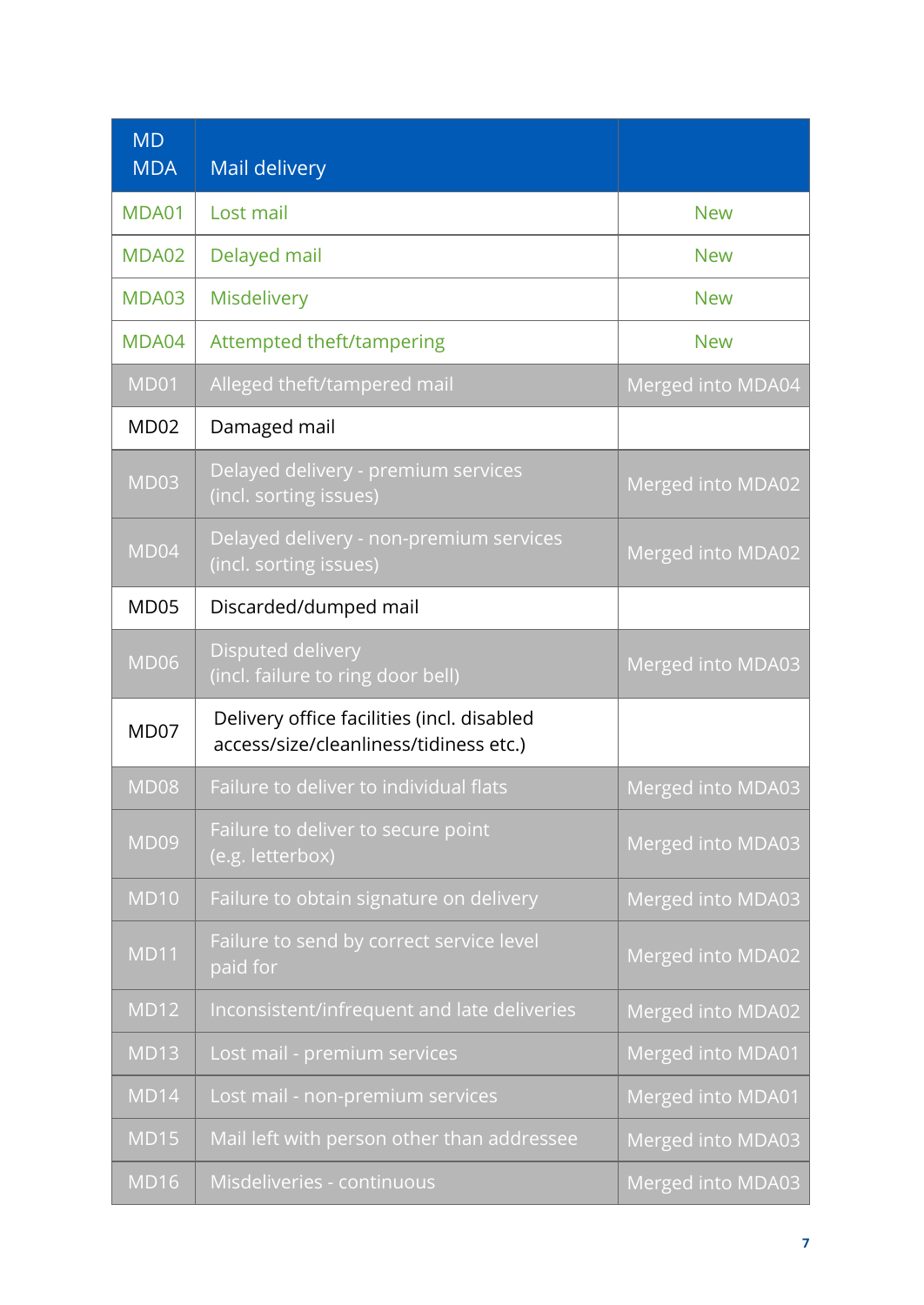| MD<br>MDA | Mail delivery | |
|---|---|---|
| MDA01 | Lost mail | New |
| MDA02 | Delayed mail | New |
| MDA03 | Misdelivery | New |
| MDA04 | Attempted theft/tampering | New |
| MD01 | Alleged theft/tampered mail | Merged into MDA04 |
| MD02 | Damaged mail | |
| MD03 | Delayed delivery - premium services (incl. sorting issues) | Merged into MDA02 |
| MD04 | Delayed delivery - non-premium services (incl. sorting issues) | Merged into MDA02 |
| MD05 | Discarded/dumped mail | |
| MD06 | Disputed delivery (incl. failure to ring door bell) | Merged into MDA03 |
| MD07 | Delivery office facilities (incl. disabled access/size/cleanliness/tidiness etc.) | |
| MD08 | Failure to deliver to individual flats | Merged into MDA03 |
| MD09 | Failure to deliver to secure point (e.g. letterbox) | Merged into MDA03 |
| MD10 | Failure to obtain signature on delivery | Merged into MDA03 |
| MD11 | Failure to send by correct service level paid for | Merged into MDA02 |
| MD12 | Inconsistent/infrequent and late deliveries | Merged into MDA02 |
| MD13 | Lost mail - premium services | Merged into MDA01 |
| MD14 | Lost mail - non-premium services | Merged into MDA01 |
| MD15 | Mail left with person other than addressee | Merged into MDA03 |
| MD16 | Misdeliveries - continuous | Merged into MDA03 |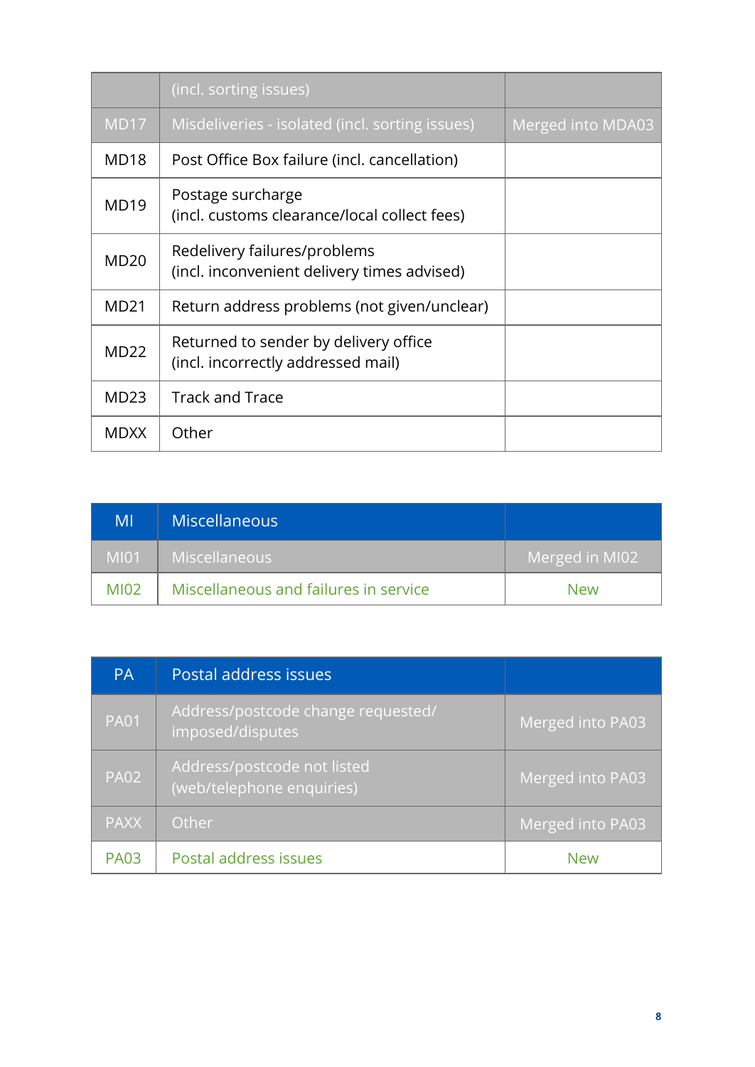| | | |
|---|---|---|
| | (incl. sorting issues) | |
| MD17 | Misdeliveries - isolated (incl. sorting issues) | Merged into MDA03 |
| MD18 | Post Office Box failure (incl. cancellation) | |
| MD19 | Postage surcharge<br>(incl. customs clearance/local collect fees) | |
| MD20 | Redelivery failures/problems<br>(incl. inconvenient delivery times advised) | |
| MD21 | Return address problems (not given/unclear) | |
| MD22 | Returned to sender by delivery office<br>(incl. incorrectly addressed mail) | |
| MD23 | Track and Trace | |
| MDXX | Other | |

| MI | Miscellaneous | |
|---|---|---|
| MI01 | Miscellaneous | Merged in MI02 |
| MI02 | Miscellaneous and failures in service | New |

| PA | Postal address issues | |
|---|---|---|
| PA01 | Address/postcode change requested/<br>imposed/disputes | Merged into PA03 |
| PA02 | Address/postcode not listed<br>(web/telephone enquiries) | Merged into PA03 |
| PAXX | Other | Merged into PA03 |
| PA03 | Postal address issues | New |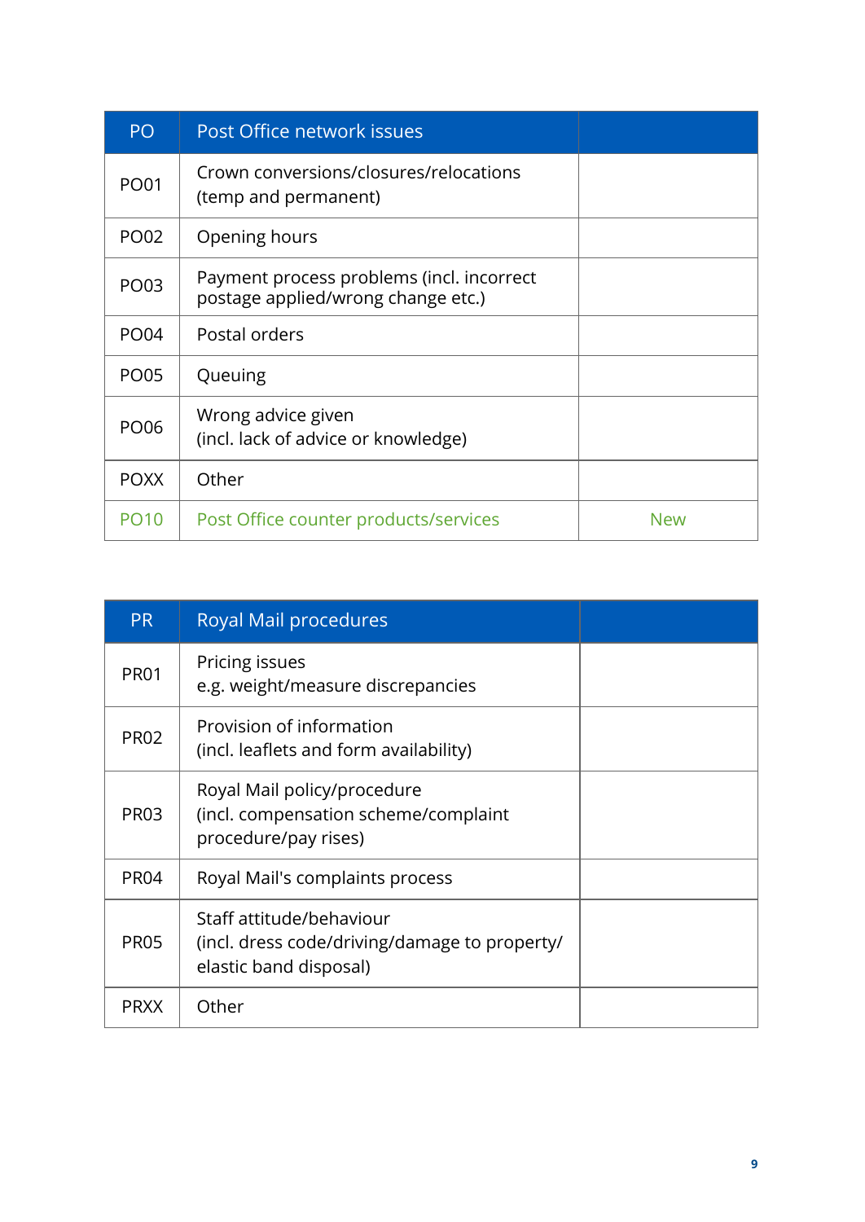| PO | Post Office network issues | |
|---|---|---|
| PO01 | Crown conversions/closures/relocations (temp and permanent) | |
| PO02 | Opening hours | |
| PO03 | Payment process problems (incl. incorrect postage applied/wrong change etc.) | |
| PO04 | Postal orders | |
| PO05 | Queuing | |
| PO06 | Wrong advice given (incl. lack of advice or knowledge) | |
| POXX | Other | |
| PO10 | Post Office counter products/services | New |

| PR | Royal Mail procedures | |
|---|---|---|
| PR01 | Pricing issues e.g. weight/measure discrepancies | |
| PR02 | Provision of information (incl. leaflets and form availability) | |
| PR03 | Royal Mail policy/procedure (incl. compensation scheme/complaint procedure/pay rises) | |
| PR04 | Royal Mail's complaints process | |
| PR05 | Staff attitude/behaviour (incl. dress code/driving/damage to property/ elastic band disposal) | |
| PRXX | Other | |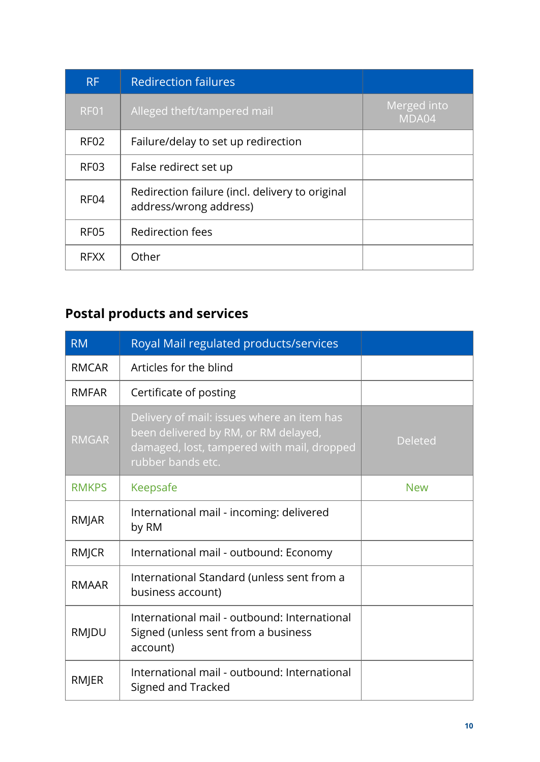| RF | Redirection failures | |
|---|---|---|
| RF01 | Alleged theft/tampered mail | Merged into MDA04 |
| RF02 | Failure/delay to set up redirection | |
| RF03 | False redirect set up | |
| RF04 | Redirection failure (incl. delivery to original address/wrong address) | |
| RF05 | Redirection fees | |
| RFXX | Other | |

## Postal products and services

| RM | Royal Mail regulated products/services | |
|---|---|---|
| RMCAR | Articles for the blind | |
| RMFAR | Certificate of posting | |
| RMGAR | Delivery of mail: issues where an item has been delivered by RM, or RM delayed, damaged, lost, tampered with mail, dropped rubber bands etc. | Deleted |
| RMKPS | Keepsafe | New |
| RMJAR | International mail - incoming: delivered by RM | |
| RMJCR | International mail - outbound: Economy | |
| RMAAR | International Standard (unless sent from a business account) | |
| RMJDU | International mail - outbound: International Signed (unless sent from a business account) | |
| RMJER | International mail - outbound: International Signed and Tracked | |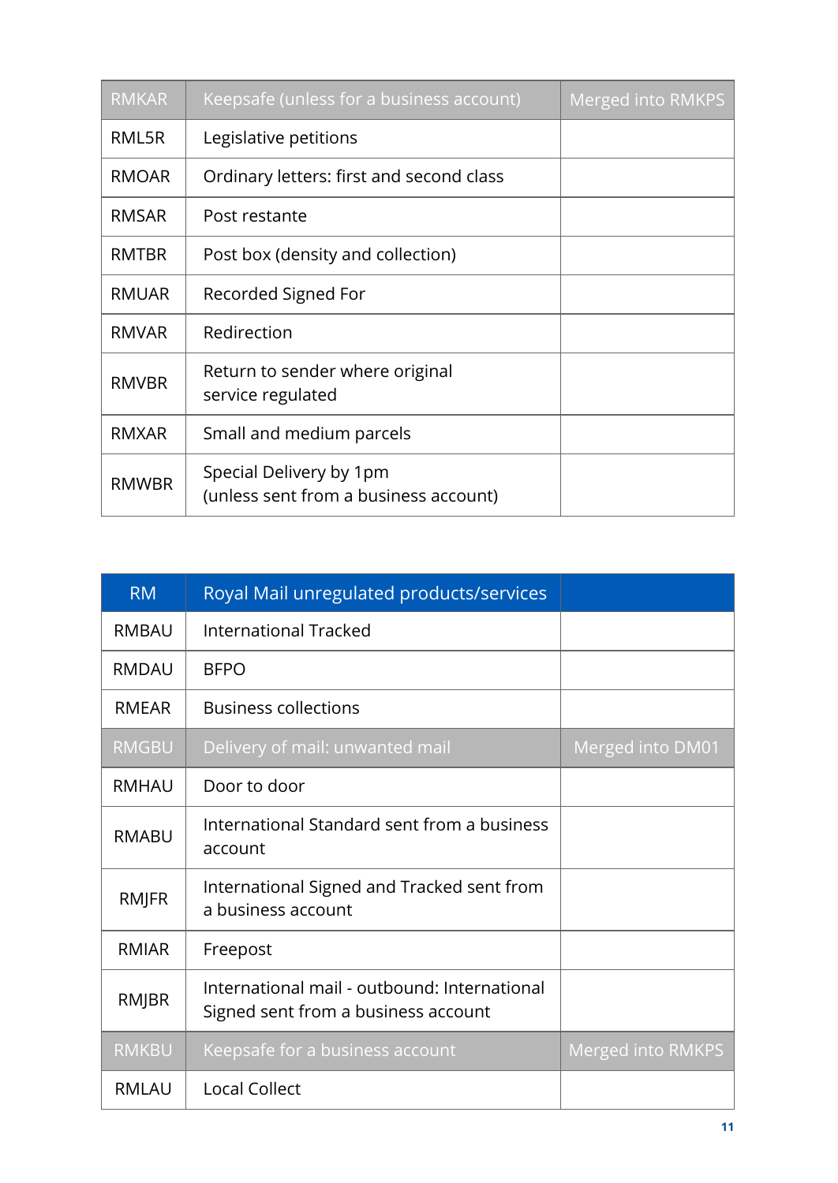| | | |
|---|---|---|
| RMKAR | Keepsafe (unless for a business account) | Merged into RMKPS |
| RML5R | Legislative petitions | |
| RMOAR | Ordinary letters: first and second class | |
| RMSAR | Post restante | |
| RMTBR | Post box (density and collection) | |
| RMUAR | Recorded Signed For | |
| RMVAR | Redirection | |
| RMVBR | Return to sender where original service regulated | |
| RMXAR | Small and medium parcels | |
| RMWBR | Special Delivery by 1pm (unless sent from a business account) | |

| RM | Royal Mail unregulated products/services | |
|---|---|---|
| RMBAU | International Tracked | |
| RMDAU | BFPO | |
| RMEAR | Business collections | |
| RMGBU | Delivery of mail: unwanted mail | Merged into DM01 |
| RMHAU | Door to door | |
| RMABU | International Standard sent from a business account | |
| RMJFR | International Signed and Tracked sent from a business account | |
| RMIAR | Freepost | |
| RMJBR | International mail - outbound: International Signed sent from a business account | |
| RMKBU | Keepsafe for a business account | Merged into RMKPS |
| RMLAU | Local Collect | |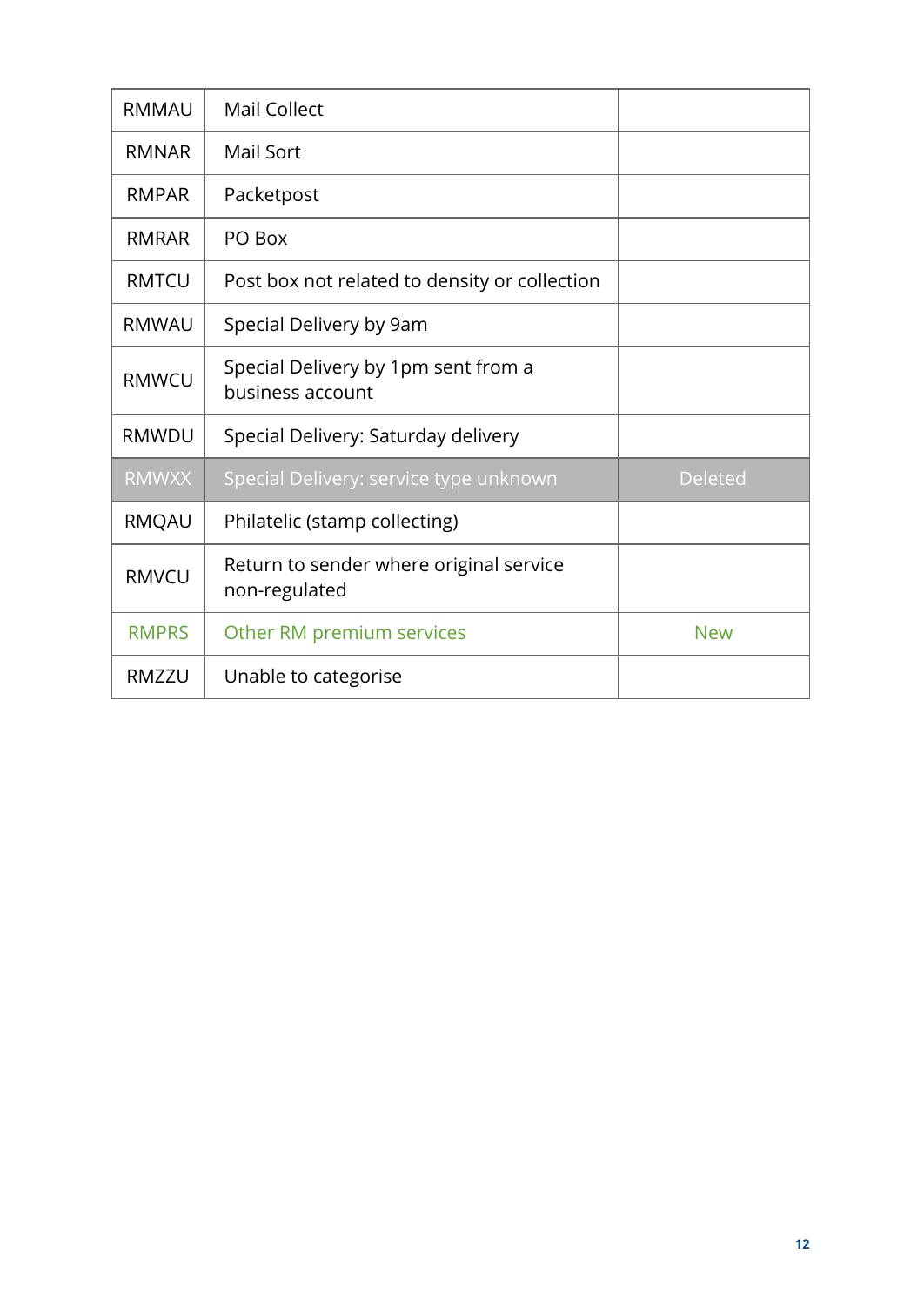| | | |
|---|---|---|
| RMMAU | Mail Collect | |
| RMNAR | Mail Sort | |
| RMPAR | Packetpost | |
| RMRAR | PO Box | |
| RMTCU | Post box not related to density or collection | |
| RMWAU | Special Delivery by 9am | |
| RMWCU | Special Delivery by 1pm sent from a business account | |
| RMWDU | Special Delivery: Saturday delivery | |
| RMWXX | Special Delivery: service type unknown | Deleted |
| RMQAU | Philatelic (stamp collecting) | |
| RMVCU | Return to sender where original service non-regulated | |
| RMPRS | Other RM premium services | New |
| RMZZU | Unable to categorise | |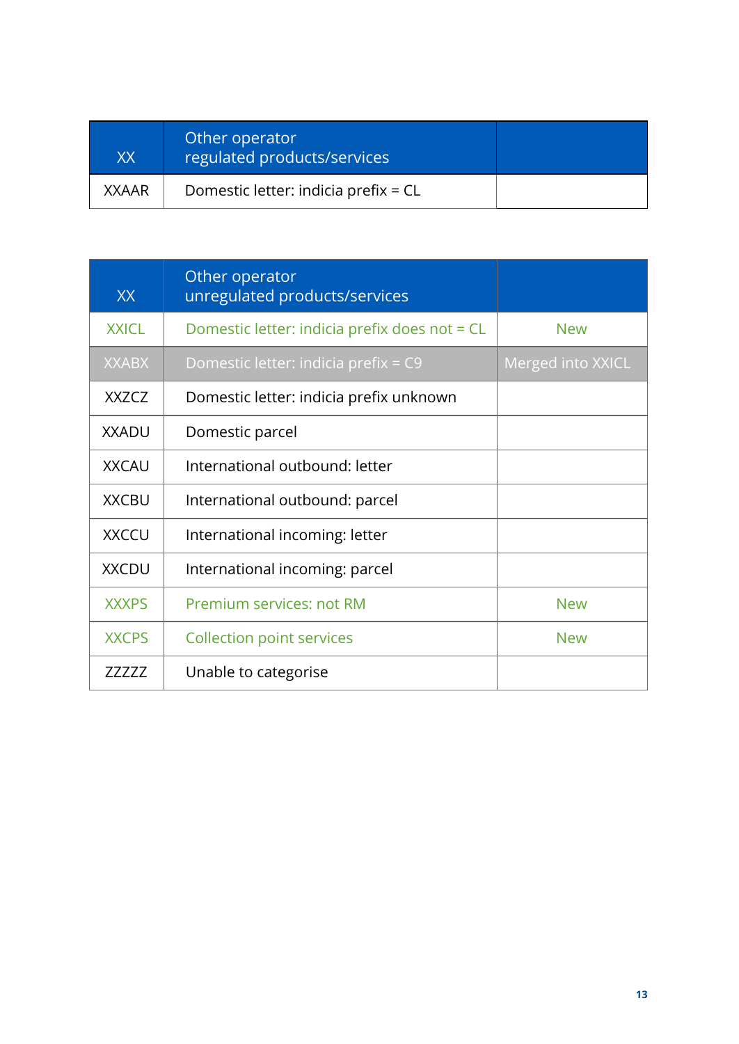| XX | Other operator regulated products/services | |
|---|---|---|
| XXAAR | Domestic letter: indicia prefix = CL | |

| XX | Other operator unregulated products/services | |
|---|---|---|
| XXICL | Domestic letter: indicia prefix does not = CL | New |
| XXABX | Domestic letter: indicia prefix = C9 | Merged into XXICL |
| XXZCZ | Domestic letter: indicia prefix unknown | |
| XXADU | Domestic parcel | |
| XXCAU | International outbound: letter | |
| XXCBU | International outbound: parcel | |
| XXCCU | International incoming: letter | |
| XXCDU | International incoming: parcel | |
| XXXPS | Premium services: not RM | New |
| XXCPS | Collection point services | New |
| ZZZZZ | Unable to categorise | |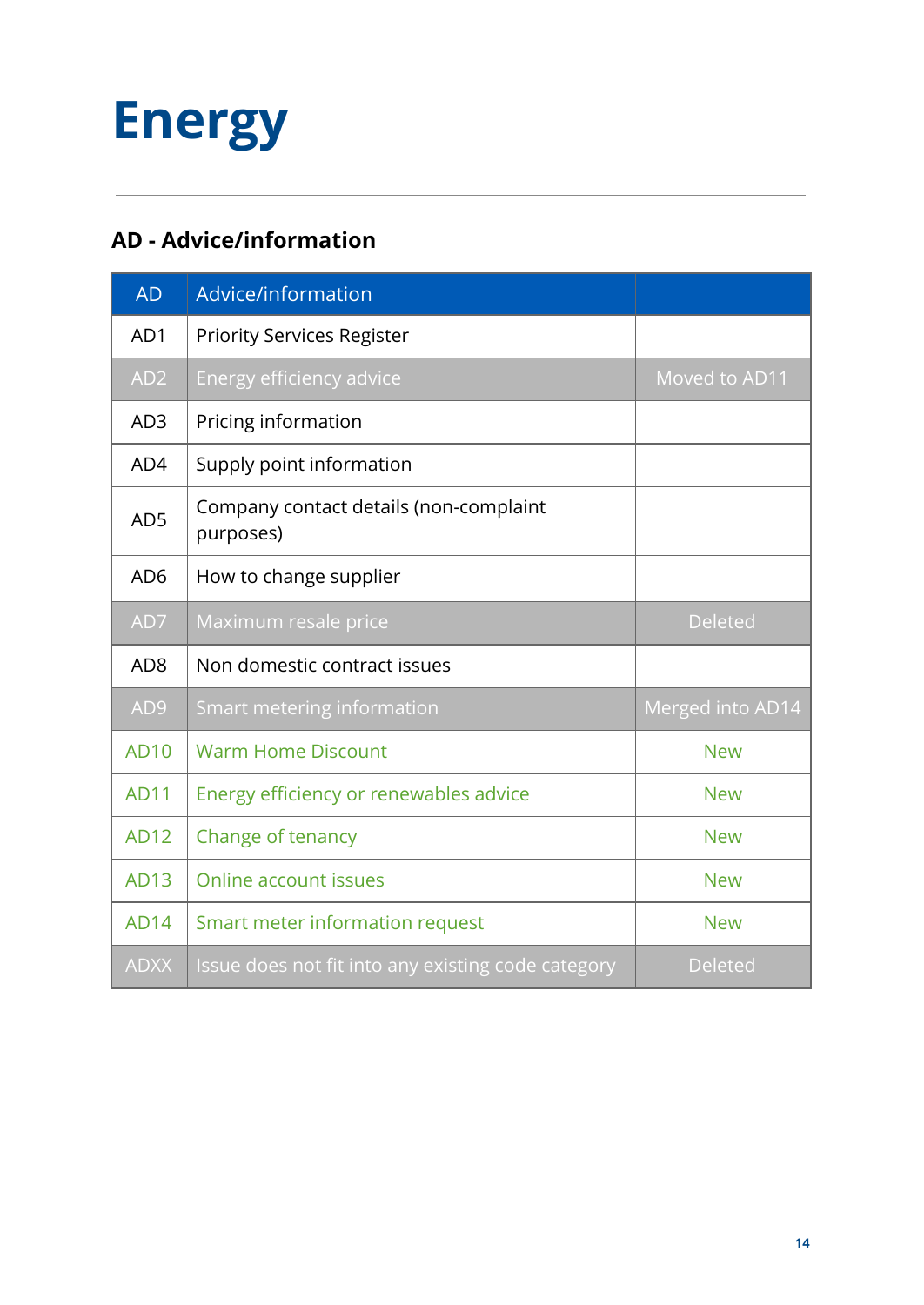# Energy

## AD - Advice/information

| AD | Advice/information | |
|---|---|---|
| AD1 | Priority Services Register | |
| AD2 | Energy efficiency advice | Moved to AD11 |
| AD3 | Pricing information | |
| AD4 | Supply point information | |
| AD5 | Company contact details (non-complaint purposes) | |
| AD6 | How to change supplier | |
| AD7 | Maximum resale price | Deleted |
| AD8 | Non domestic contract issues | |
| AD9 | Smart metering information | Merged into AD14 |
| AD10 | Warm Home Discount | New |
| AD11 | Energy efficiency or renewables advice | New |
| AD12 | Change of tenancy | New |
| AD13 | Online account issues | New |
| AD14 | Smart meter information request | New |
| ADXX | Issue does not fit into any existing code category | Deleted |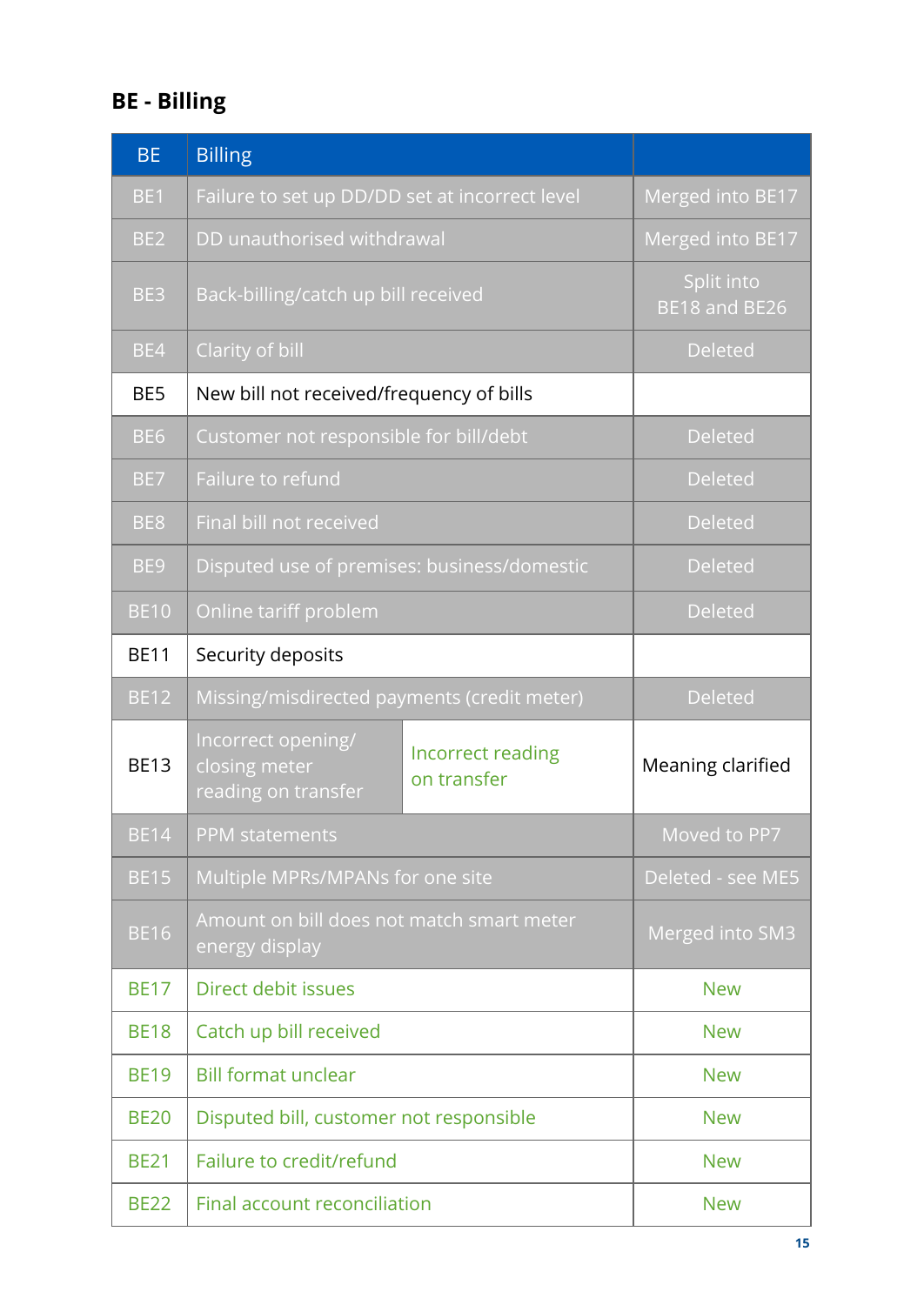## BE - Billing

| BE | Billing | | |
|---|---|---|---|
| BE1 | Failure to set up DD/DD set at incorrect level | | Merged into BE17 |
| BE2 | DD unauthorised withdrawal | | Merged into BE17 |
| BE3 | Back-billing/catch up bill received | | Split into BE18 and BE26 |
| BE4 | Clarity of bill | | Deleted |
| BE5 | New bill not received/frequency of bills | | |
| BE6 | Customer not responsible for bill/debt | | Deleted |
| BE7 | Failure to refund | | Deleted |
| BE8 | Final bill not received | | Deleted |
| BE9 | Disputed use of premises: business/domestic | | Deleted |
| BE10 | Online tariff problem | | Deleted |
| BE11 | Security deposits | | |
| BE12 | Missing/misdirected payments (credit meter) | | Deleted |
| BE13 | Incorrect opening/ closing meter reading on transfer | Incorrect reading on transfer | Meaning clarified |
| BE14 | PPM statements | | Moved to PP7 |
| BE15 | Multiple MPRs/MPANs for one site | | Deleted - see ME5 |
| BE16 | Amount on bill does not match smart meter energy display | | Merged into SM3 |
| BE17 | Direct debit issues | | New |
| BE18 | Catch up bill received | | New |
| BE19 | Bill format unclear | | New |
| BE20 | Disputed bill, customer not responsible | | New |
| BE21 | Failure to credit/refund | | New |
| BE22 | Final account reconciliation | | New |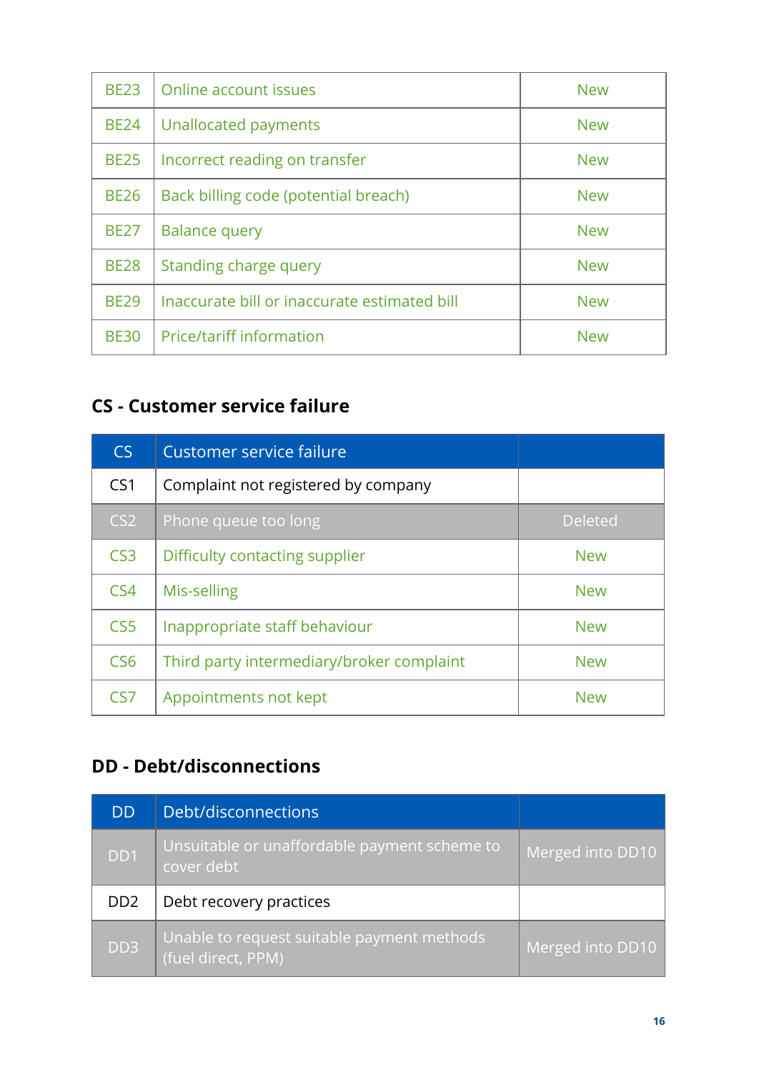| | | |
|---|---|---|
| BE23 | Online account issues | New |
| BE24 | Unallocated payments | New |
| BE25 | Incorrect reading on transfer | New |
| BE26 | Back billing code (potential breach) | New |
| BE27 | Balance query | New |
| BE28 | Standing charge query | New |
| BE29 | Inaccurate bill or inaccurate estimated bill | New |
| BE30 | Price/tariff information | New |

### CS - Customer service failure

| CS | Customer service failure | |
|---|---|---|
| CS1 | Complaint not registered by company | |
| CS2 | Phone queue too long | Deleted |
| CS3 | Difficulty contacting supplier | New |
| CS4 | Mis-selling | New |
| CS5 | Inappropriate staff behaviour | New |
| CS6 | Third party intermediary/broker complaint | New |
| CS7 | Appointments not kept | New |

### DD - Debt/disconnections

| DD | Debt/disconnections | |
|---|---|---|
| DD1 | Unsuitable or unaffordable payment scheme to cover debt | Merged into DD10 |
| DD2 | Debt recovery practices | |
| DD3 | Unable to request suitable payment methods (fuel direct, PPM) | Merged into DD10 |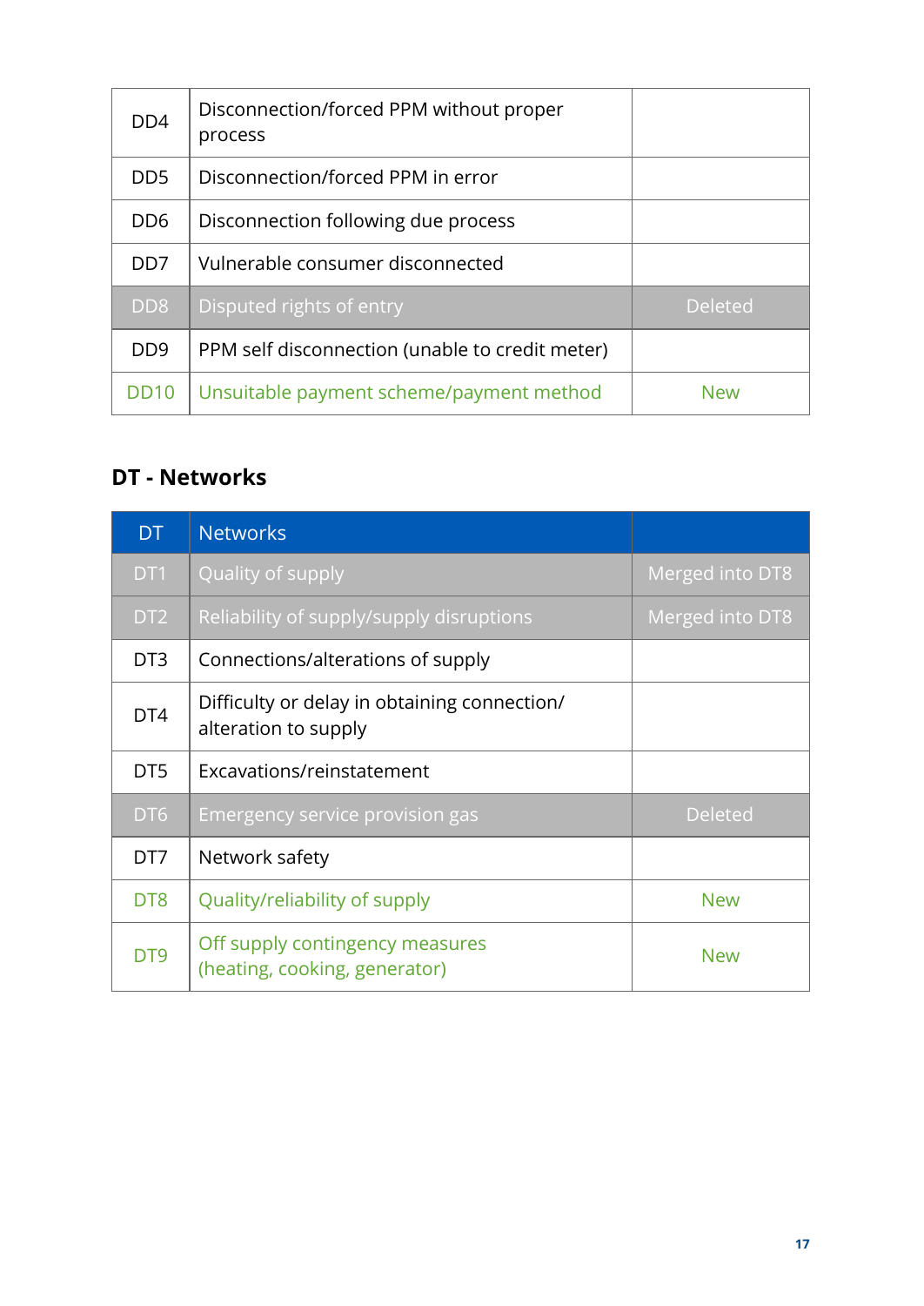| | | |
|---|---|---|
| DD4 | Disconnection/forced PPM without proper process | |
| DD5 | Disconnection/forced PPM in error | |
| DD6 | Disconnection following due process | |
| DD7 | Vulnerable consumer disconnected | |
| DD8 | Disputed rights of entry | Deleted |
| DD9 | PPM self disconnection (unable to credit meter) | |
| DD10 | Unsuitable payment scheme/payment method | New |

## DT - Networks

| DT | Networks | |
|---|---|---|
| DT1 | Quality of supply | Merged into DT8 |
| DT2 | Reliability of supply/supply disruptions | Merged into DT8 |
| DT3 | Connections/alterations of supply | |
| DT4 | Difficulty or delay in obtaining connection/ alteration to supply | |
| DT5 | Excavations/reinstatement | |
| DT6 | Emergency service provision gas | Deleted |
| DT7 | Network safety | |
| DT8 | Quality/reliability of supply | New |
| DT9 | Off supply contingency measures (heating, cooking, generator) | New |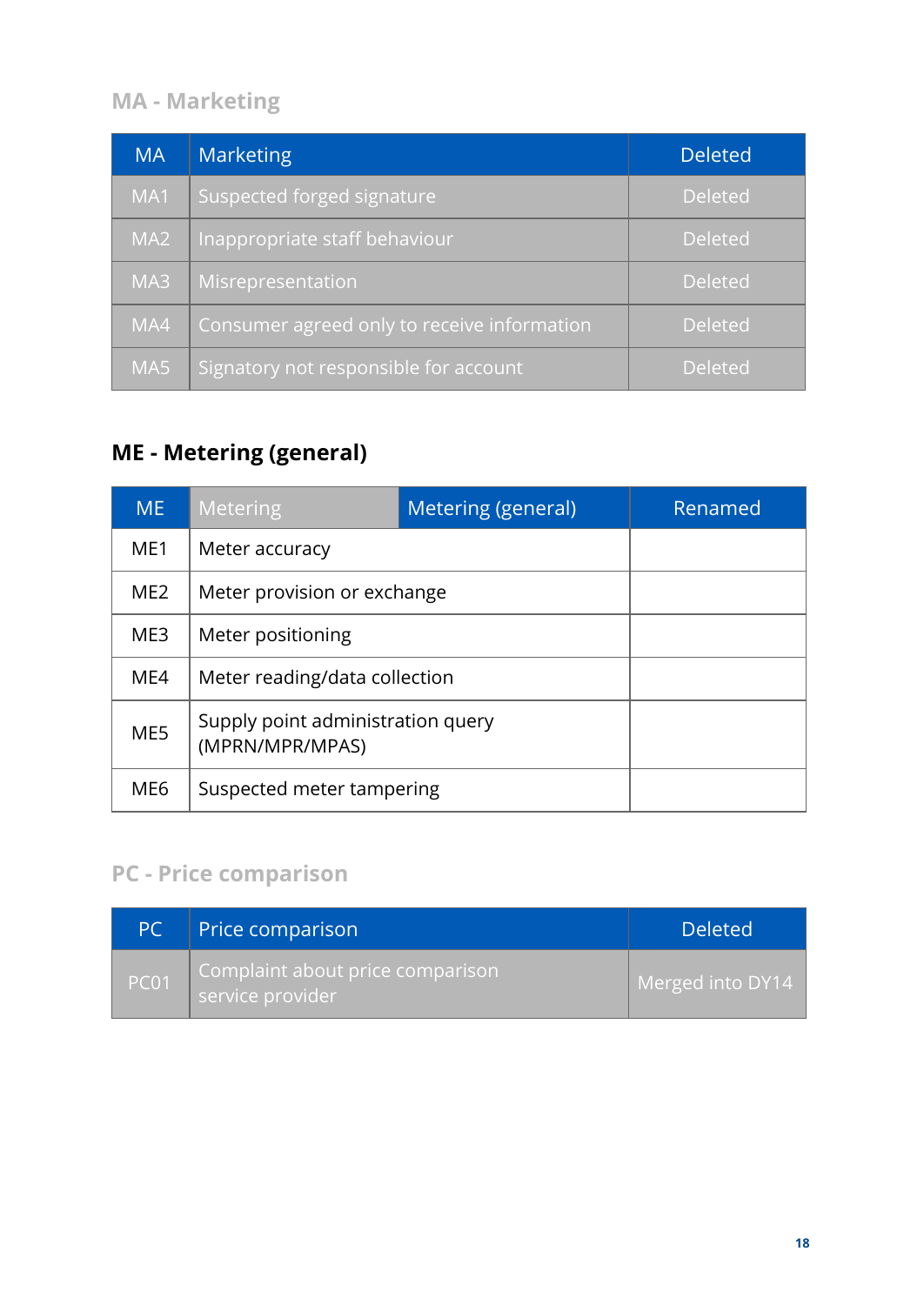## MA - Marketing

| MA | Marketing | Deleted |
|---|---|---|
| MA1 | Suspected forged signature | Deleted |
| MA2 | Inappropriate staff behaviour | Deleted |
| MA3 | Misrepresentation | Deleted |
| MA4 | Consumer agreed only to receive information | Deleted |
| MA5 | Signatory not responsible for account | Deleted |

## ME - Metering (general)

| ME | Metering | Metering (general) | Renamed |
|---|---|---|---|
| ME1 | Meter accuracy | | |
| ME2 | Meter provision or exchange | | |
| ME3 | Meter positioning | | |
| ME4 | Meter reading/data collection | | |
| ME5 | Supply point administration query (MPRN/MPR/MPAS) | | |
| ME6 | Suspected meter tampering | | |

## PC - Price comparison

| PC | Price comparison | Deleted |
|---|---|---|
| PC01 | Complaint about price comparison service provider | Merged into DY14 |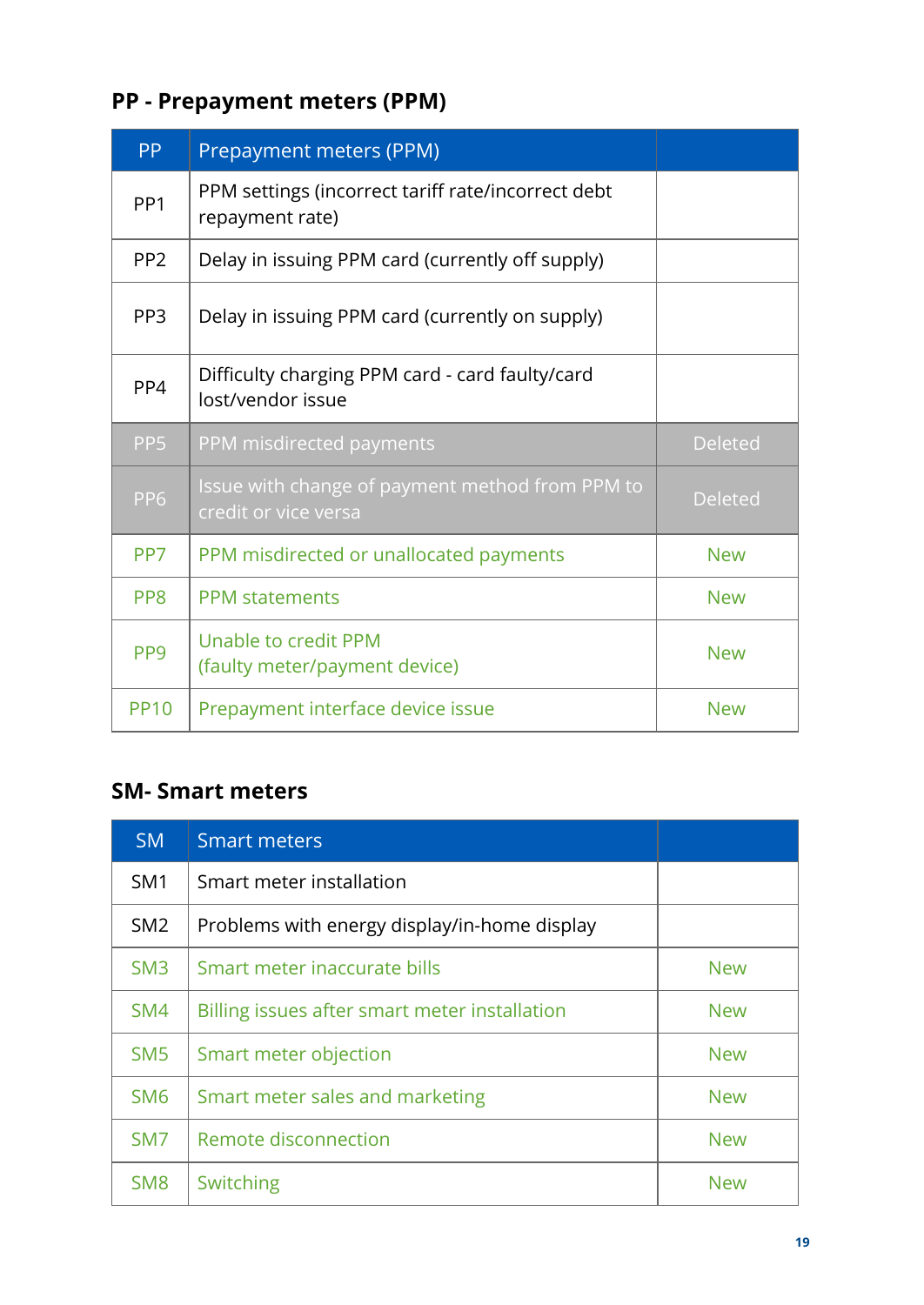## PP - Prepayment meters (PPM)

| PP | Prepayment meters (PPM) | |
|---|---|---|
| PP1 | PPM settings (incorrect tariff rate/incorrect debt repayment rate) | |
| PP2 | Delay in issuing PPM card (currently off supply) | |
| PP3 | Delay in issuing PPM card (currently on supply) | |
| PP4 | Difficulty charging PPM card - card faulty/card lost/vendor issue | |
| PP5 | PPM misdirected payments | Deleted |
| PP6 | Issue with change of payment method from PPM to credit or vice versa | Deleted |
| PP7 | PPM misdirected or unallocated payments | New |
| PP8 | PPM statements | New |
| PP9 | Unable to credit PPM (faulty meter/payment device) | New |
| PP10 | Prepayment interface device issue | New |

## SM- Smart meters

| SM | Smart meters | |
|---|---|---|
| SM1 | Smart meter installation | |
| SM2 | Problems with energy display/in-home display | |
| SM3 | Smart meter inaccurate bills | New |
| SM4 | Billing issues after smart meter installation | New |
| SM5 | Smart meter objection | New |
| SM6 | Smart meter sales and marketing | New |
| SM7 | Remote disconnection | New |
| SM8 | Switching | New |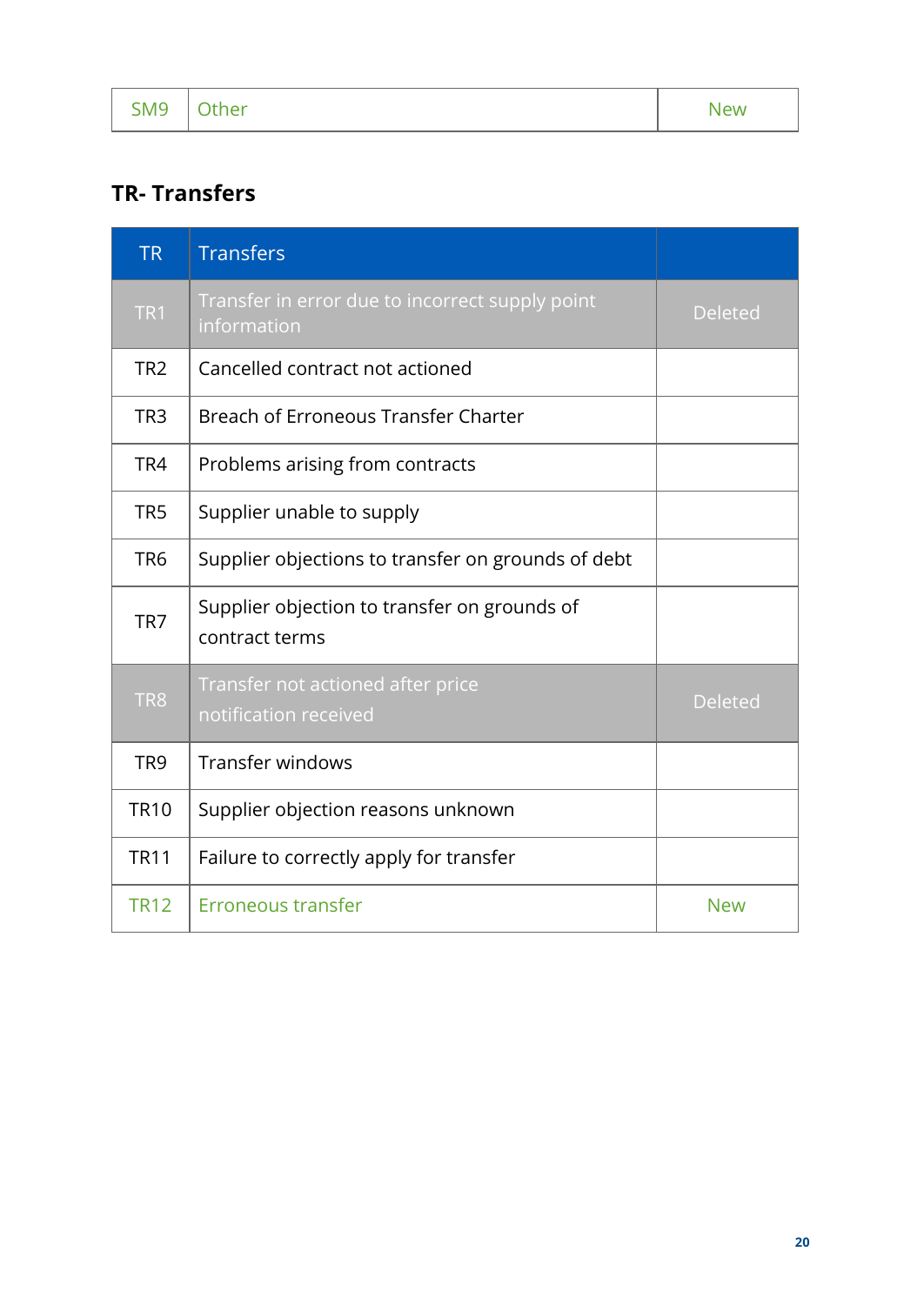| | | |
|---|---|---|
| SM9 | Other | New |

## TR- Transfers

| TR | Transfers | |
|---|---|---|
| TR1 | Transfer in error due to incorrect supply point information | Deleted |
| TR2 | Cancelled contract not actioned | |
| TR3 | Breach of Erroneous Transfer Charter | |
| TR4 | Problems arising from contracts | |
| TR5 | Supplier unable to supply | |
| TR6 | Supplier objections to transfer on grounds of debt | |
| TR7 | Supplier objection to transfer on grounds of contract terms | |
| TR8 | Transfer not actioned after price notification received | Deleted |
| TR9 | Transfer windows | |
| TR10 | Supplier objection reasons unknown | |
| TR11 | Failure to correctly apply for transfer | |
| TR12 | Erroneous transfer | New |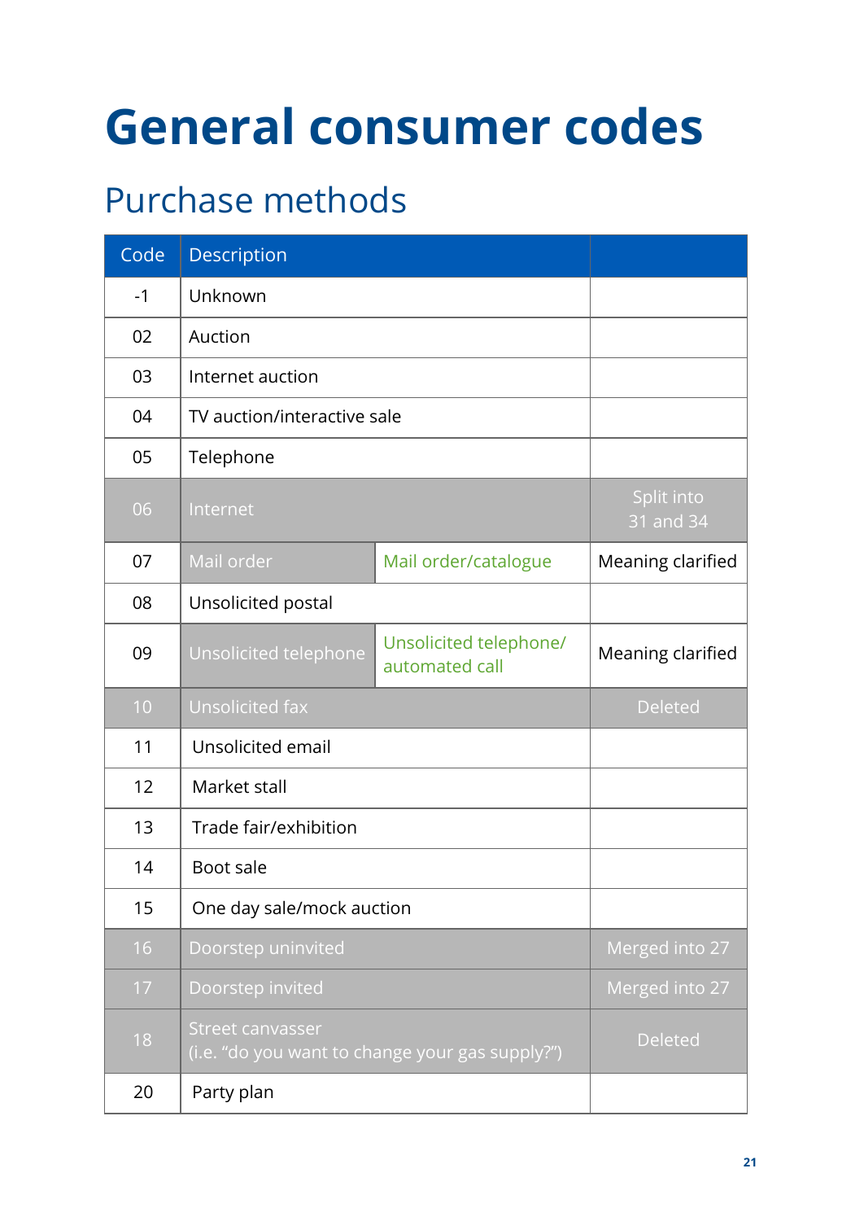# General consumer codes

## Purchase methods

| Code | Description | | |
|---|---|---|---|
| -1 | Unknown | | |
| 02 | Auction | | |
| 03 | Internet auction | | |
| 04 | TV auction/interactive sale | | |
| 05 | Telephone | | |
| 06 | Internet | | Split into 31 and 34 |
| 07 | Mail order | Mail order/catalogue | Meaning clarified |
| 08 | Unsolicited postal | | |
| 09 | Unsolicited telephone | Unsolicited telephone/ automated call | Meaning clarified |
| 10 | Unsolicited fax | | Deleted |
| 11 | Unsolicited email | | |
| 12 | Market stall | | |
| 13 | Trade fair/exhibition | | |
| 14 | Boot sale | | |
| 15 | One day sale/mock auction | | |
| 16 | Doorstep uninvited | | Merged into 27 |
| 17 | Doorstep invited | | Merged into 27 |
| 18 | Street canvasser (i.e. “do you want to change your gas supply?”) | | Deleted |
| 20 | Party plan | | |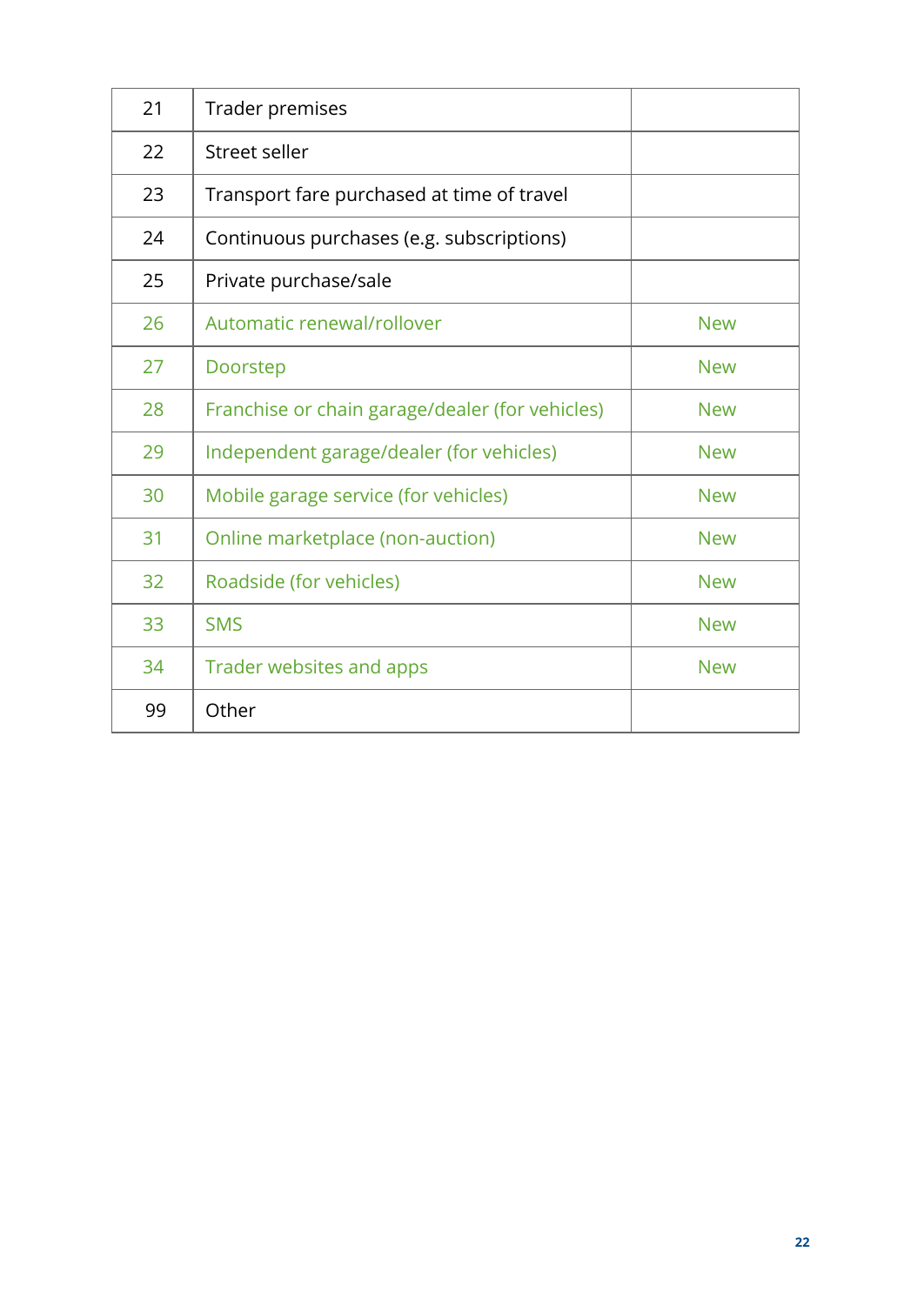| | | |
|---|---|---|
| 21 | Trader premises | |
| 22 | Street seller | |
| 23 | Transport fare purchased at time of travel | |
| 24 | Continuous purchases (e.g. subscriptions) | |
| 25 | Private purchase/sale | |
| 26 | Automatic renewal/rollover | New |
| 27 | Doorstep | New |
| 28 | Franchise or chain garage/dealer (for vehicles) | New |
| 29 | Independent garage/dealer (for vehicles) | New |
| 30 | Mobile garage service (for vehicles) | New |
| 31 | Online marketplace (non-auction) | New |
| 32 | Roadside (for vehicles) | New |
| 33 | SMS | New |
| 34 | Trader websites and apps | New |
| 99 | Other | |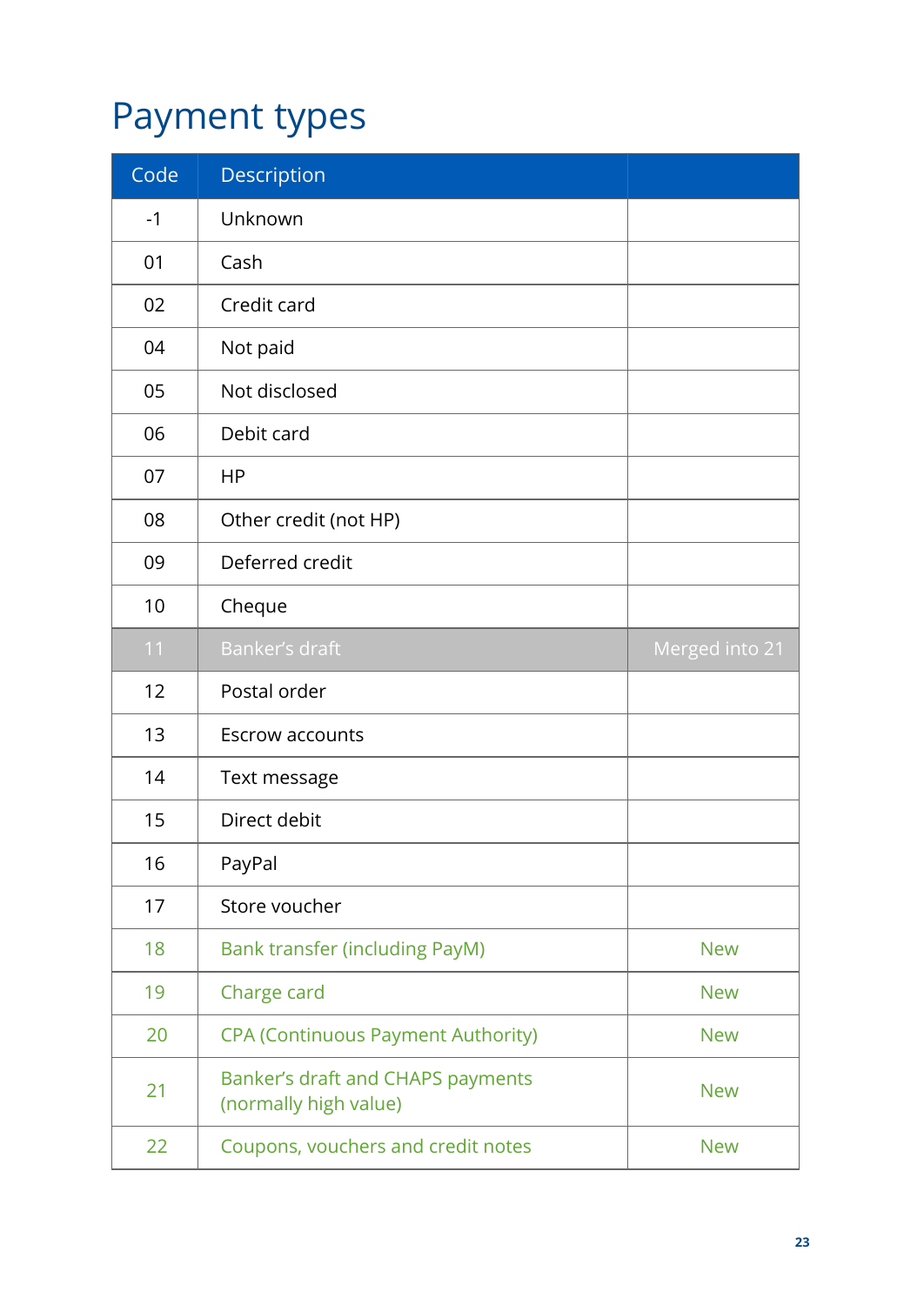# Payment types

| Code | Description | |
|---|---|---|
| -1 | Unknown | |
| 01 | Cash | |
| 02 | Credit card | |
| 04 | Not paid | |
| 05 | Not disclosed | |
| 06 | Debit card | |
| 07 | HP | |
| 08 | Other credit (not HP) | |
| 09 | Deferred credit | |
| 10 | Cheque | |
| 11 | Banker's draft | Merged into 21 |
| 12 | Postal order | |
| 13 | Escrow accounts | |
| 14 | Text message | |
| 15 | Direct debit | |
| 16 | PayPal | |
| 17 | Store voucher | |
| 18 | Bank transfer (including PayM) | New |
| 19 | Charge card | New |
| 20 | CPA (Continuous Payment Authority) | New |
| 21 | Banker's draft and CHAPS payments (normally high value) | New |
| 22 | Coupons, vouchers and credit notes | New |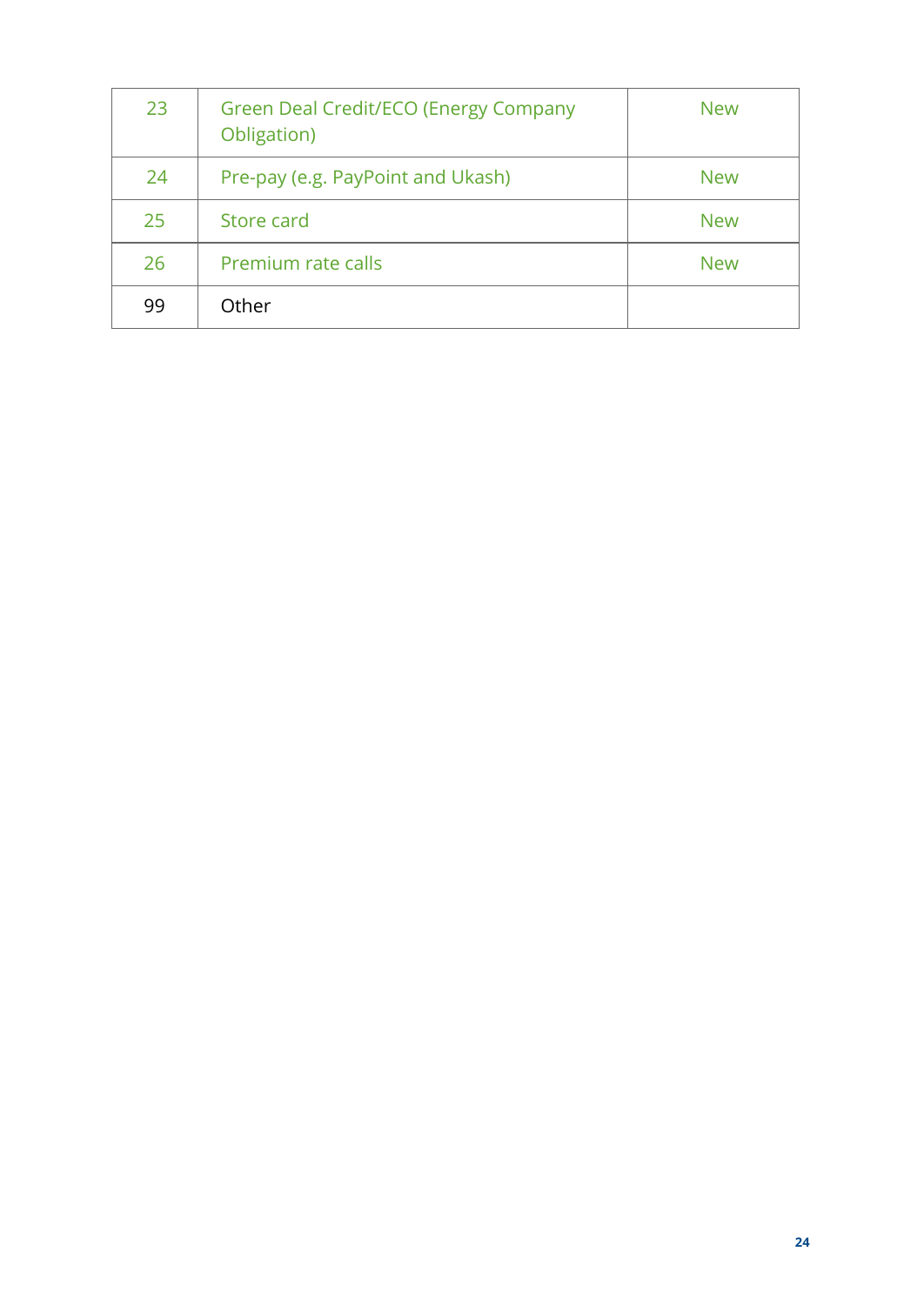| | | |
|---|---|---|
| 23 | Green Deal Credit/ECO (Energy Company Obligation) | New |
| 24 | Pre-pay (e.g. PayPoint and Ukash) | New |
| 25 | Store card | New |
| 26 | Premium rate calls | New |
| 99 | Other | |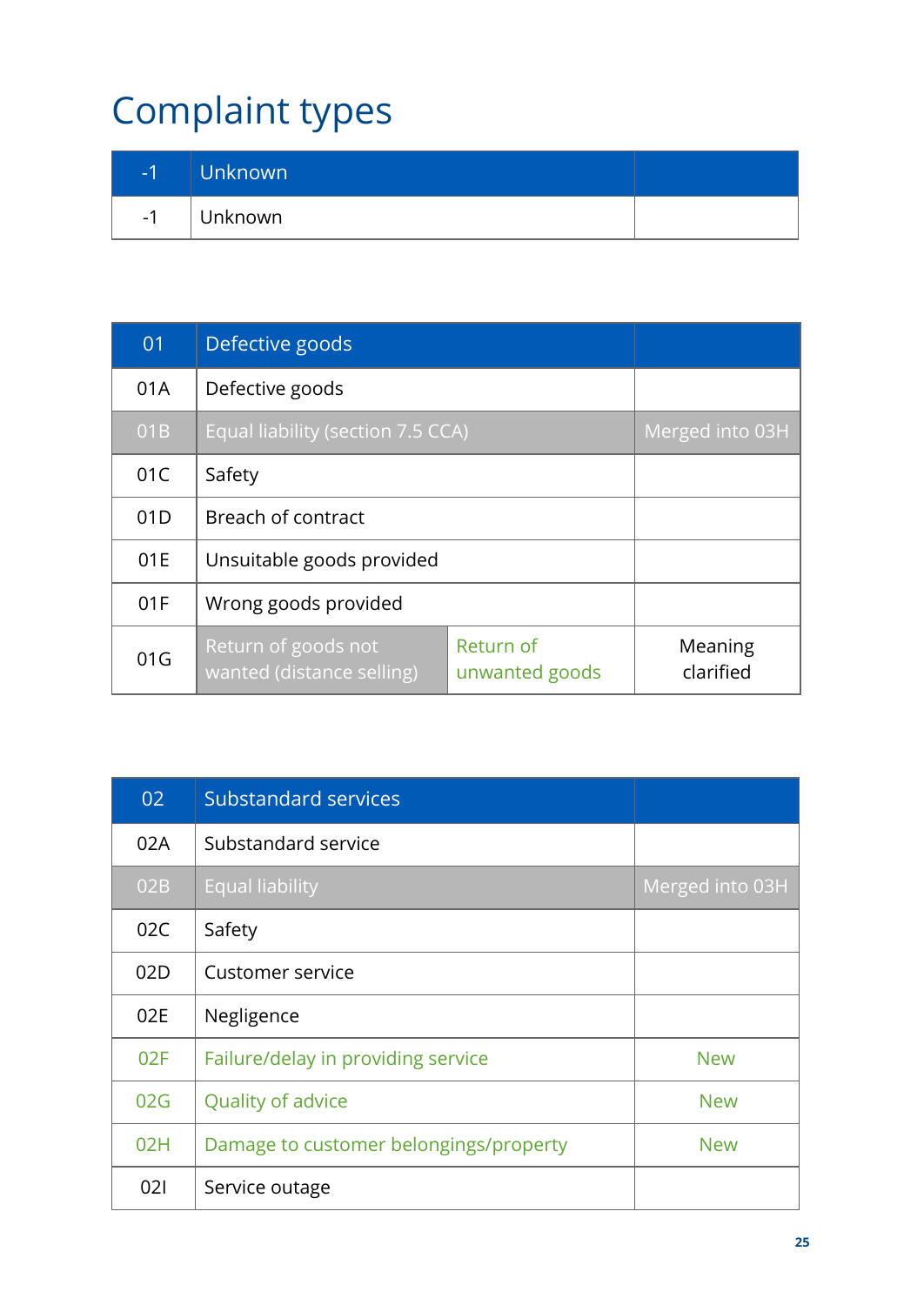# Complaint types

| -1 | Unknown | |
|---|---|---|
| -1 | Unknown | |

| 01 | Defective goods | | |
|---|---|---|---|
| 01A | Defective goods | | |
| 01B | Equal liability (section 7.5 CCA) | | Merged into 03H |
| 01C | Safety | | |
| 01D | Breach of contract | | |
| 01E | Unsuitable goods provided | | |
| 01F | Wrong goods provided | | |
| 01G | Return of goods not wanted (distance selling) | Return of unwanted goods | Meaning clarified |

| 02 | Substandard services | |
|---|---|---|
| 02A | Substandard service | |
| 02B | Equal liability | Merged into 03H |
| 02C | Safety | |
| 02D | Customer service | |
| 02E | Negligence | |
| 02F | Failure/delay in providing service | New |
| 02G | Quality of advice | New |
| 02H | Damage to customer belongings/property | New |
| 02I | Service outage | |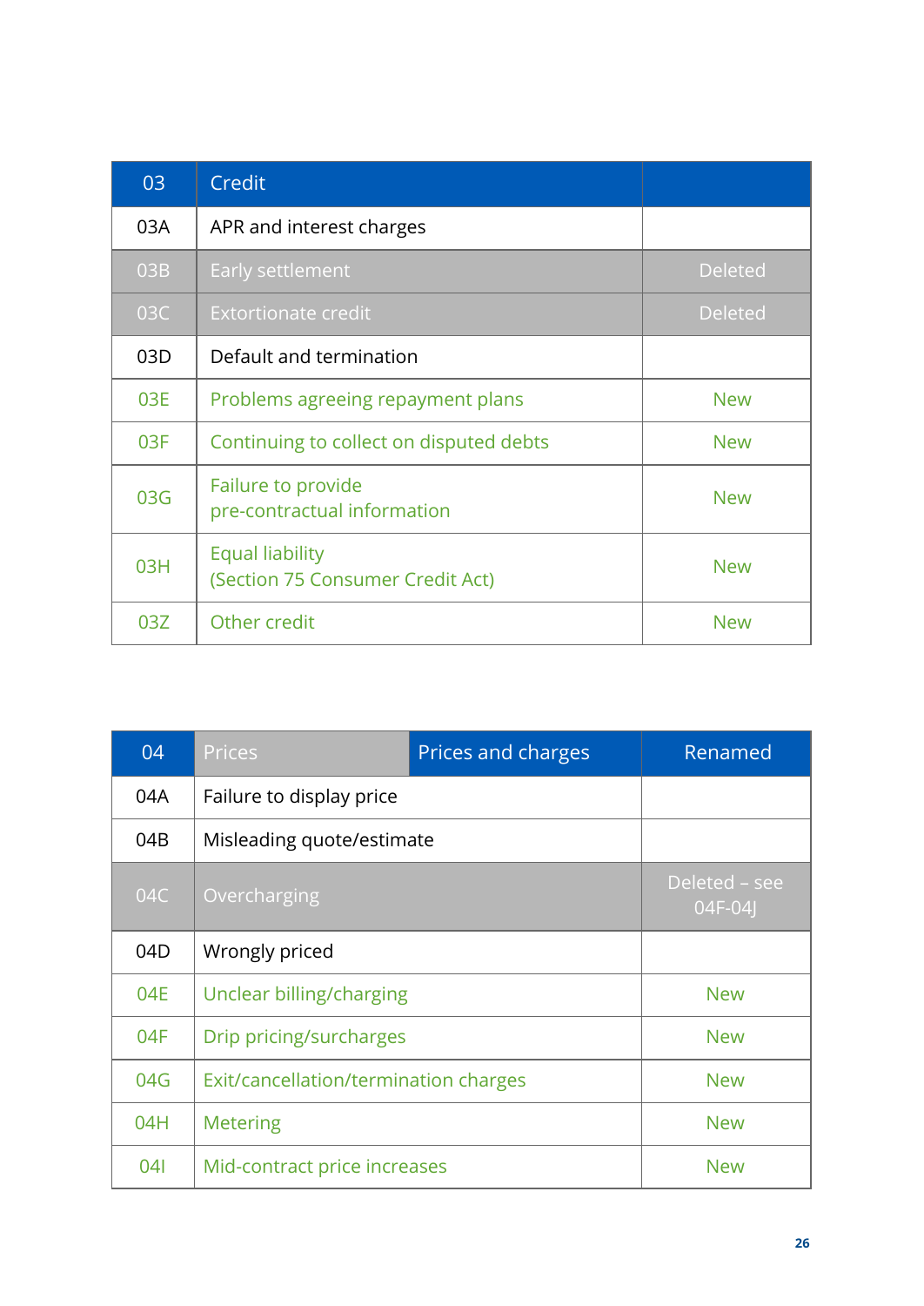| 03 | Credit | |
|---|---|---|
| 03A | APR and interest charges | |
| 03B | Early settlement | Deleted |
| 03C | Extortionate credit | Deleted |
| 03D | Default and termination | |
| 03E | Problems agreeing repayment plans | New |
| 03F | Continuing to collect on disputed debts | New |
| 03G | Failure to provide pre-contractual information | New |
| 03H | Equal liability (Section 75 Consumer Credit Act) | New |
| 03Z | Other credit | New |

| 04 | Prices | Prices and charges | Renamed |
|---|---|---|---|
| 04A | Failure to display price | | |
| 04B | Misleading quote/estimate | | |
| 04C | Overcharging | | Deleted – see 04F-04J |
| 04D | Wrongly priced | | |
| 04E | Unclear billing/charging | | New |
| 04F | Drip pricing/surcharges | | New |
| 04G | Exit/cancellation/termination charges | | New |
| 04H | Metering | | New |
| 04I | Mid-contract price increases | | New |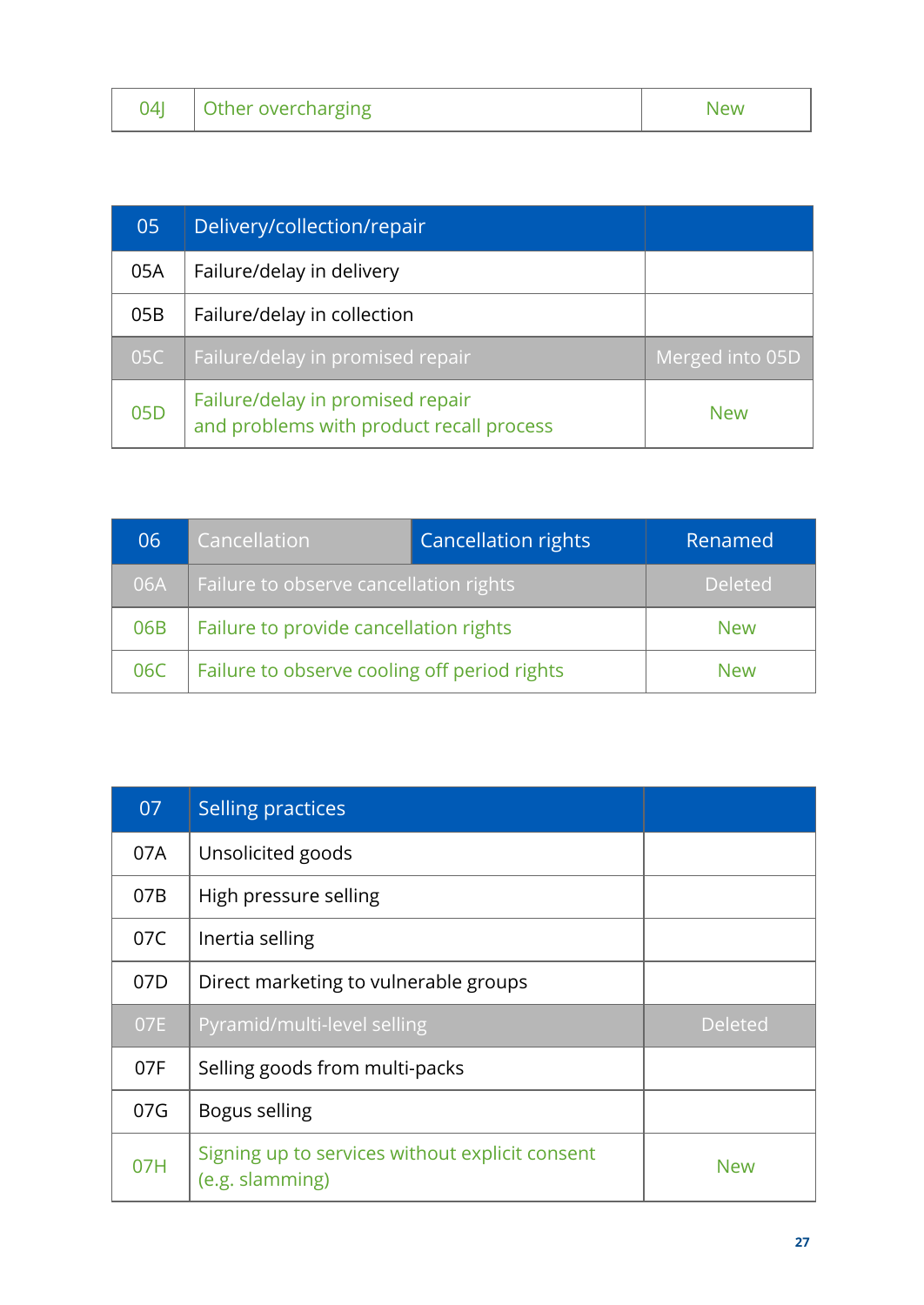| | | |
|---|---|---|
| 04J | Other overcharging | New |

| 05 | Delivery/collection/repair | |
|---|---|---|
| 05A | Failure/delay in delivery | |
| 05B | Failure/delay in collection | |
| 05C | Failure/delay in promised repair | Merged into 05D |
| 05D | Failure/delay in promised repair and problems with product recall process | New |

| 06 | Cancellation | Cancellation rights | Renamed |
|---|---|---|---|
| 06A | Failure to observe cancellation rights | | Deleted |
| 06B | Failure to provide cancellation rights | | New |
| 06C | Failure to observe cooling off period rights | | New |

| 07 | Selling practices | |
|---|---|---|
| 07A | Unsolicited goods | |
| 07B | High pressure selling | |
| 07C | Inertia selling | |
| 07D | Direct marketing to vulnerable groups | |
| 07E | Pyramid/multi-level selling | Deleted |
| 07F | Selling goods from multi-packs | |
| 07G | Bogus selling | |
| 07H | Signing up to services without explicit consent (e.g. slamming) | New |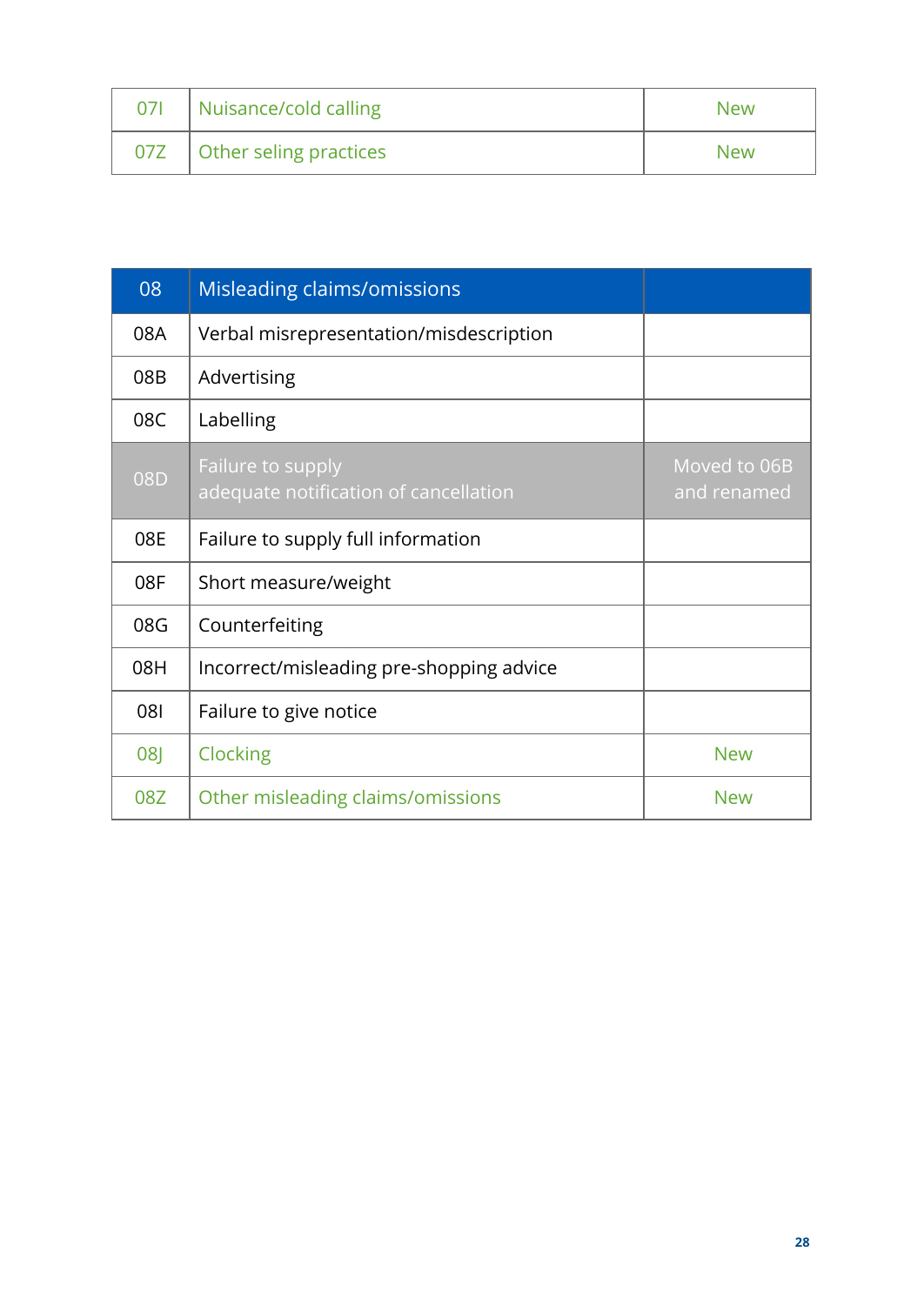| | | |
|---|---|---|
| 07I | Nuisance/cold calling | New |
| 07Z | Other seling practices | New |

| 08 | Misleading claims/omissions | |
|---|---|---|
| 08A | Verbal misrepresentation/misdescription | |
| 08B | Advertising | |
| 08C | Labelling | |
| 08D | Failure to supply adequate notification of cancellation | Moved to 06B and renamed |
| 08E | Failure to supply full information | |
| 08F | Short measure/weight | |
| 08G | Counterfeiting | |
| 08H | Incorrect/misleading pre-shopping advice | |
| 08I | Failure to give notice | |
| 08J | Clocking | New |
| 08Z | Other misleading claims/omissions | New |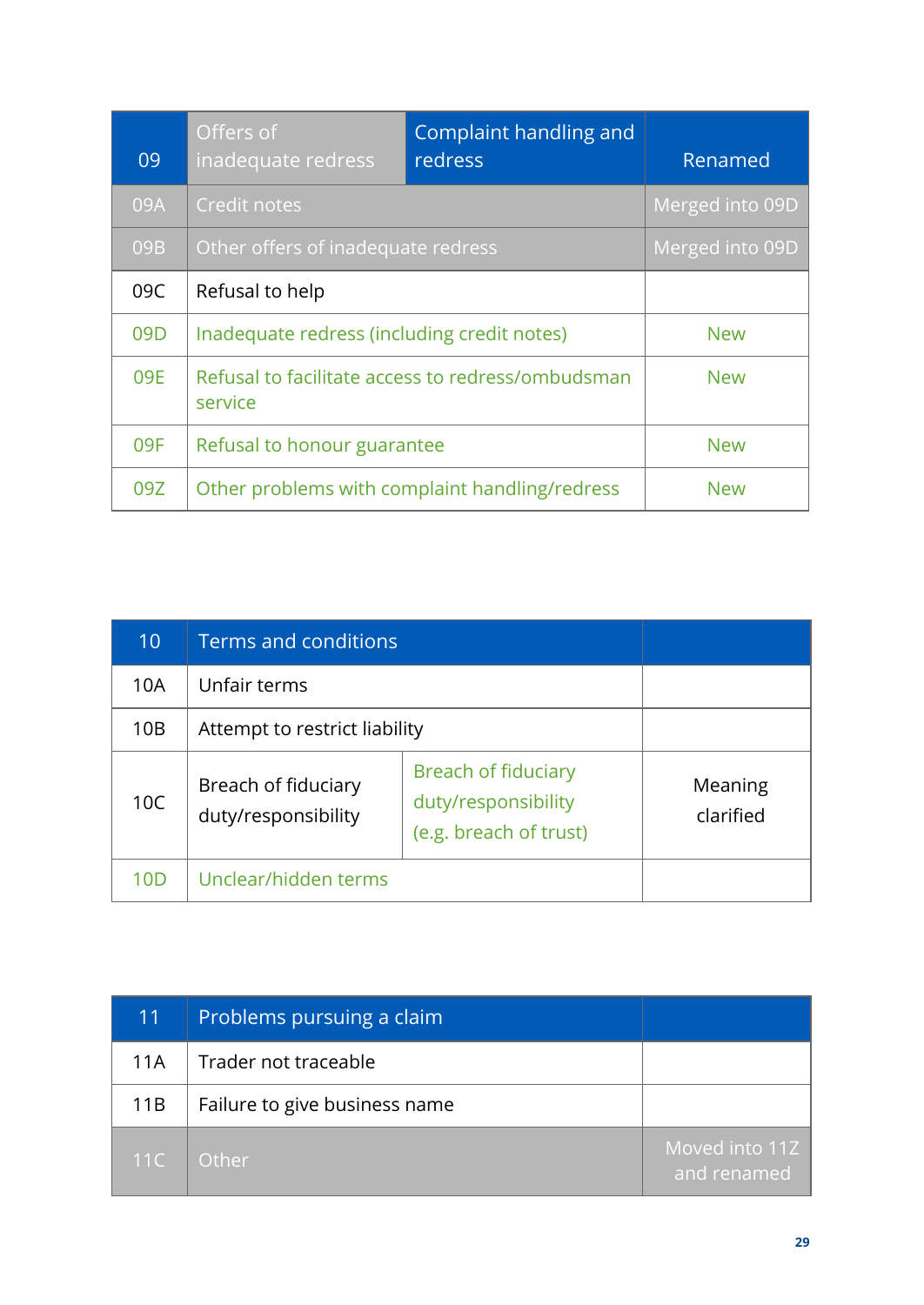| 09 | Offers of inadequate redress | Complaint handling and redress | Renamed |
|---|---|---|---|
| 09A | Credit notes | | Merged into 09D |
| 09B | Other offers of inadequate redress | | Merged into 09D |
| 09C | Refusal to help | | |
| 09D | Inadequate redress (including credit notes) | | New |
| 09E | Refusal to facilitate access to redress/ombudsman service | | New |
| 09F | Refusal to honour guarantee | | New |
| 09Z | Other problems with complaint handling/redress | | New |

| 10 | Terms and conditions | | |
|---|---|---|---|
| 10A | Unfair terms | | |
| 10B | Attempt to restrict liability | | |
| 10C | Breach of fiduciary duty/responsibility | Breach of fiduciary duty/responsibility (e.g. breach of trust) | Meaning clarified |
| 10D | Unclear/hidden terms | | |

| 11 | Problems pursuing a claim | |
|---|---|---|
| 11A | Trader not traceable | |
| 11B | Failure to give business name | |
| 11C | Other | Moved into 11Z and renamed |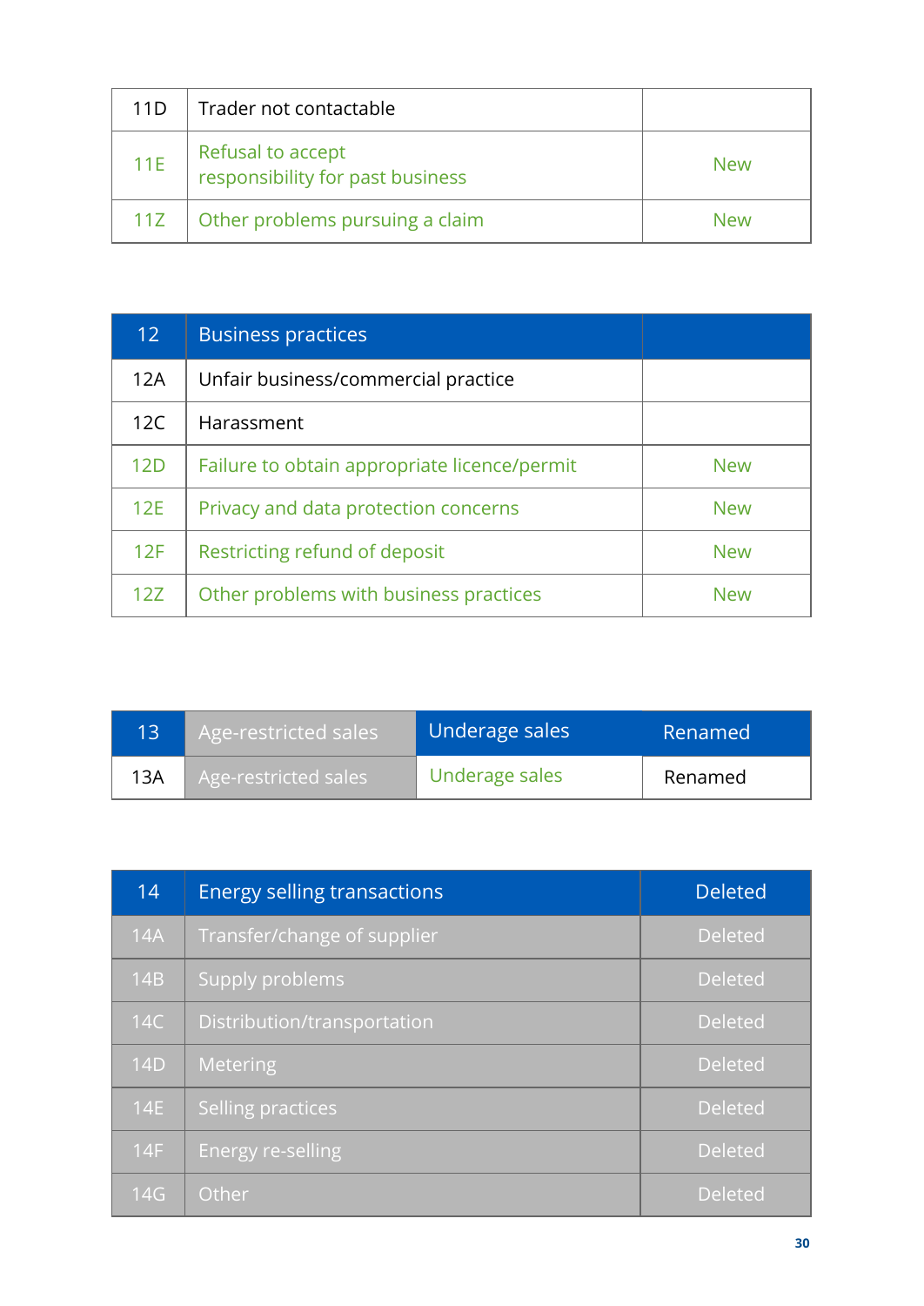| | | |
|---|---|---|
| 11D | Trader not contactable | |
| 11E | Refusal to accept responsibility for past business | New |
| 11Z | Other problems pursuing a claim | New |

| 12 | Business practices | |
|---|---|---|
| 12A | Unfair business/commercial practice | |
| 12C | Harassment | |
| 12D | Failure to obtain appropriate licence/permit | New |
| 12E | Privacy and data protection concerns | New |
| 12F | Restricting refund of deposit | New |
| 12Z | Other problems with business practices | New |

| 13 | Age-restricted sales | Underage sales | Renamed |
|---|---|---|---|
| 13A | Age-restricted sales | Underage sales | Renamed |

| 14 | Energy selling transactions | Deleted |
|---|---|---|
| 14A | Transfer/change of supplier | Deleted |
| 14B | Supply problems | Deleted |
| 14C | Distribution/transportation | Deleted |
| 14D | Metering | Deleted |
| 14E | Selling practices | Deleted |
| 14F | Energy re-selling | Deleted |
| 14G | Other | Deleted |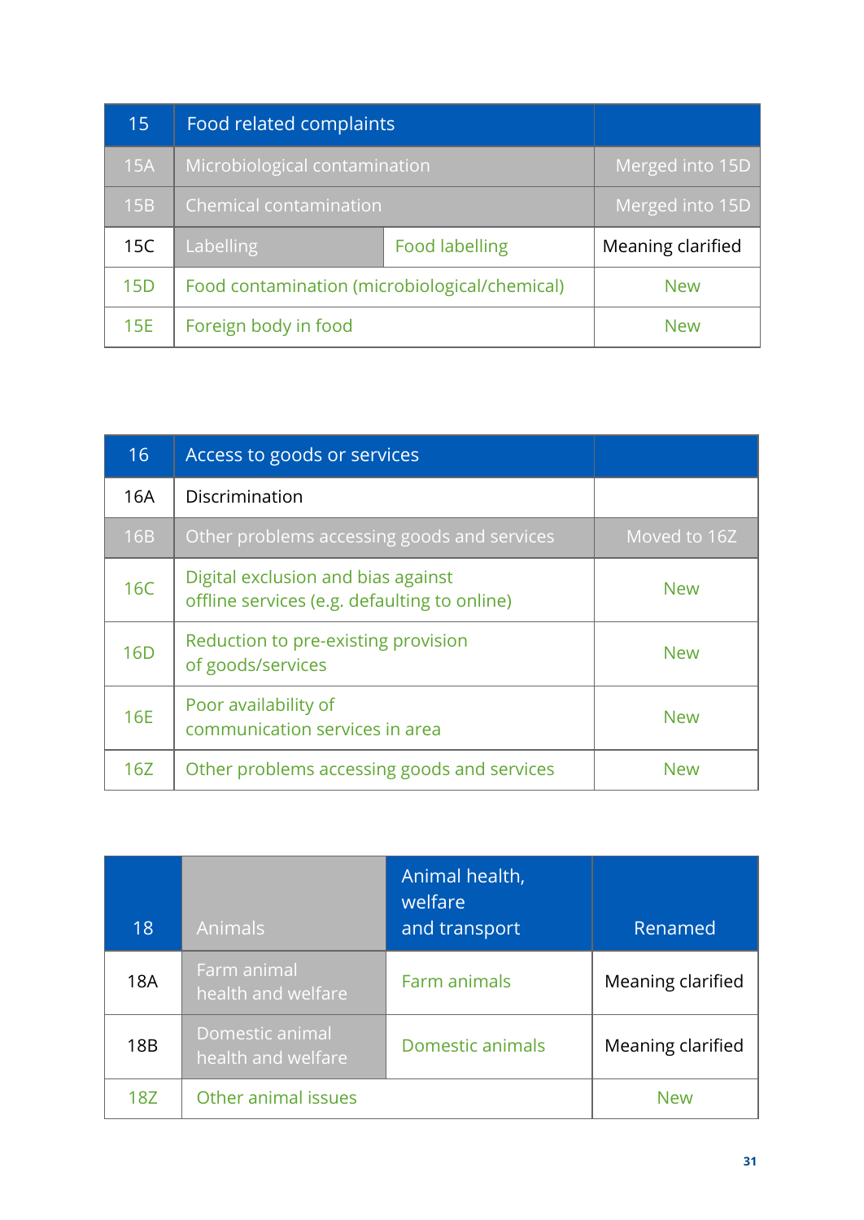| 15 | Food related complaints | | |
|---|---|---|---|
| 15A | Microbiological contamination | | Merged into 15D |
| 15B | Chemical contamination | | Merged into 15D |
| 15C | Labelling | Food labelling | Meaning clarified |
| 15D | Food contamination (microbiological/chemical) | | New |
| 15E | Foreign body in food | | New |

| 16 | Access to goods or services | |
|---|---|---|
| 16A | Discrimination | |
| 16B | Other problems accessing goods and services | Moved to 16Z |
| 16C | Digital exclusion and bias against offline services (e.g. defaulting to online) | New |
| 16D | Reduction to pre-existing provision of goods/services | New |
| 16E | Poor availability of communication services in area | New |
| 16Z | Other problems accessing goods and services | New |

| 18 | Animals | Animal health, welfare and transport | Renamed |
|---|---|---|---|
| 18A | Farm animal health and welfare | Farm animals | Meaning clarified |
| 18B | Domestic animal health and welfare | Domestic animals | Meaning clarified |
| 18Z | Other animal issues | | New |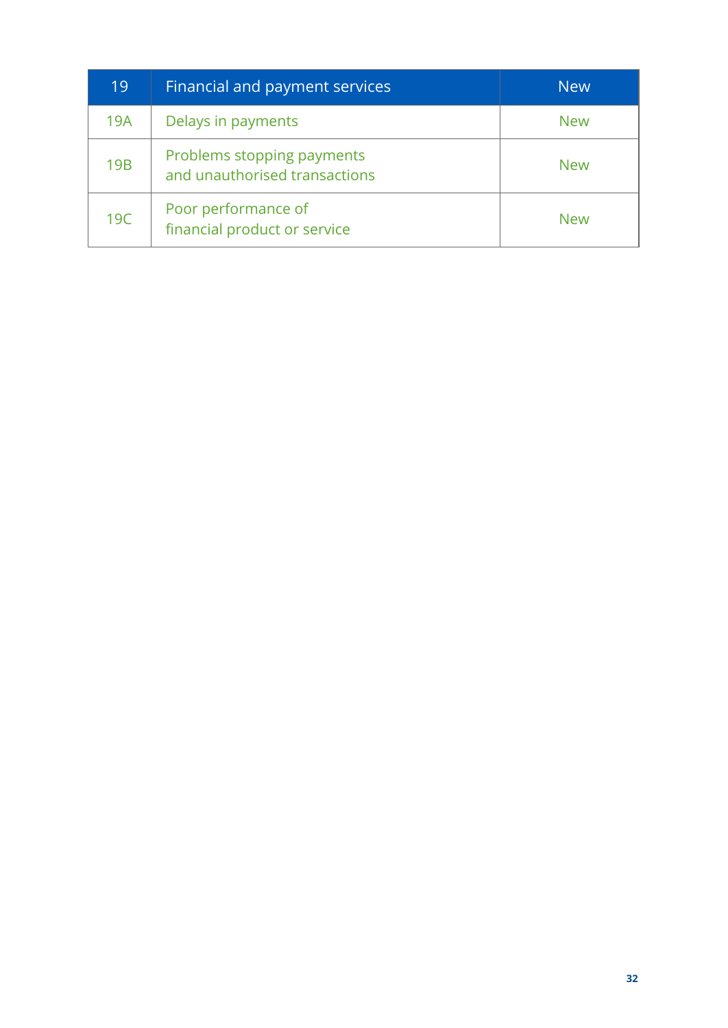| 19 | Financial and payment services | New |
|---|---|---|
| 19A | Delays in payments | New |
| 19B | Problems stopping payments and unauthorised transactions | New |
| 19C | Poor performance of financial product or service | New |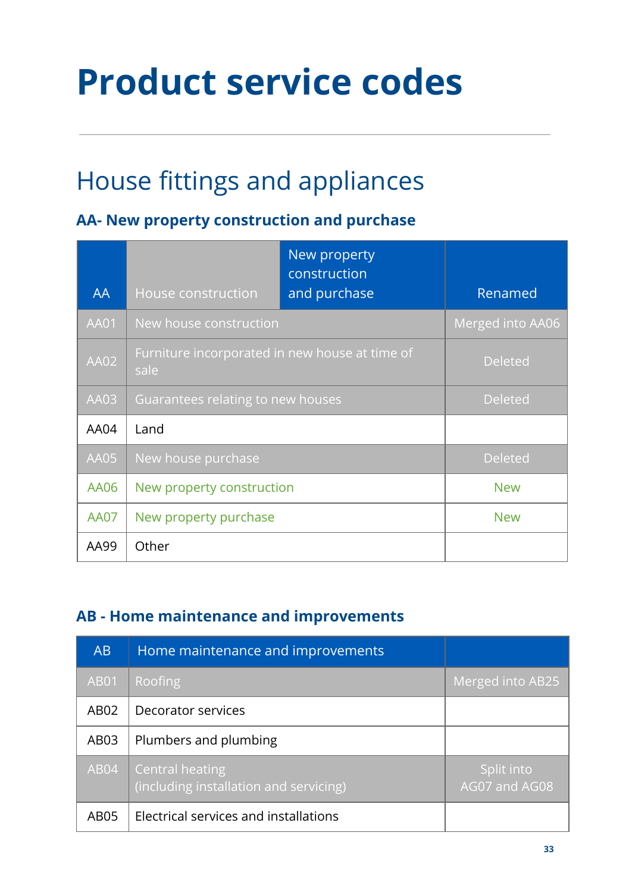# Product service codes

## House fittings and appliances

### AA- New property construction and purchase

| AA | House construction | New property construction and purchase | Renamed |
|---|---|---|---|
| AA01 | New house construction | | Merged into AA06 |
| AA02 | Furniture incorporated in new house at time of sale | | Deleted |
| AA03 | Guarantees relating to new houses | | Deleted |
| AA04 | Land | | |
| AA05 | New house purchase | | Deleted |
| AA06 | New property construction | | New |
| AA07 | New property purchase | | New |
| AA99 | Other | | |

### AB - Home maintenance and improvements

| AB | Home maintenance and improvements | |
|---|---|---|
| AB01 | Roofing | Merged into AB25 |
| AB02 | Decorator services | |
| AB03 | Plumbers and plumbing | |
| AB04 | Central heating (including installation and servicing) | Split into AG07 and AG08 |
| AB05 | Electrical services and installations | |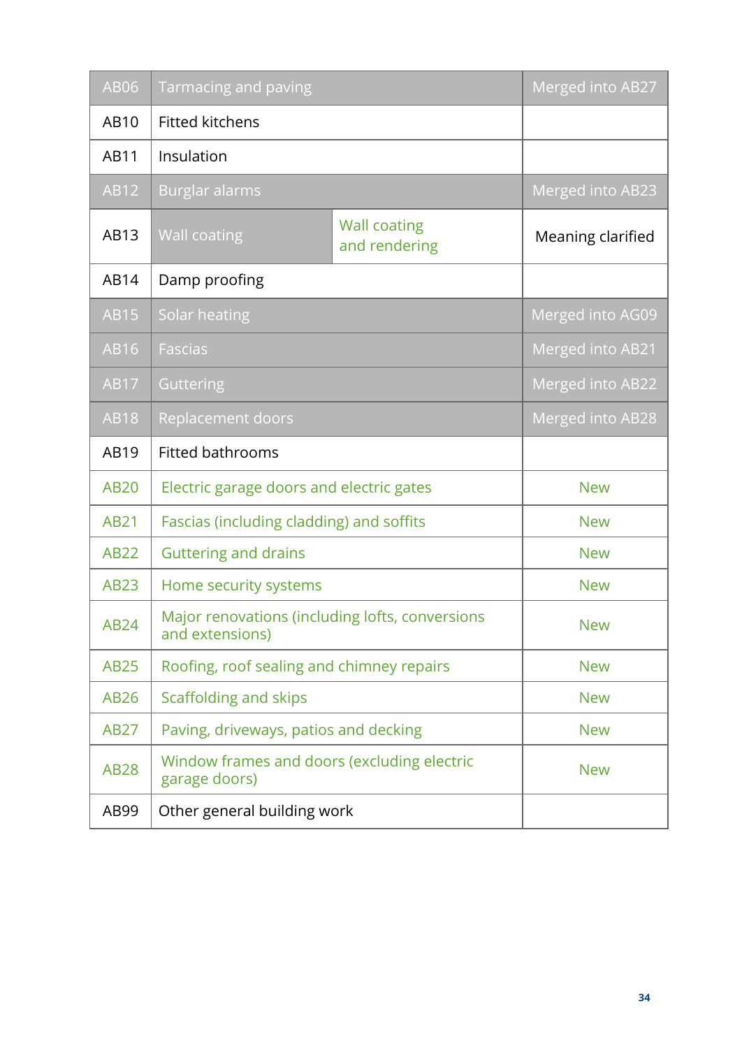| | | | |
|---|---|---|---|
| AB06 | Tarmacing and paving | | Merged into AB27 |
| AB10 | Fitted kitchens | | |
| AB11 | Insulation | | |
| AB12 | Burglar alarms | | Merged into AB23 |
| AB13 | Wall coating | Wall coating and rendering | Meaning clarified |
| AB14 | Damp proofing | | |
| AB15 | Solar heating | | Merged into AG09 |
| AB16 | Fascias | | Merged into AB21 |
| AB17 | Guttering | | Merged into AB22 |
| AB18 | Replacement doors | | Merged into AB28 |
| AB19 | Fitted bathrooms | | |
| AB20 | Electric garage doors and electric gates | | New |
| AB21 | Fascias (including cladding) and soffits | | New |
| AB22 | Guttering and drains | | New |
| AB23 | Home security systems | | New |
| AB24 | Major renovations (including lofts, conversions and extensions) | | New |
| AB25 | Roofing, roof sealing and chimney repairs | | New |
| AB26 | Scaffolding and skips | | New |
| AB27 | Paving, driveways, patios and decking | | New |
| AB28 | Window frames and doors (excluding electric garage doors) | | New |
| AB99 | Other general building work | | |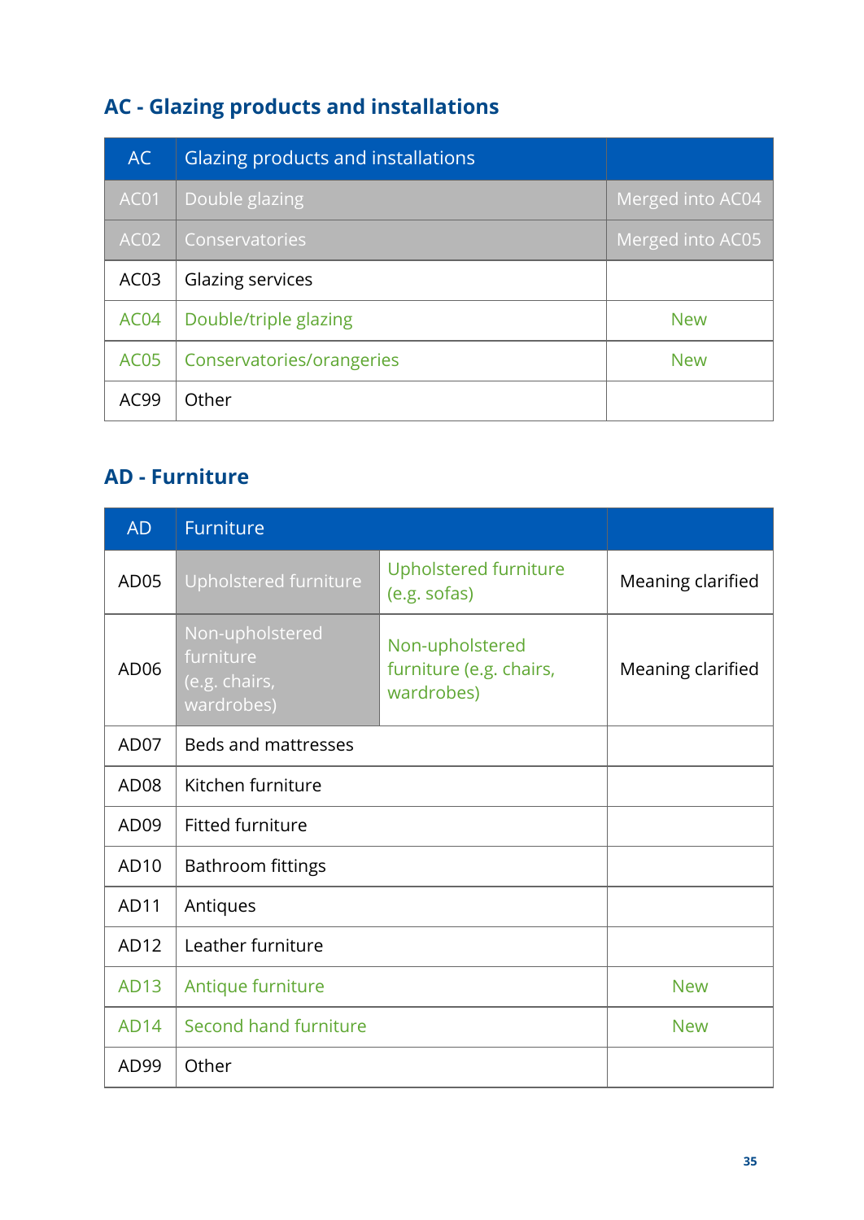## AC - Glazing products and installations

| AC | Glazing products and installations | |
|---|---|---|
| AC01 | Double glazing | Merged into AC04 |
| AC02 | Conservatories | Merged into AC05 |
| AC03 | Glazing services | |
| AC04 | Double/triple glazing | New |
| AC05 | Conservatories/orangeries | New |
| AC99 | Other | |

## AD - Furniture

| AD | Furniture | | |
|---|---|---|---|
| AD05 | Upholstered furniture | Upholstered furniture (e.g. sofas) | Meaning clarified |
| AD06 | Non-upholstered furniture (e.g. chairs, wardrobes) | Non-upholstered furniture (e.g. chairs, wardrobes) | Meaning clarified |
| AD07 | Beds and mattresses | | |
| AD08 | Kitchen furniture | | |
| AD09 | Fitted furniture | | |
| AD10 | Bathroom fittings | | |
| AD11 | Antiques | | |
| AD12 | Leather furniture | | |
| AD13 | Antique furniture | | New |
| AD14 | Second hand furniture | | New |
| AD99 | Other | | |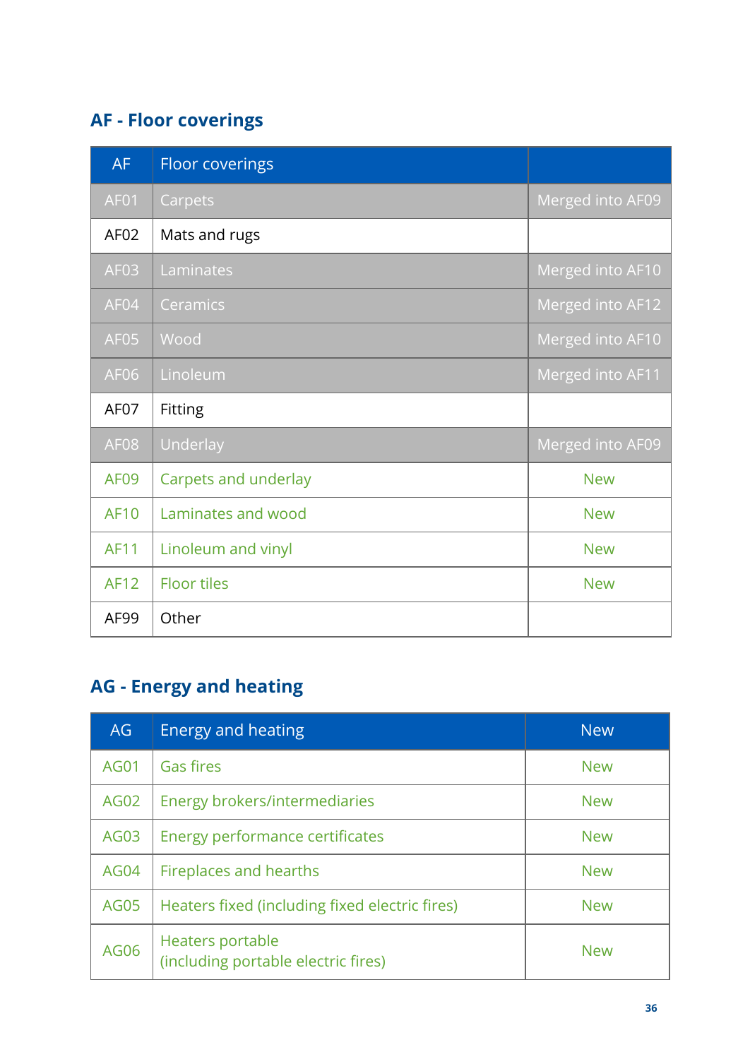## AF - Floor coverings

| AF | Floor coverings | |
|---|---|---|
| AF01 | Carpets | Merged into AF09 |
| AF02 | Mats and rugs | |
| AF03 | Laminates | Merged into AF10 |
| AF04 | Ceramics | Merged into AF12 |
| AF05 | Wood | Merged into AF10 |
| AF06 | Linoleum | Merged into AF11 |
| AF07 | Fitting | |
| AF08 | Underlay | Merged into AF09 |
| AF09 | Carpets and underlay | New |
| AF10 | Laminates and wood | New |
| AF11 | Linoleum and vinyl | New |
| AF12 | Floor tiles | New |
| AF99 | Other | |

## AG - Energy and heating

| AG | Energy and heating | New |
|---|---|---|
| AG01 | Gas fires | New |
| AG02 | Energy brokers/intermediaries | New |
| AG03 | Energy performance certificates | New |
| AG04 | Fireplaces and hearths | New |
| AG05 | Heaters fixed (including fixed electric fires) | New |
| AG06 | Heaters portable (including portable electric fires) | New |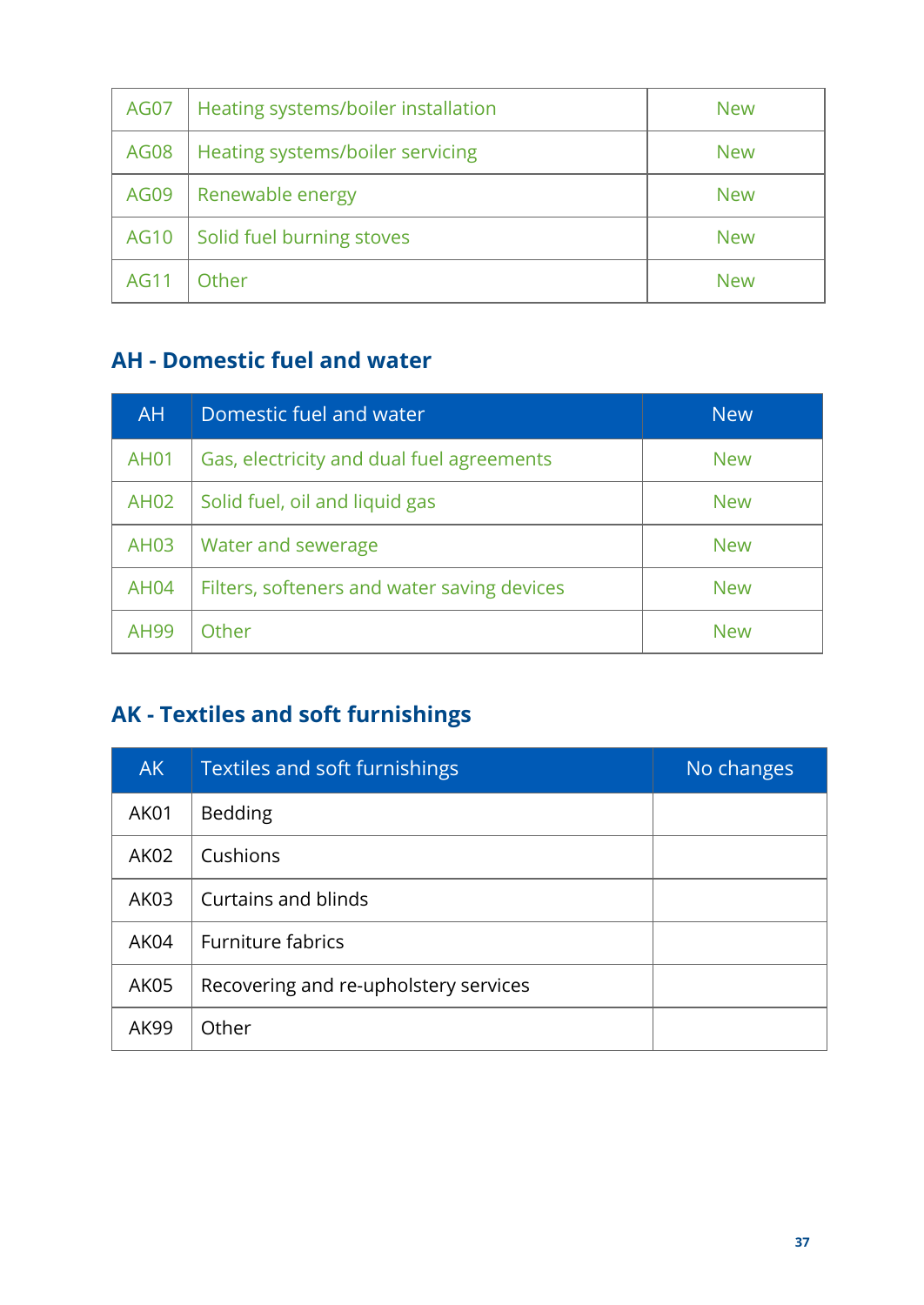| | | |
|---|---|---|
| AG07 | Heating systems/boiler installation | New |
| AG08 | Heating systems/boiler servicing | New |
| AG09 | Renewable energy | New |
| AG10 | Solid fuel burning stoves | New |
| AG11 | Other | New |

## AH - Domestic fuel and water

| AH | Domestic fuel and water | New |
|---|---|---|
| AH01 | Gas, electricity and dual fuel agreements | New |
| AH02 | Solid fuel, oil and liquid gas | New |
| AH03 | Water and sewerage | New |
| AH04 | Filters, softeners and water saving devices | New |
| AH99 | Other | New |

## AK - Textiles and soft furnishings

| AK | Textiles and soft furnishings | No changes |
|---|---|---|
| AK01 | Bedding | |
| AK02 | Cushions | |
| AK03 | Curtains and blinds | |
| AK04 | Furniture fabrics | |
| AK05 | Recovering and re-upholstery services | |
| AK99 | Other | |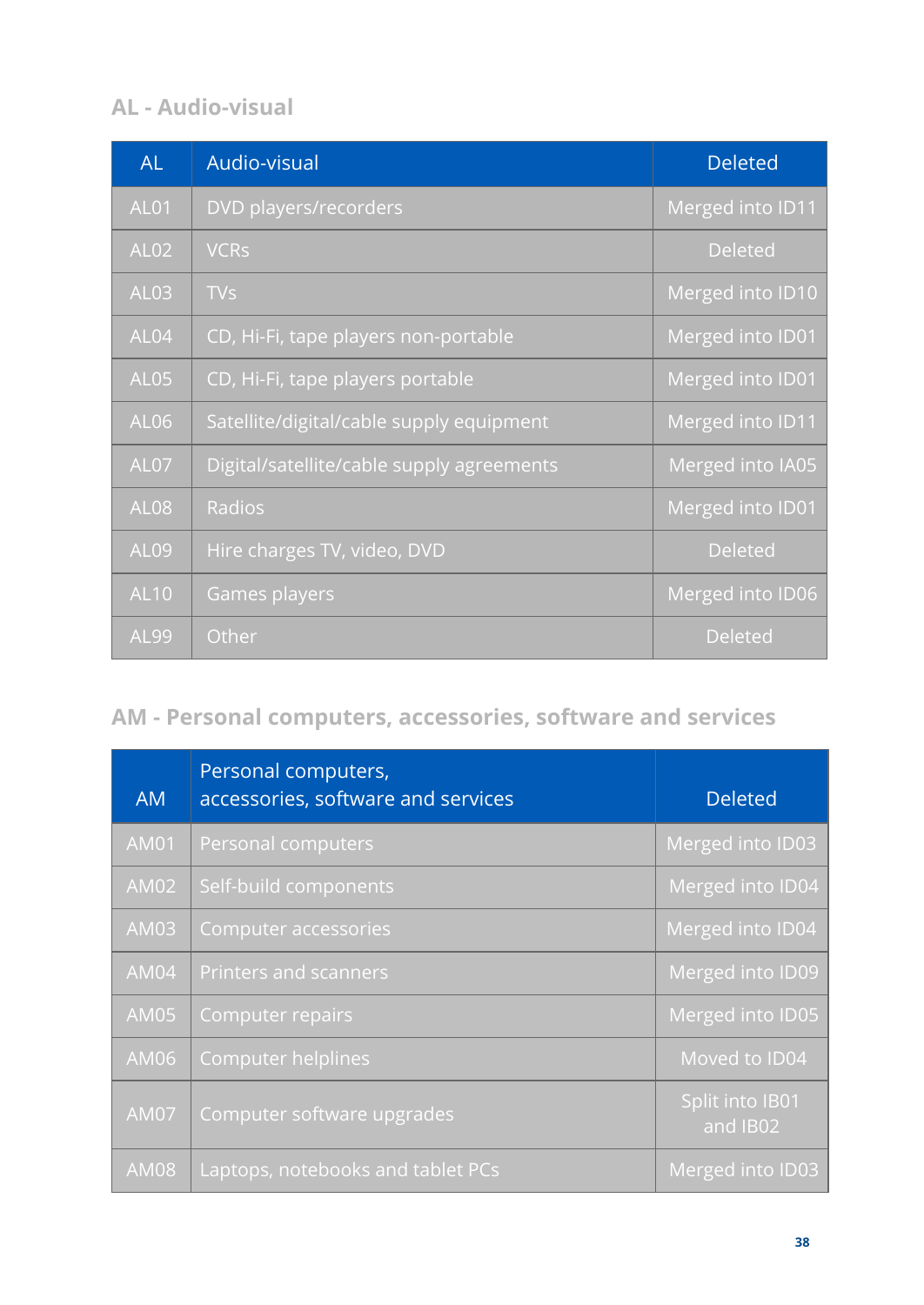## AL - Audio-visual

| AL | Audio-visual | Deleted |
|---|---|---|
| AL01 | DVD players/recorders | Merged into ID11 |
| AL02 | VCRs | Deleted |
| AL03 | TVs | Merged into ID10 |
| AL04 | CD, Hi-Fi, tape players non-portable | Merged into ID01 |
| AL05 | CD, Hi-Fi, tape players portable | Merged into ID01 |
| AL06 | Satellite/digital/cable supply equipment | Merged into ID11 |
| AL07 | Digital/satellite/cable supply agreements | Merged into IA05 |
| AL08 | Radios | Merged into ID01 |
| AL09 | Hire charges TV, video, DVD | Deleted |
| AL10 | Games players | Merged into ID06 |
| AL99 | Other | Deleted |

## AM - Personal computers, accessories, software and services

| AM | Personal computers, accessories, software and services | Deleted |
|---|---|---|
| AM01 | Personal computers | Merged into ID03 |
| AM02 | Self-build components | Merged into ID04 |
| AM03 | Computer accessories | Merged into ID04 |
| AM04 | Printers and scanners | Merged into ID09 |
| AM05 | Computer repairs | Merged into ID05 |
| AM06 | Computer helplines | Moved to ID04 |
| AM07 | Computer software upgrades | Split into IB01 and IB02 |
| AM08 | Laptops, notebooks and tablet PCs | Merged into ID03 |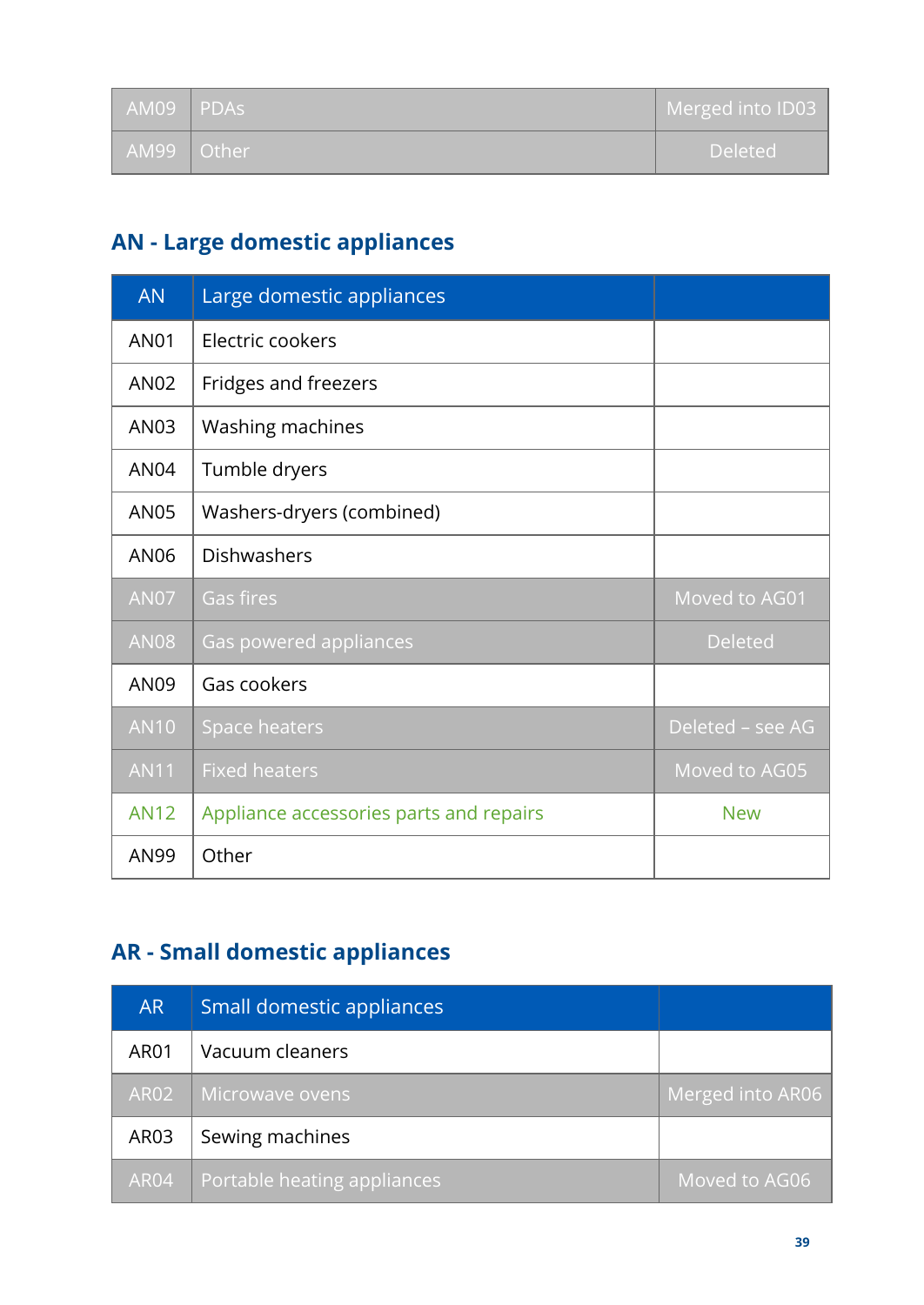| | | |
|---|---|---|
| AM09 | PDAs | Merged into ID03 |
| AM99 | Other | Deleted |

## AN - Large domestic appliances

| AN | Large domestic appliances | |
|---|---|---|
| AN01 | Electric cookers | |
| AN02 | Fridges and freezers | |
| AN03 | Washing machines | |
| AN04 | Tumble dryers | |
| AN05 | Washers-dryers (combined) | |
| AN06 | Dishwashers | |
| AN07 | Gas fires | Moved to AG01 |
| AN08 | Gas powered appliances | Deleted |
| AN09 | Gas cookers | |
| AN10 | Space heaters | Deleted – see AG |
| AN11 | Fixed heaters | Moved to AG05 |
| AN12 | Appliance accessories parts and repairs | New |
| AN99 | Other | |

## AR - Small domestic appliances

| AR | Small domestic appliances | |
|---|---|---|
| AR01 | Vacuum cleaners | |
| AR02 | Microwave ovens | Merged into AR06 |
| AR03 | Sewing machines | |
| AR04 | Portable heating appliances | Moved to AG06 |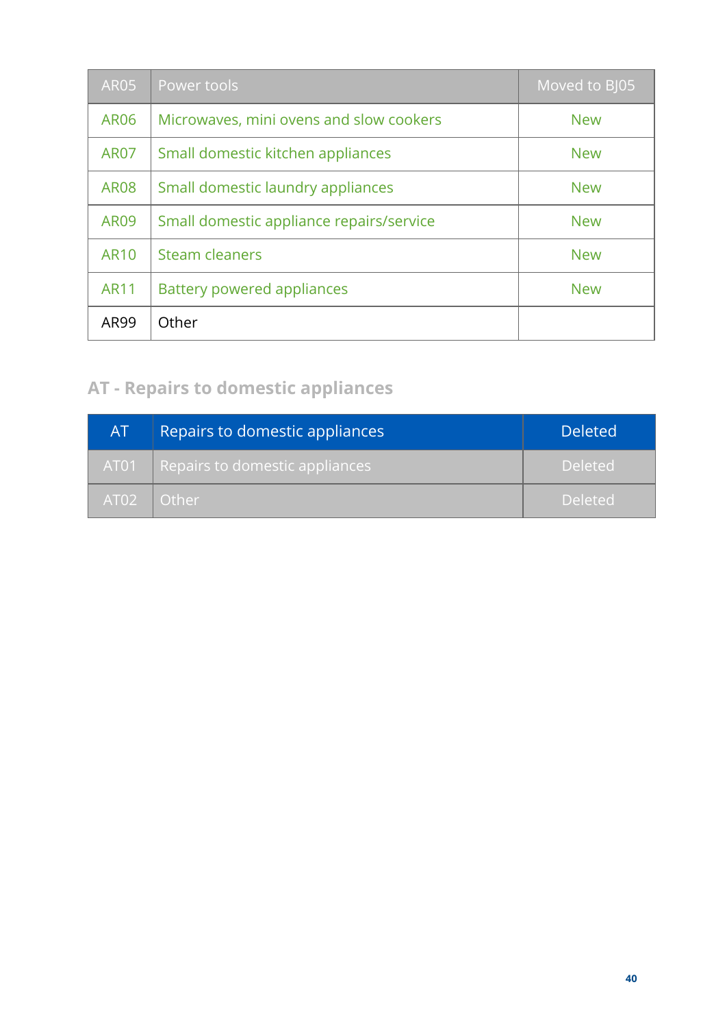| AR05 | Power tools | Moved to BJ05 |
|---|---|---|
| AR06 | Microwaves, mini ovens and slow cookers | New |
| AR07 | Small domestic kitchen appliances | New |
| AR08 | Small domestic laundry appliances | New |
| AR09 | Small domestic appliance repairs/service | New |
| AR10 | Steam cleaners | New |
| AR11 | Battery powered appliances | New |
| AR99 | Other | |

## AT - Repairs to domestic appliances

| AT | Repairs to domestic appliances | Deleted |
|---|---|---|
| AT01 | Repairs to domestic appliances | Deleted |
| AT02 | Other | Deleted |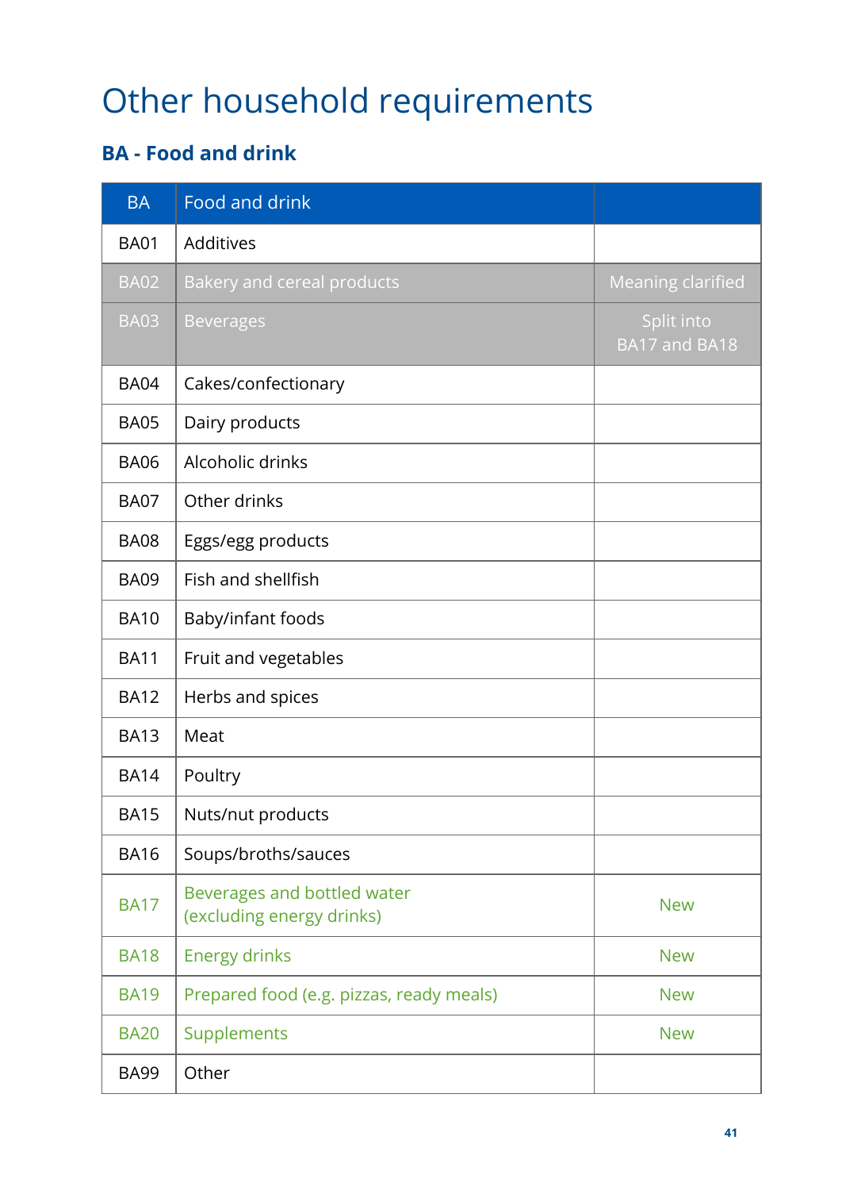# Other household requirements

## BA - Food and drink

| BA | Food and drink | |
|---|---|---|
| BA01 | Additives | |
| BA02 | Bakery and cereal products | Meaning clarified |
| BA03 | Beverages | Split into BA17 and BA18 |
| BA04 | Cakes/confectionary | |
| BA05 | Dairy products | |
| BA06 | Alcoholic drinks | |
| BA07 | Other drinks | |
| BA08 | Eggs/egg products | |
| BA09 | Fish and shellfish | |
| BA10 | Baby/infant foods | |
| BA11 | Fruit and vegetables | |
| BA12 | Herbs and spices | |
| BA13 | Meat | |
| BA14 | Poultry | |
| BA15 | Nuts/nut products | |
| BA16 | Soups/broths/sauces | |
| BA17 | Beverages and bottled water (excluding energy drinks) | New |
| BA18 | Energy drinks | New |
| BA19 | Prepared food (e.g. pizzas, ready meals) | New |
| BA20 | Supplements | New |
| BA99 | Other | |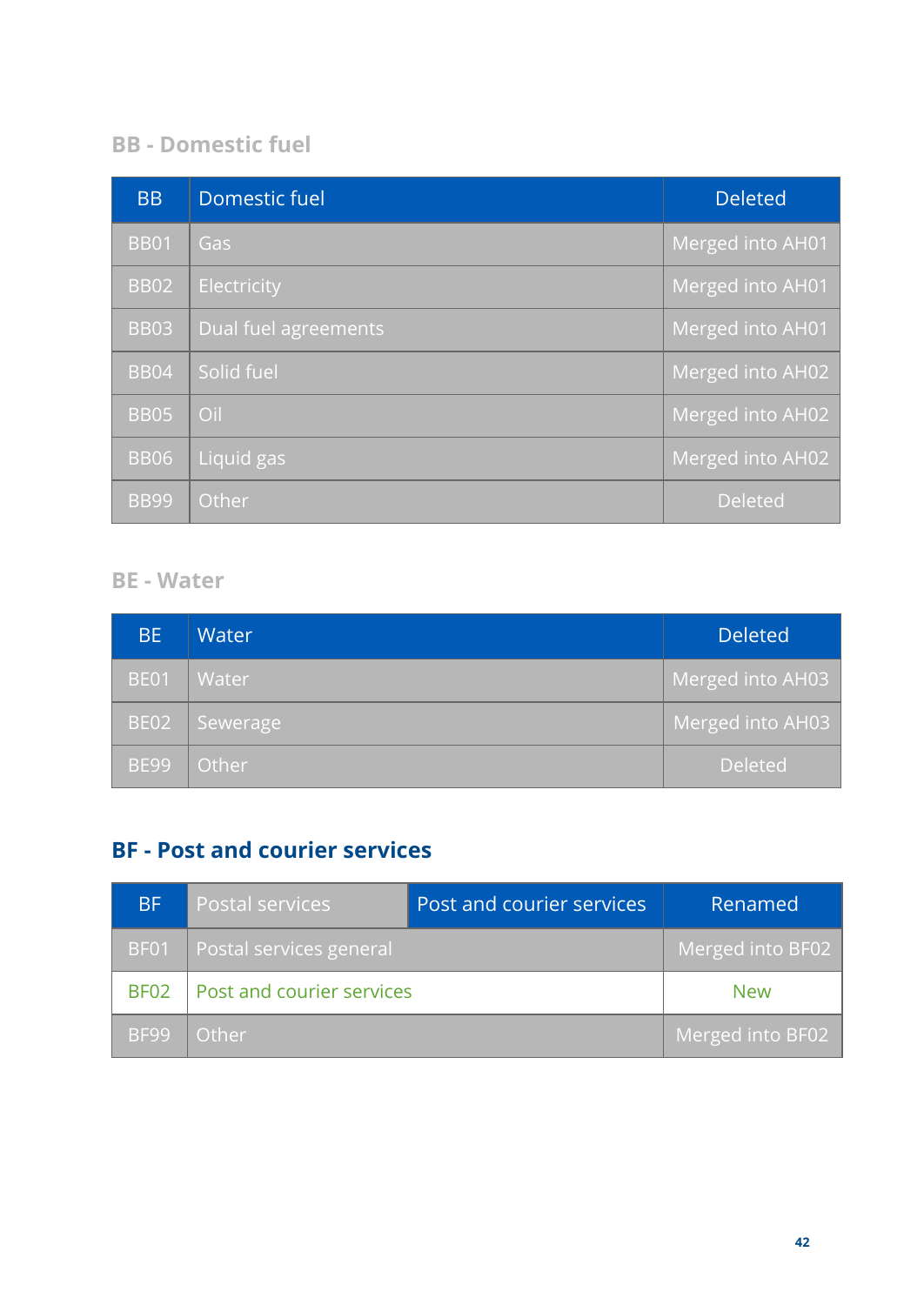## BB - Domestic fuel

| BB | Domestic fuel | Deleted |
|---|---|---|
| BB01 | Gas | Merged into AH01 |
| BB02 | Electricity | Merged into AH01 |
| BB03 | Dual fuel agreements | Merged into AH01 |
| BB04 | Solid fuel | Merged into AH02 |
| BB05 | Oil | Merged into AH02 |
| BB06 | Liquid gas | Merged into AH02 |
| BB99 | Other | Deleted |

## BE - Water

| BE | Water | Deleted |
|---|---|---|
| BE01 | Water | Merged into AH03 |
| BE02 | Sewerage | Merged into AH03 |
| BE99 | Other | Deleted |

## BF - Post and courier services

| BF | Postal services | Post and courier services | Renamed |
|---|---|---|---|
| BF01 | Postal services general | | Merged into BF02 |
| BF02 | Post and courier services | | New |
| BF99 | Other | | Merged into BF02 |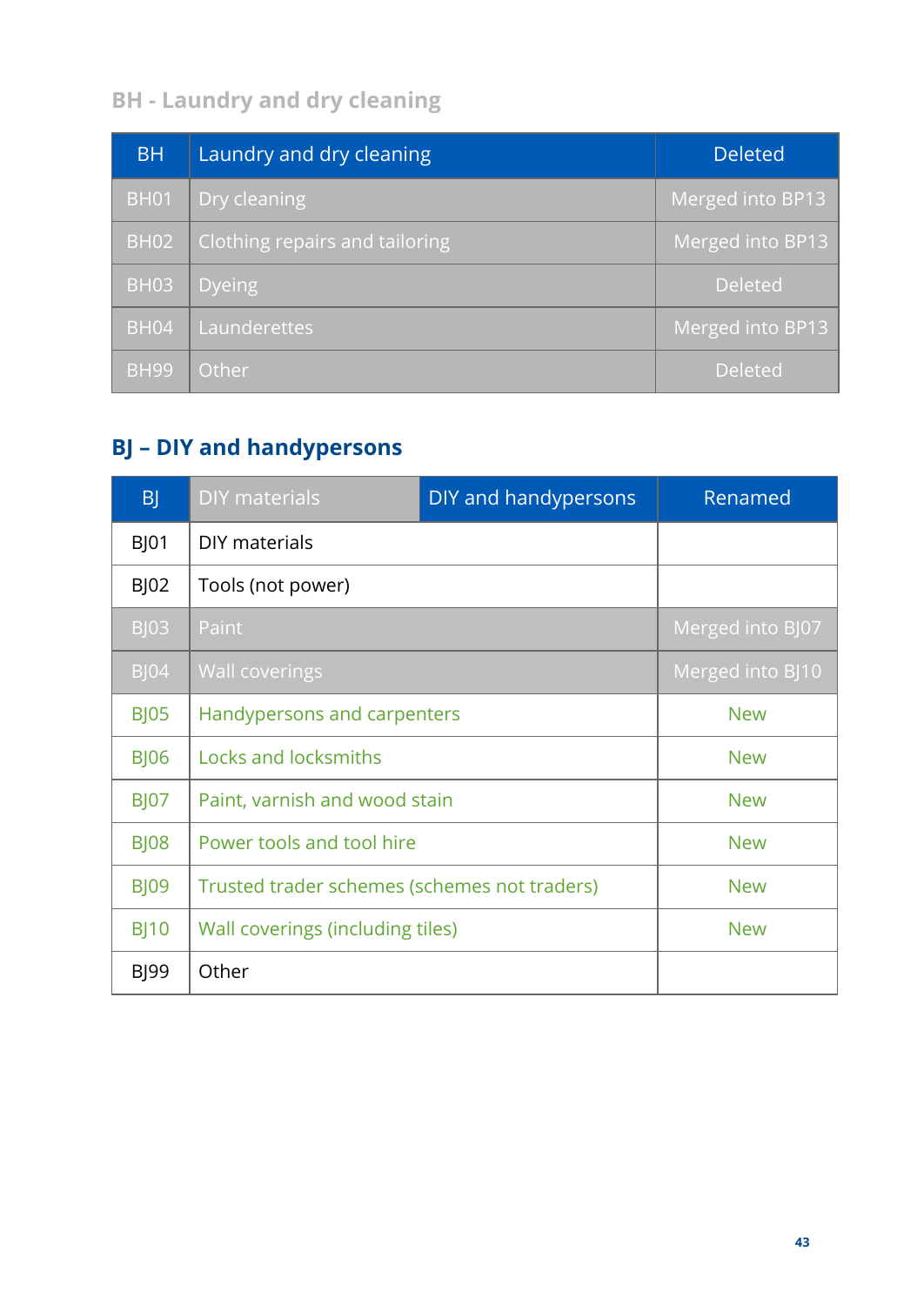## BH - Laundry and dry cleaning

| BH | Laundry and dry cleaning | Deleted |
|---|---|---|
| BH01 | Dry cleaning | Merged into BP13 |
| BH02 | Clothing repairs and tailoring | Merged into BP13 |
| BH03 | Dyeing | Deleted |
| BH04 | Launderettes | Merged into BP13 |
| BH99 | Other | Deleted |

## BJ – DIY and handypersons

| BJ | DIY materials | DIY and handypersons | Renamed |
|---|---|---|---|
| BJ01 | DIY materials | | |
| BJ02 | Tools (not power) | | |
| BJ03 | Paint | | Merged into BJ07 |
| BJ04 | Wall coverings | | Merged into BJ10 |
| BJ05 | Handypersons and carpenters | | New |
| BJ06 | Locks and locksmiths | | New |
| BJ07 | Paint, varnish and wood stain | | New |
| BJ08 | Power tools and tool hire | | New |
| BJ09 | Trusted trader schemes (schemes not traders) | | New |
| BJ10 | Wall coverings (including tiles) | | New |
| BJ99 | Other | | |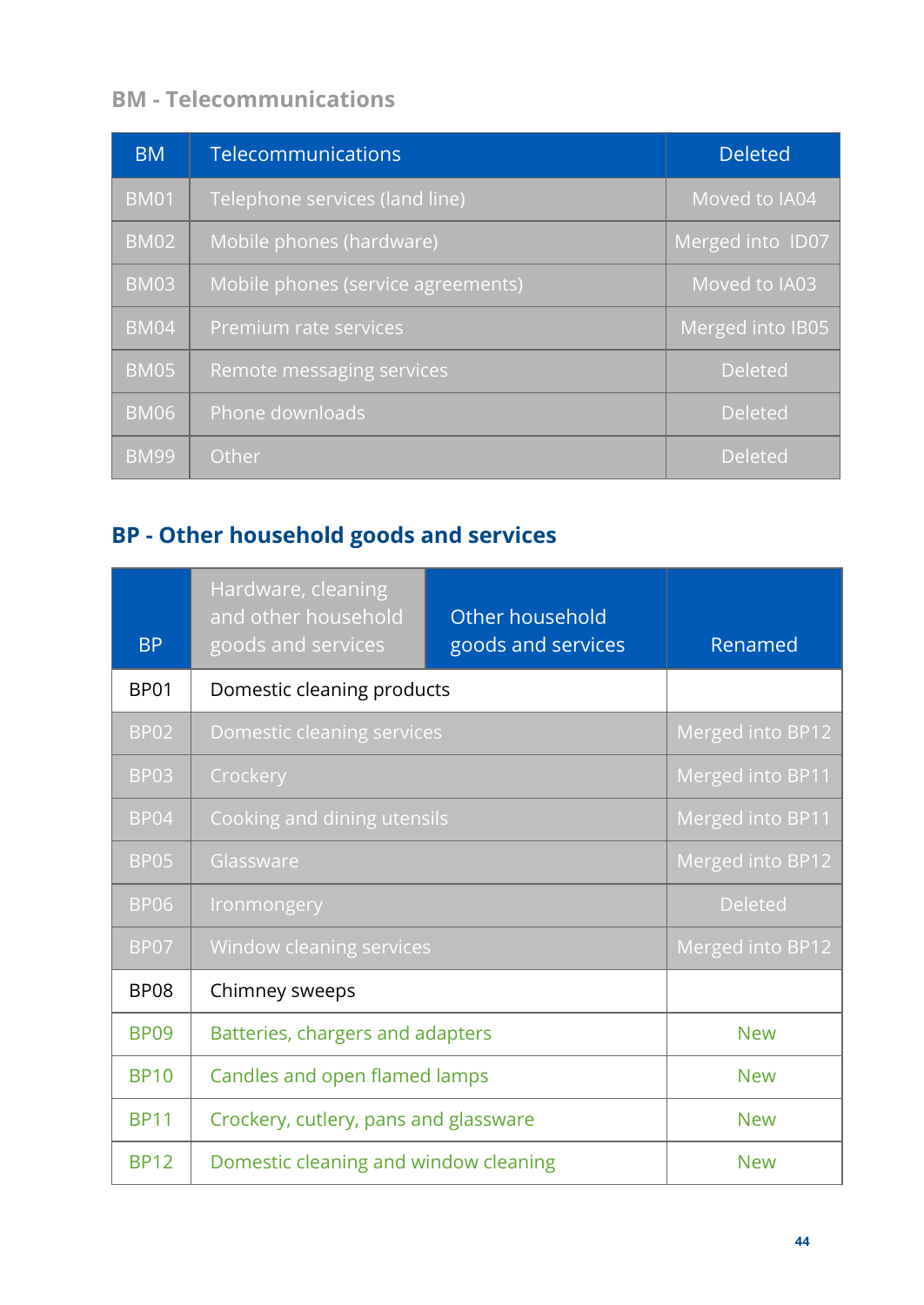## BM - Telecommunications

| BM | Telecommunications | Deleted |
|---|---|---|
| BM01 | Telephone services (land line) | Moved to IA04 |
| BM02 | Mobile phones (hardware) | Merged into ID07 |
| BM03 | Mobile phones (service agreements) | Moved to IA03 |
| BM04 | Premium rate services | Merged into IB05 |
| BM05 | Remote messaging services | Deleted |
| BM06 | Phone downloads | Deleted |
| BM99 | Other | Deleted |

## BP - Other household goods and services

| BP | Hardware, cleaning and other household goods and services | Other household goods and services | Renamed |
|---|---|---|---|
| BP01 | Domestic cleaning products | | |
| BP02 | Domestic cleaning services | | Merged into BP12 |
| BP03 | Crockery | | Merged into BP11 |
| BP04 | Cooking and dining utensils | | Merged into BP11 |
| BP05 | Glassware | | Merged into BP12 |
| BP06 | Ironmongery | | Deleted |
| BP07 | Window cleaning services | | Merged into BP12 |
| BP08 | Chimney sweeps | | |
| BP09 | Batteries, chargers and adapters | | New |
| BP10 | Candles and open flamed lamps | | New |
| BP11 | Crockery, cutlery, pans and glassware | | New |
| BP12 | Domestic cleaning and window cleaning | | New |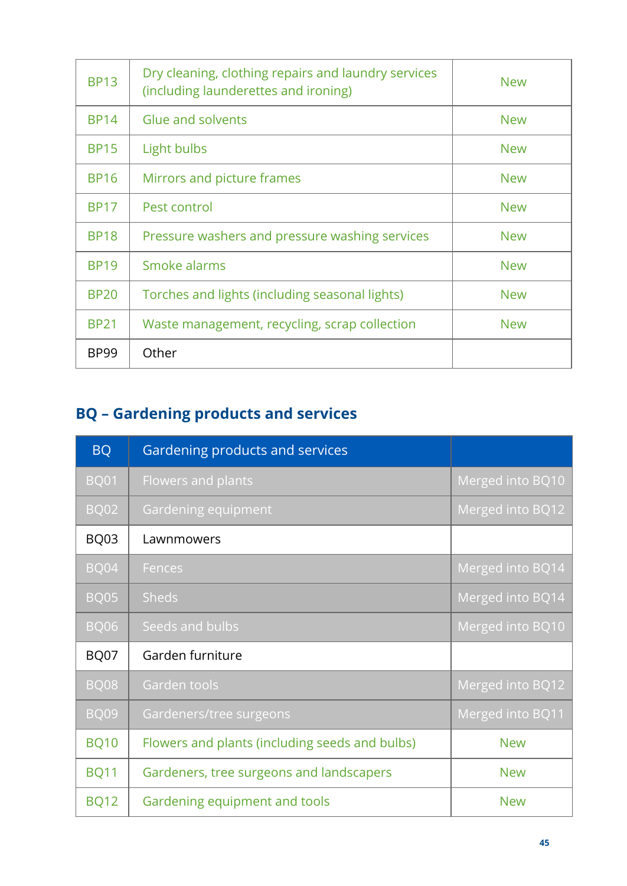| | | |
|---|---|---|
| BP13 | Dry cleaning, clothing repairs and laundry services (including launderettes and ironing) | New |
| BP14 | Glue and solvents | New |
| BP15 | Light bulbs | New |
| BP16 | Mirrors and picture frames | New |
| BP17 | Pest control | New |
| BP18 | Pressure washers and pressure washing services | New |
| BP19 | Smoke alarms | New |
| BP20 | Torches and lights (including seasonal lights) | New |
| BP21 | Waste management, recycling, scrap collection | New |
| BP99 | Other | |

## BQ – Gardening products and services

| BQ | Gardening products and services | |
|---|---|---|
| BQ01 | Flowers and plants | Merged into BQ10 |
| BQ02 | Gardening equipment | Merged into BQ12 |
| BQ03 | Lawnmowers | |
| BQ04 | Fences | Merged into BQ14 |
| BQ05 | Sheds | Merged into BQ14 |
| BQ06 | Seeds and bulbs | Merged into BQ10 |
| BQ07 | Garden furniture | |
| BQ08 | Garden tools | Merged into BQ12 |
| BQ09 | Gardeners/tree surgeons | Merged into BQ11 |
| BQ10 | Flowers and plants (including seeds and bulbs) | New |
| BQ11 | Gardeners, tree surgeons and landscapers | New |
| BQ12 | Gardening equipment and tools | New |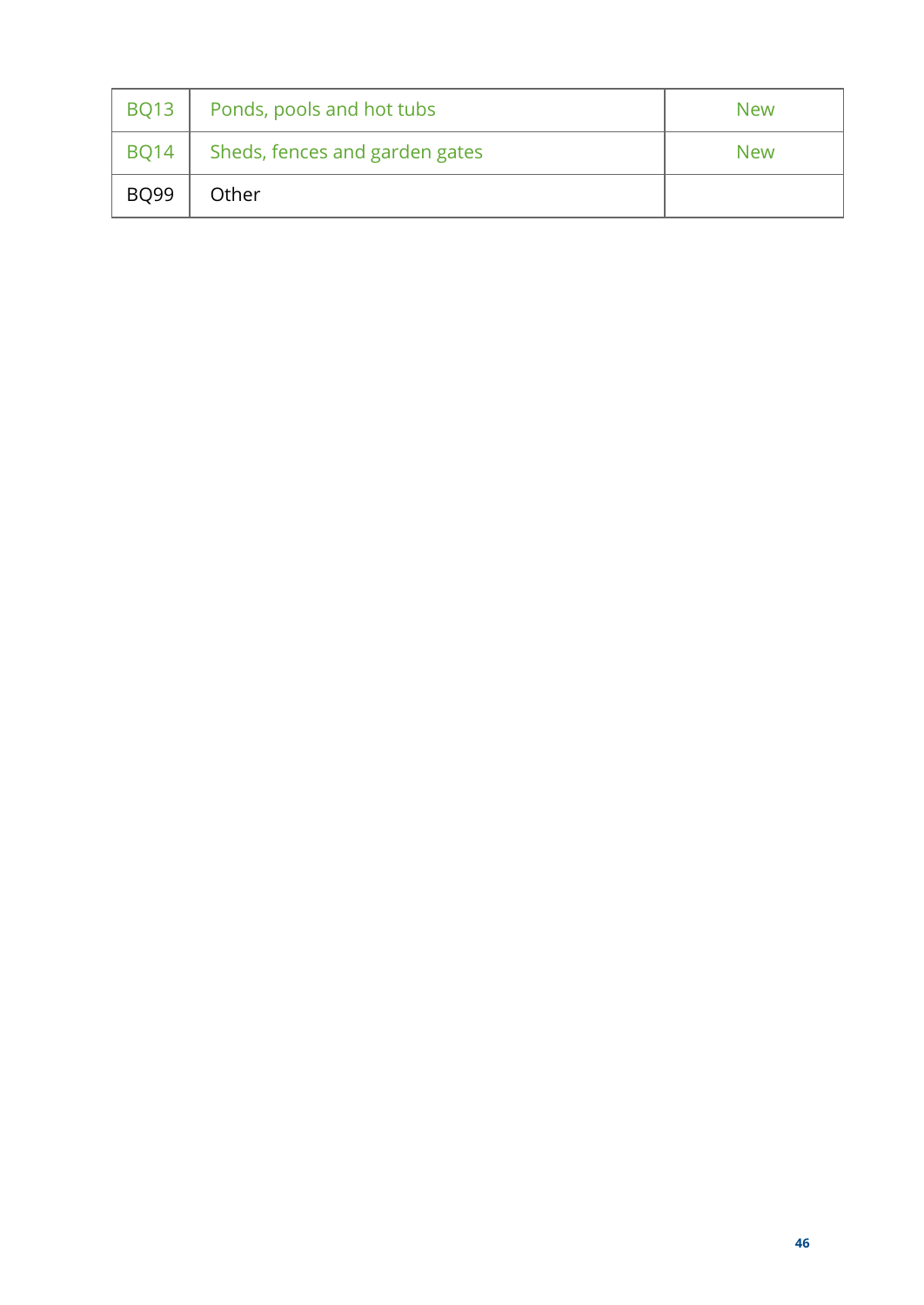| | | |
|---|---|---|
| BQ13 | Ponds, pools and hot tubs | New |
| BQ14 | Sheds, fences and garden gates | New |
| BQ99 | Other | |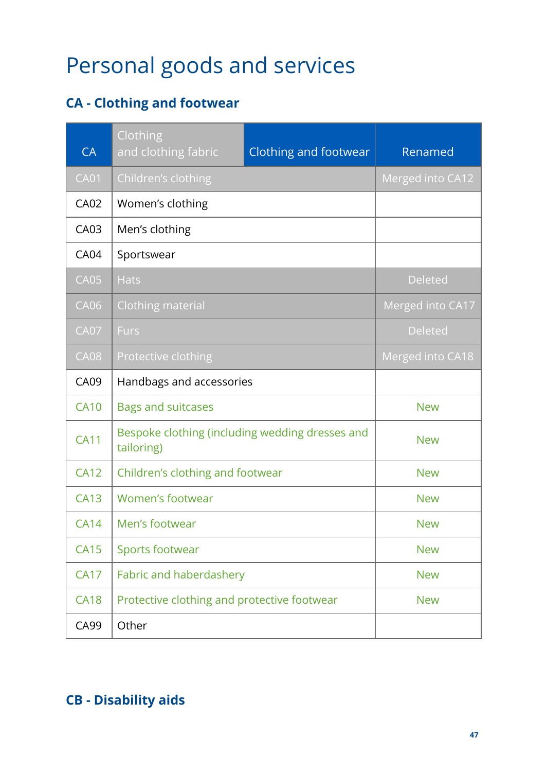# Personal goods and services

## CA - Clothing and footwear

| CA | Clothing and clothing fabric | Clothing and footwear | Renamed |
|---|---|---|---|
| CA01 | Children's clothing | | Merged into CA12 |
| CA02 | Women's clothing | | |
| CA03 | Men's clothing | | |
| CA04 | Sportswear | | |
| CA05 | Hats | | Deleted |
| CA06 | Clothing material | | Merged into CA17 |
| CA07 | Furs | | Deleted |
| CA08 | Protective clothing | | Merged into CA18 |
| CA09 | Handbags and accessories | | |
| CA10 | Bags and suitcases | | New |
| CA11 | Bespoke clothing (including wedding dresses and tailoring) | | New |
| CA12 | Children's clothing and footwear | | New |
| CA13 | Women's footwear | | New |
| CA14 | Men's footwear | | New |
| CA15 | Sports footwear | | New |
| CA17 | Fabric and haberdashery | | New |
| CA18 | Protective clothing and protective footwear | | New |
| CA99 | Other | | |

## CB - Disability aids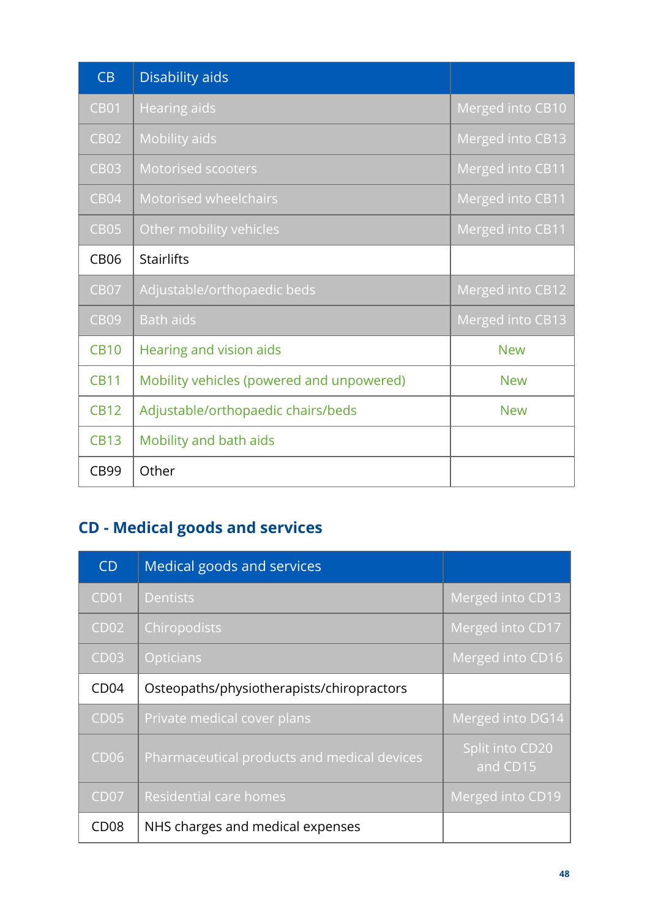| CB | Disability aids | |
|---|---|---|
| CB01 | Hearing aids | Merged into CB10 |
| CB02 | Mobility aids | Merged into CB13 |
| CB03 | Motorised scooters | Merged into CB11 |
| CB04 | Motorised wheelchairs | Merged into CB11 |
| CB05 | Other mobility vehicles | Merged into CB11 |
| CB06 | Stairlifts | |
| CB07 | Adjustable/orthopaedic beds | Merged into CB12 |
| CB09 | Bath aids | Merged into CB13 |
| CB10 | Hearing and vision aids | New |
| CB11 | Mobility vehicles (powered and unpowered) | New |
| CB12 | Adjustable/orthopaedic chairs/beds | New |
| CB13 | Mobility and bath aids | |
| CB99 | Other | |

## CD - Medical goods and services

| CD | Medical goods and services | |
|---|---|---|
| CD01 | Dentists | Merged into CD13 |
| CD02 | Chiropodists | Merged into CD17 |
| CD03 | Opticians | Merged into CD16 |
| CD04 | Osteopaths/physiotherapists/chiropractors | |
| CD05 | Private medical cover plans | Merged into DG14 |
| CD06 | Pharmaceutical products and medical devices | Split into CD20 and CD15 |
| CD07 | Residential care homes | Merged into CD19 |
| CD08 | NHS charges and medical expenses | |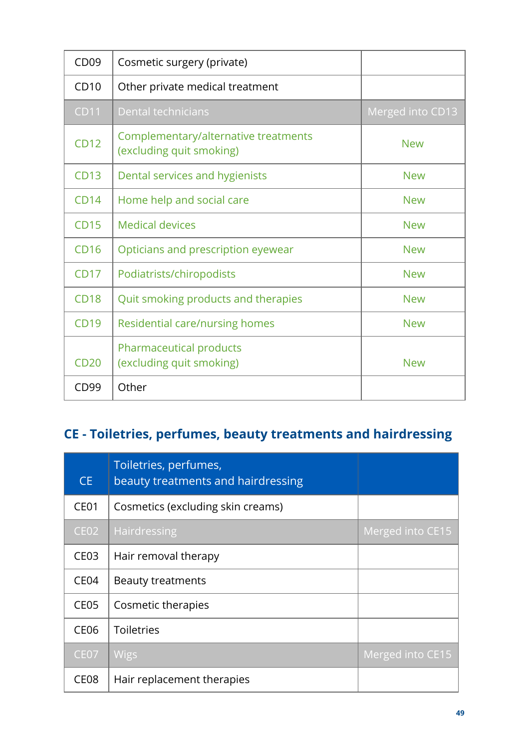| | | |
|---|---|---|
| CD09 | Cosmetic surgery (private) | |
| CD10 | Other private medical treatment | |
| CD11 | Dental technicians | Merged into CD13 |
| CD12 | Complementary/alternative treatments (excluding quit smoking) | New |
| CD13 | Dental services and hygienists | New |
| CD14 | Home help and social care | New |
| CD15 | Medical devices | New |
| CD16 | Opticians and prescription eyewear | New |
| CD17 | Podiatrists/chiropodists | New |
| CD18 | Quit smoking products and therapies | New |
| CD19 | Residential care/nursing homes | New |
| CD20 | Pharmaceutical products (excluding quit smoking) | New |
| CD99 | Other | |

## CE - Toiletries, perfumes, beauty treatments and hairdressing

| CE | Toiletries, perfumes, beauty treatments and hairdressing | |
|---|---|---|
| CE01 | Cosmetics (excluding skin creams) | |
| CE02 | Hairdressing | Merged into CE15 |
| CE03 | Hair removal therapy | |
| CE04 | Beauty treatments | |
| CE05 | Cosmetic therapies | |
| CE06 | Toiletries | |
| CE07 | Wigs | Merged into CE15 |
| CE08 | Hair replacement therapies | |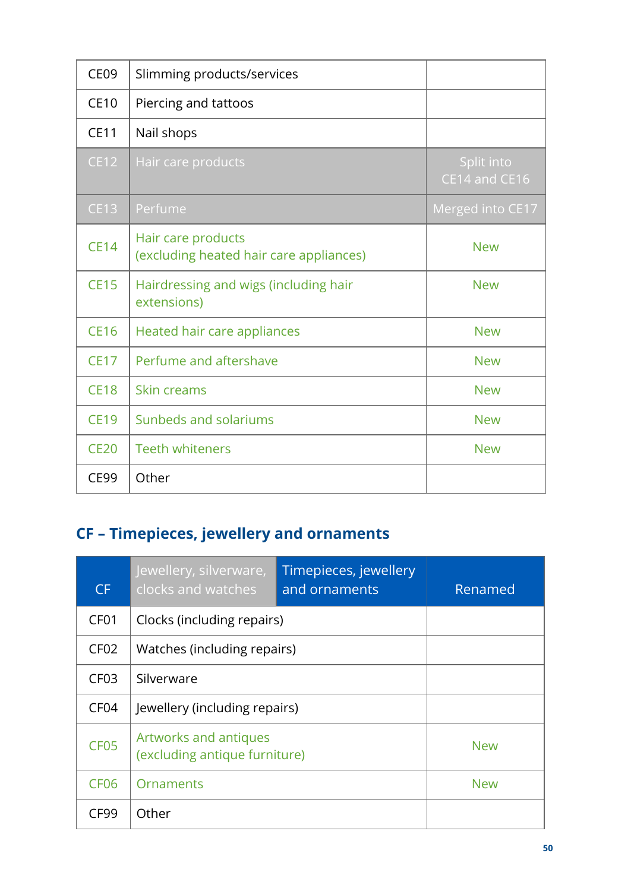| | | |
|---|---|---|
| CE09 | Slimming products/services | |
| CE10 | Piercing and tattoos | |
| CE11 | Nail shops | |
| CE12 | Hair care products | Split into CE14 and CE16 |
| CE13 | Perfume | Merged into CE17 |
| CE14 | Hair care products (excluding heated hair care appliances) | New |
| CE15 | Hairdressing and wigs (including hair extensions) | New |
| CE16 | Heated hair care appliances | New |
| CE17 | Perfume and aftershave | New |
| CE18 | Skin creams | New |
| CE19 | Sunbeds and solariums | New |
| CE20 | Teeth whiteners | New |
| CE99 | Other | |

## CF – Timepieces, jewellery and ornaments

| CF | Jewellery, silverware, clocks and watches | Timepieces, jewellery and ornaments | Renamed |
|---|---|---|---|
| CF01 | Clocks (including repairs) | | |
| CF02 | Watches (including repairs) | | |
| CF03 | Silverware | | |
| CF04 | Jewellery (including repairs) | | |
| CF05 | Artworks and antiques (excluding antique furniture) | | New |
| CF06 | Ornaments | | New |
| CF99 | Other | | |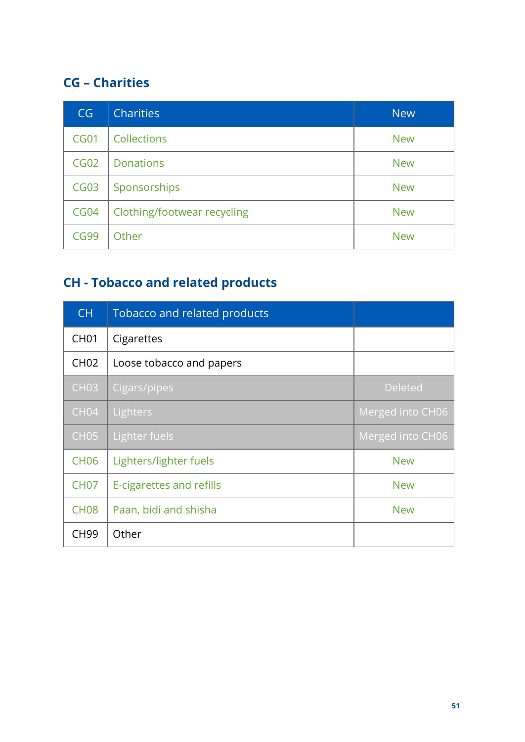## CG – Charities

| CG | Charities | New |
|---|---|---|
| CG01 | Collections | New |
| CG02 | Donations | New |
| CG03 | Sponsorships | New |
| CG04 | Clothing/footwear recycling | New |
| CG99 | Other | New |

## CH - Tobacco and related products

| CH | Tobacco and related products | |
|---|---|---|
| CH01 | Cigarettes | |
| CH02 | Loose tobacco and papers | |
| CH03 | Cigars/pipes | Deleted |
| CH04 | Lighters | Merged into CH06 |
| CH05 | Lighter fuels | Merged into CH06 |
| CH06 | Lighters/lighter fuels | New |
| CH07 | E-cigarettes and refills | New |
| CH08 | Paan, bidi and shisha | New |
| CH99 | Other | |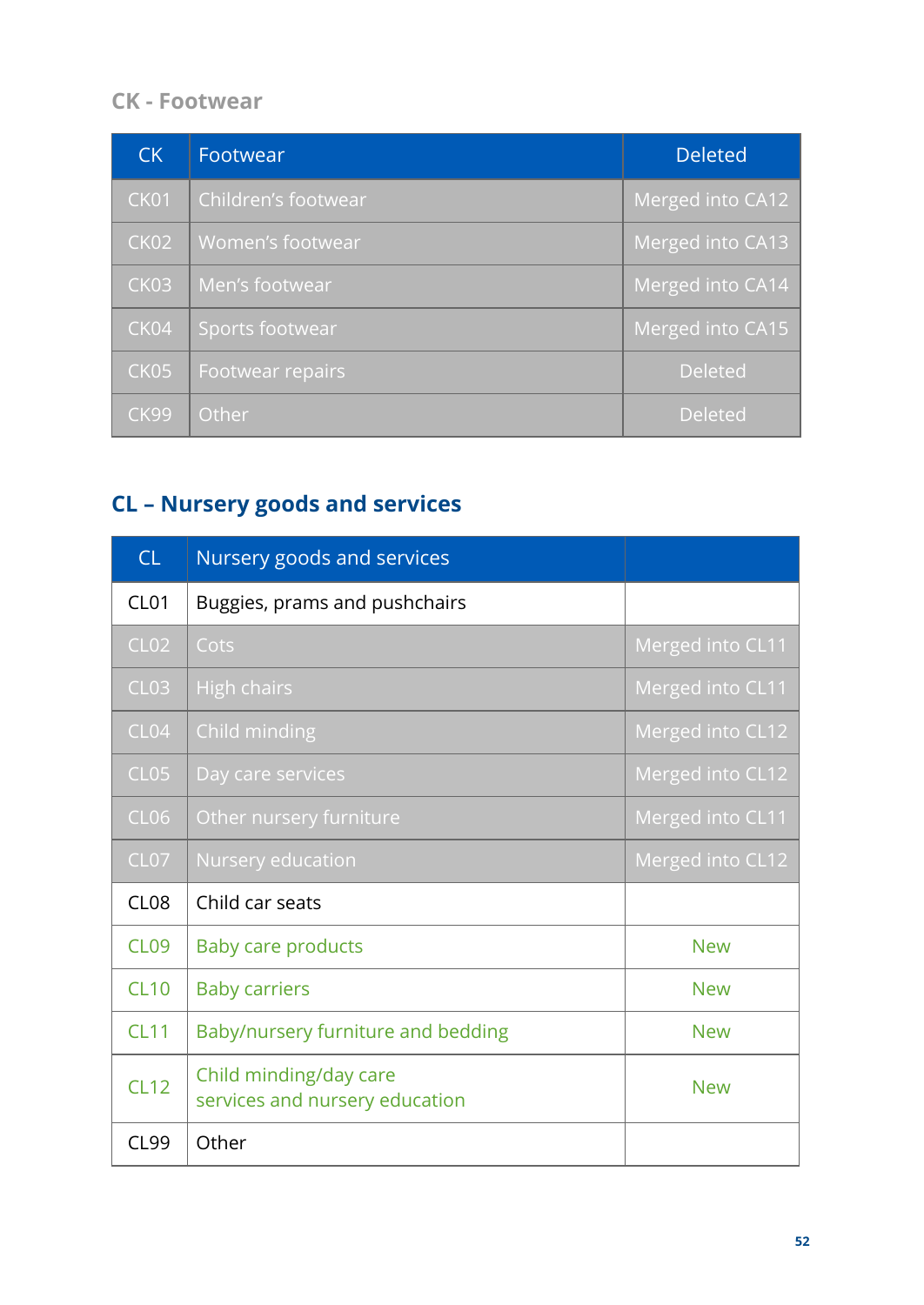### CK - Footwear

| CK | Footwear | Deleted |
|---|---|---|
| CK01 | Children's footwear | Merged into CA12 |
| CK02 | Women's footwear | Merged into CA13 |
| CK03 | Men's footwear | Merged into CA14 |
| CK04 | Sports footwear | Merged into CA15 |
| CK05 | Footwear repairs | Deleted |
| CK99 | Other | Deleted |

## CL – Nursery goods and services

| CL | Nursery goods and services | |
|---|---|---|
| CL01 | Buggies, prams and pushchairs | |
| CL02 | Cots | Merged into CL11 |
| CL03 | High chairs | Merged into CL11 |
| CL04 | Child minding | Merged into CL12 |
| CL05 | Day care services | Merged into CL12 |
| CL06 | Other nursery furniture | Merged into CL11 |
| CL07 | Nursery education | Merged into CL12 |
| CL08 | Child car seats | |
| CL09 | Baby care products | New |
| CL10 | Baby carriers | New |
| CL11 | Baby/nursery furniture and bedding | New |
| CL12 | Child minding/day care services and nursery education | New |
| CL99 | Other | |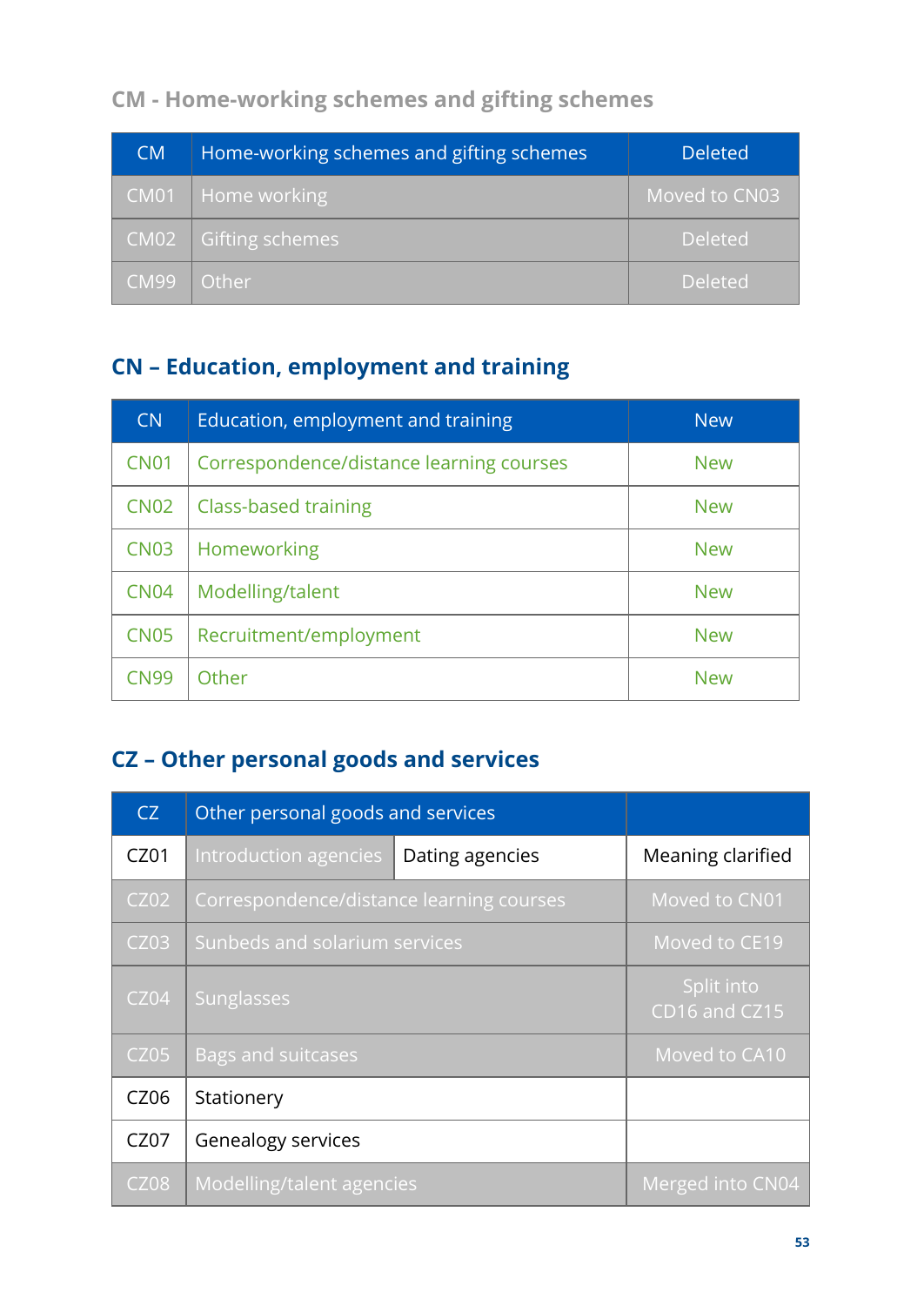## CM - Home-working schemes and gifting schemes

| CM | Home-working schemes and gifting schemes | Deleted |
|---|---|---|
| CM01 | Home working | Moved to CN03 |
| CM02 | Gifting schemes | Deleted |
| CM99 | Other | Deleted |

## CN – Education, employment and training

| CN | Education, employment and training | New |
|---|---|---|
| CN01 | Correspondence/distance learning courses | New |
| CN02 | Class-based training | New |
| CN03 | Homeworking | New |
| CN04 | Modelling/talent | New |
| CN05 | Recruitment/employment | New |
| CN99 | Other | New |

## CZ – Other personal goods and services

| CZ | Other personal goods and services | | |
|---|---|---|---|
| CZ01 | Introduction agencies | Dating agencies | Meaning clarified |
| CZ02 | Correspondence/distance learning courses | | Moved to CN01 |
| CZ03 | Sunbeds and solarium services | | Moved to CE19 |
| CZ04 | Sunglasses | | Split into CD16 and CZ15 |
| CZ05 | Bags and suitcases | | Moved to CA10 |
| CZ06 | Stationery | | |
| CZ07 | Genealogy services | | |
| CZ08 | Modelling/talent agencies | | Merged into CN04 |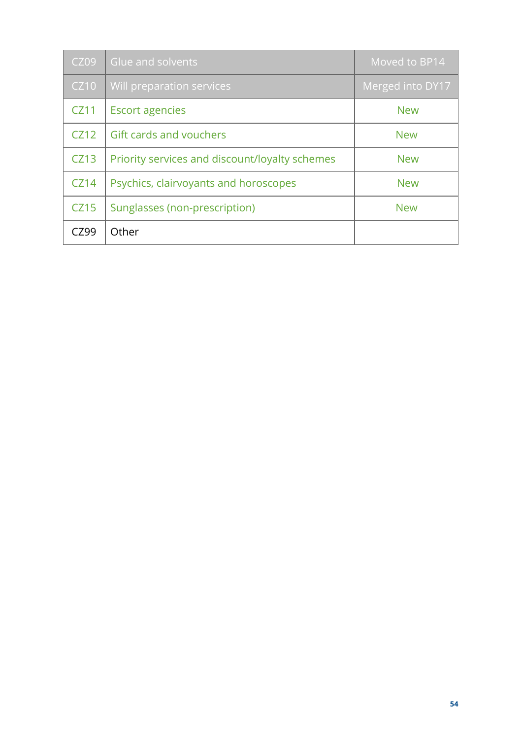| | | |
|---|---|---|
| CZ09 | Glue and solvents | Moved to BP14 |
| CZ10 | Will preparation services | Merged into DY17 |
| CZ11 | Escort agencies | New |
| CZ12 | Gift cards and vouchers | New |
| CZ13 | Priority services and discount/loyalty schemes | New |
| CZ14 | Psychics, clairvoyants and horoscopes | New |
| CZ15 | Sunglasses (non-prescription) | New |
| CZ99 | Other | |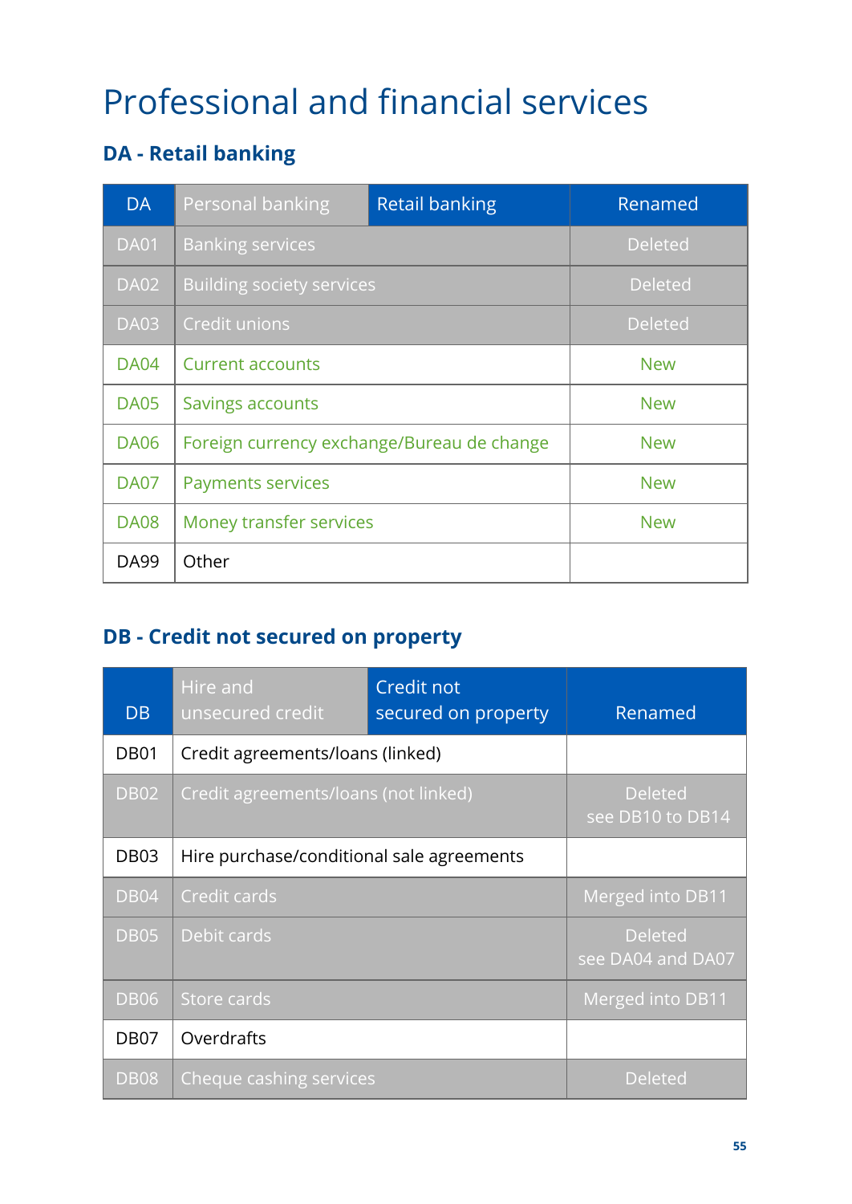# Professional and financial services

## DA - Retail banking

| DA | Personal banking | Retail banking | Renamed |
|---|---|---|---|
| DA01 | Banking services | | Deleted |
| DA02 | Building society services | | Deleted |
| DA03 | Credit unions | | Deleted |
| DA04 | Current accounts | | New |
| DA05 | Savings accounts | | New |
| DA06 | Foreign currency exchange/Bureau de change | | New |
| DA07 | Payments services | | New |
| DA08 | Money transfer services | | New |
| DA99 | Other | | |

## DB - Credit not secured on property

| DB | Hire and unsecured credit | Credit not secured on property | Renamed |
|---|---|---|---|
| DB01 | Credit agreements/loans (linked) | | |
| DB02 | Credit agreements/loans (not linked) | | Deleted see DB10 to DB14 |
| DB03 | Hire purchase/conditional sale agreements | | |
| DB04 | Credit cards | | Merged into DB11 |
| DB05 | Debit cards | | Deleted see DA04 and DA07 |
| DB06 | Store cards | | Merged into DB11 |
| DB07 | Overdrafts | | |
| DB08 | Cheque cashing services | | Deleted |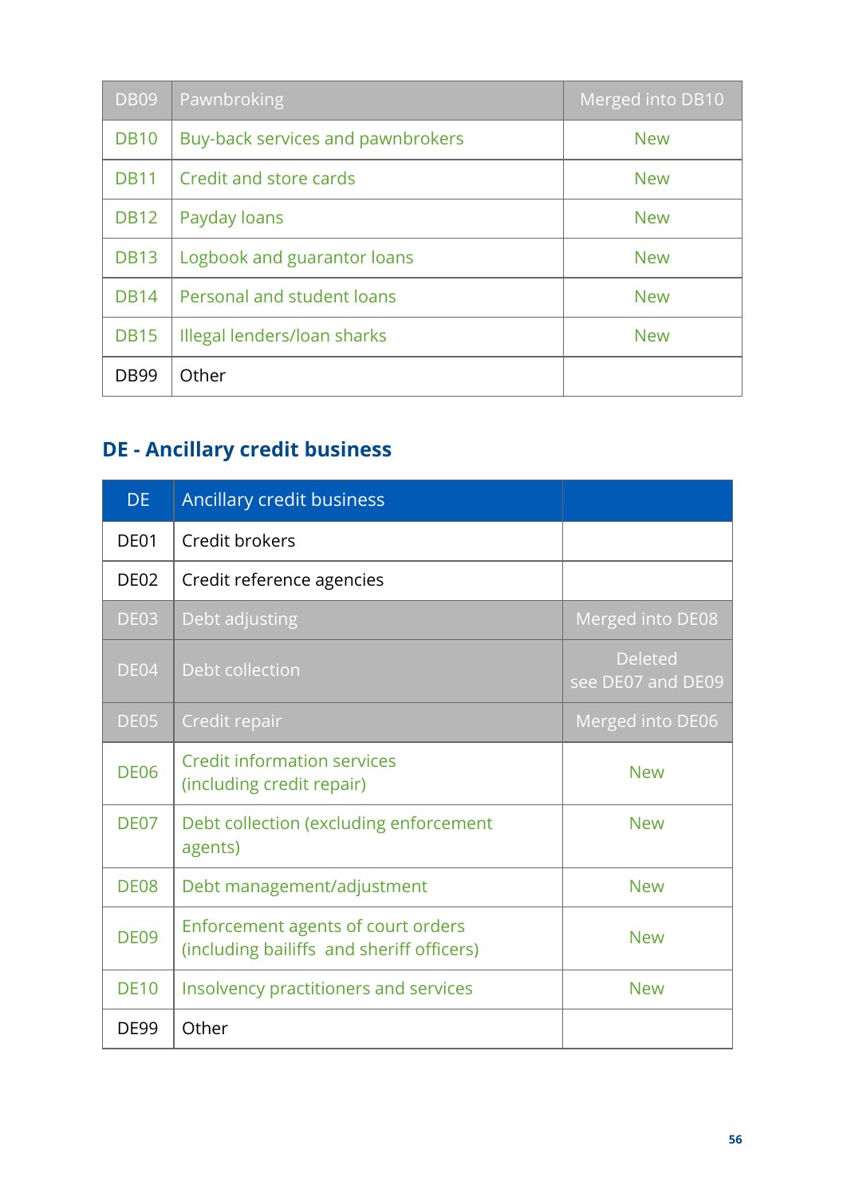| | | |
|---|---|---|
| DB09 | Pawnbroking | Merged into DB10 |
| DB10 | Buy-back services and pawnbrokers | New |
| DB11 | Credit and store cards | New |
| DB12 | Payday loans | New |
| DB13 | Logbook and guarantor loans | New |
| DB14 | Personal and student loans | New |
| DB15 | Illegal lenders/loan sharks | New |
| DB99 | Other | |

## DE - Ancillary credit business

| DE | Ancillary credit business | |
|---|---|---|
| DE01 | Credit brokers | |
| DE02 | Credit reference agencies | |
| DE03 | Debt adjusting | Merged into DE08 |
| DE04 | Debt collection | Deleted see DE07 and DE09 |
| DE05 | Credit repair | Merged into DE06 |
| DE06 | Credit information services (including credit repair) | New |
| DE07 | Debt collection (excluding enforcement agents) | New |
| DE08 | Debt management/adjustment | New |
| DE09 | Enforcement agents of court orders (including bailiffs and sheriff officers) | New |
| DE10 | Insolvency practitioners and services | New |
| DE99 | Other | |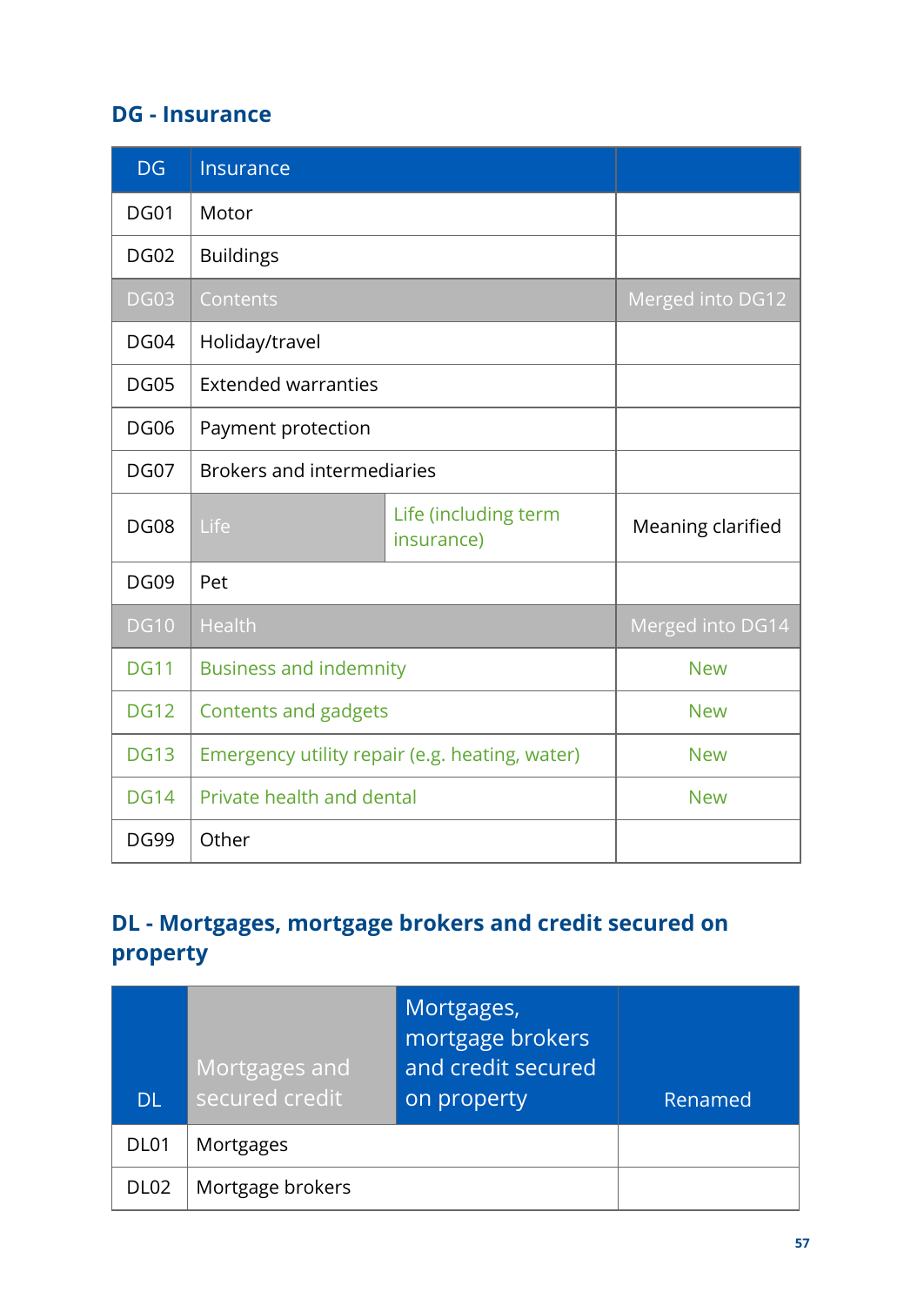## DG - Insurance

| DG | Insurance | | |
|---|---|---|---|
| DG01 | Motor | | |
| DG02 | Buildings | | |
| DG03 | Contents | | Merged into DG12 |
| DG04 | Holiday/travel | | |
| DG05 | Extended warranties | | |
| DG06 | Payment protection | | |
| DG07 | Brokers and intermediaries | | |
| DG08 | Life | Life (including term insurance) | Meaning clarified |
| DG09 | Pet | | |
| DG10 | Health | | Merged into DG14 |
| DG11 | Business and indemnity | | New |
| DG12 | Contents and gadgets | | New |
| DG13 | Emergency utility repair (e.g. heating, water) | | New |
| DG14 | Private health and dental | | New |
| DG99 | Other | | |

## DL - Mortgages, mortgage brokers and credit secured on property

| DL | Mortgages and secured credit | Mortgages, mortgage brokers and credit secured on property | Renamed |
|---|---|---|---|
| DL01 | Mortgages | | |
| DL02 | Mortgage brokers | | |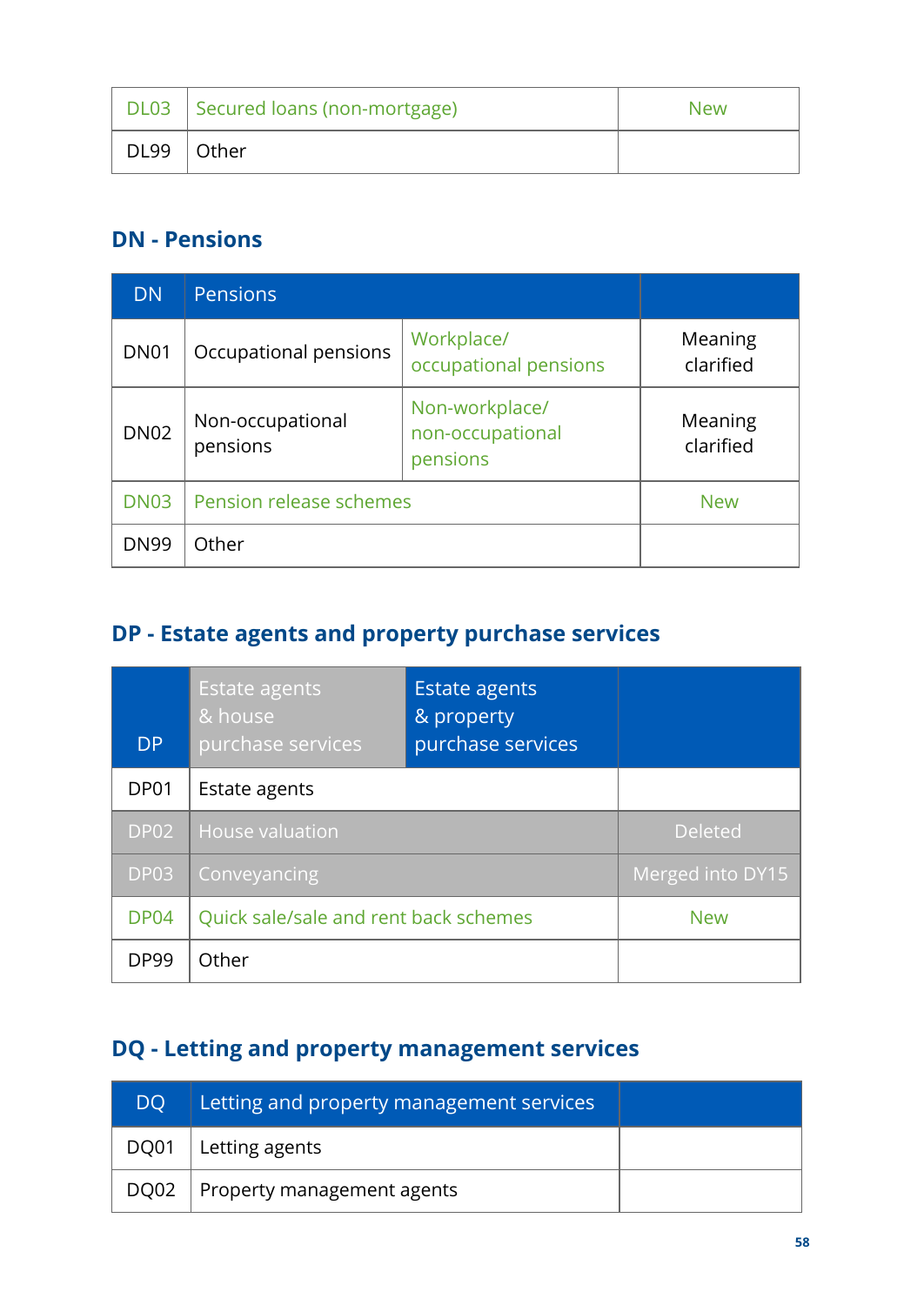| | | |
|---|---|---|
| DL03 | Secured loans (non-mortgage) | New |
| DL99 | Other | |

## DN - Pensions

| DN | Pensions | | |
|---|---|---|---|
| DN01 | Occupational pensions | Workplace/ occupational pensions | Meaning clarified |
| DN02 | Non-occupational pensions | Non-workplace/ non-occupational pensions | Meaning clarified |
| DN03 | Pension release schemes | | New |
| DN99 | Other | | |

## DP - Estate agents and property purchase services

| DP | Estate agents & house purchase services | Estate agents & property purchase services | |
|---|---|---|---|
| DP01 | Estate agents | | |
| DP02 | House valuation | | Deleted |
| DP03 | Conveyancing | | Merged into DY15 |
| DP04 | Quick sale/sale and rent back schemes | | New |
| DP99 | Other | | |

## DQ - Letting and property management services

| DQ | Letting and property management services | |
|---|---|---|
| DQ01 | Letting agents | |
| DQ02 | Property management agents | |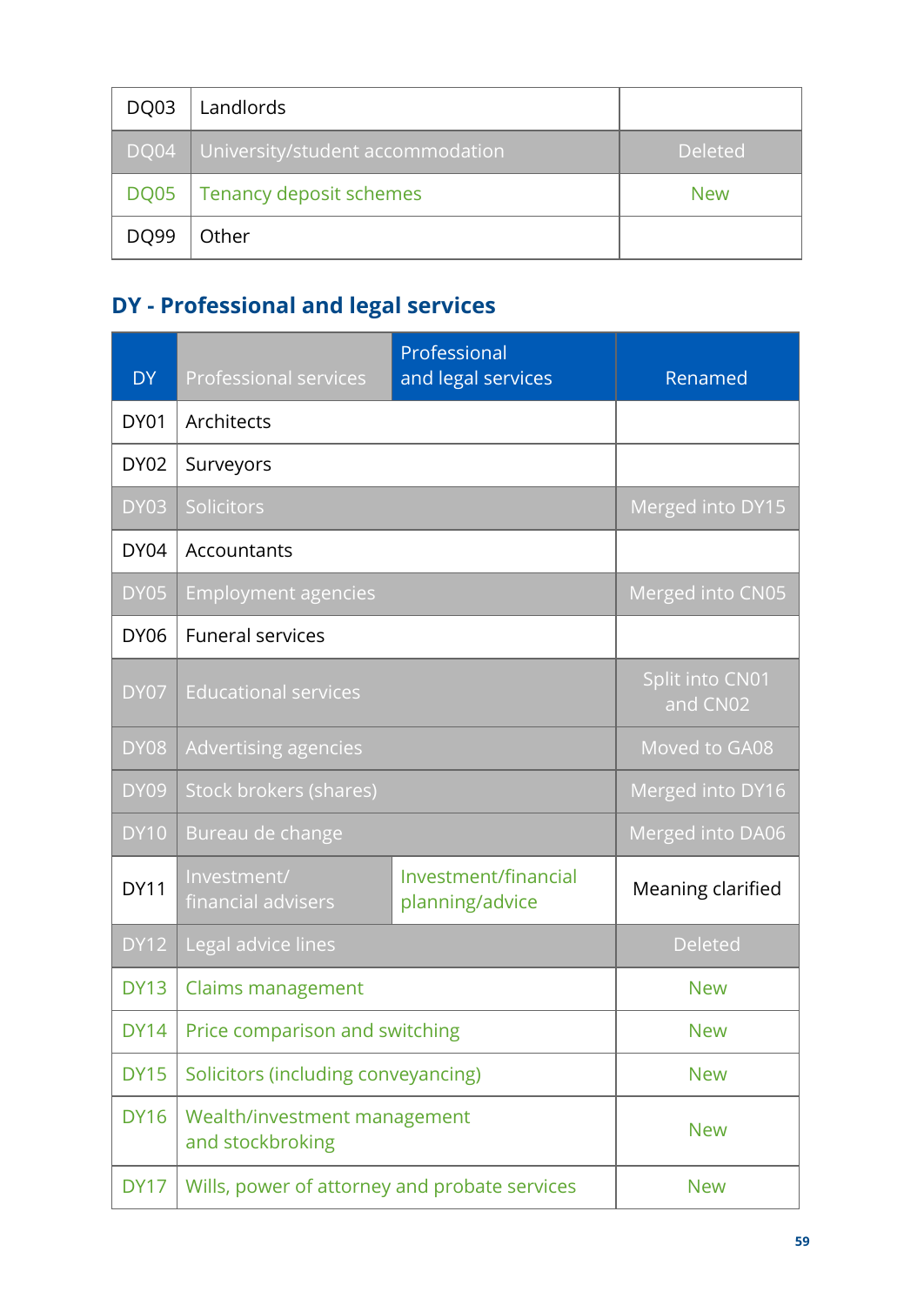| DQ03 | Landlords | |
|---|---|---|
| DQ04 | University/student accommodation | Deleted |
| DQ05 | Tenancy deposit schemes | New |
| DQ99 | Other | |

## DY - Professional and legal services

| DY | Professional services | Professional and legal services | Renamed |
|---|---|---|---|
| DY01 | Architects | | |
| DY02 | Surveyors | | |
| DY03 | Solicitors | | Merged into DY15 |
| DY04 | Accountants | | |
| DY05 | Employment agencies | | Merged into CN05 |
| DY06 | Funeral services | | |
| DY07 | Educational services | | Split into CN01 and CN02 |
| DY08 | Advertising agencies | | Moved to GA08 |
| DY09 | Stock brokers (shares) | | Merged into DY16 |
| DY10 | Bureau de change | | Merged into DA06 |
| DY11 | Investment/ financial advisers | Investment/financial planning/advice | Meaning clarified |
| DY12 | Legal advice lines | | Deleted |
| DY13 | Claims management | | New |
| DY14 | Price comparison and switching | | New |
| DY15 | Solicitors (including conveyancing) | | New |
| DY16 | Wealth/investment management and stockbroking | | New |
| DY17 | Wills, power of attorney and probate services | | New |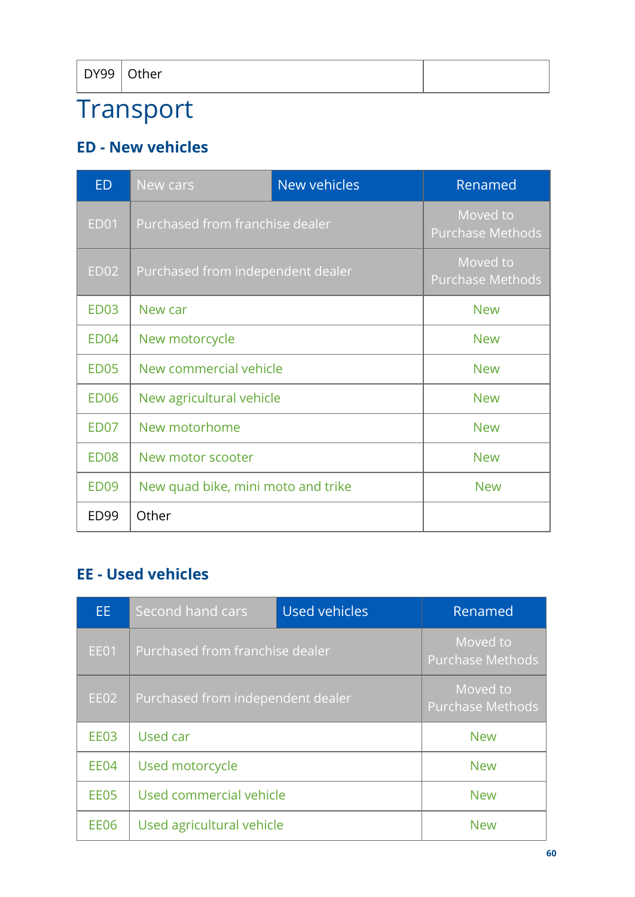| | | |
|---|---|---|
| DY99 | Other | |

# Transport

## ED - New vehicles

| ED | New cars | New vehicles | Renamed |
|---|---|---|---|
| ED01 | Purchased from franchise dealer | | Moved to Purchase Methods |
| ED02 | Purchased from independent dealer | | Moved to Purchase Methods |
| ED03 | New car | | New |
| ED04 | New motorcycle | | New |
| ED05 | New commercial vehicle | | New |
| ED06 | New agricultural vehicle | | New |
| ED07 | New motorhome | | New |
| ED08 | New motor scooter | | New |
| ED09 | New quad bike, mini moto and trike | | New |
| ED99 | Other | | |

## EE - Used vehicles

| EE | Second hand cars | Used vehicles | Renamed |
|---|---|---|---|
| EE01 | Purchased from franchise dealer | | Moved to Purchase Methods |
| EE02 | Purchased from independent dealer | | Moved to Purchase Methods |
| EE03 | Used car | | New |
| EE04 | Used motorcycle | | New |
| EE05 | Used commercial vehicle | | New |
| EE06 | Used agricultural vehicle | | New |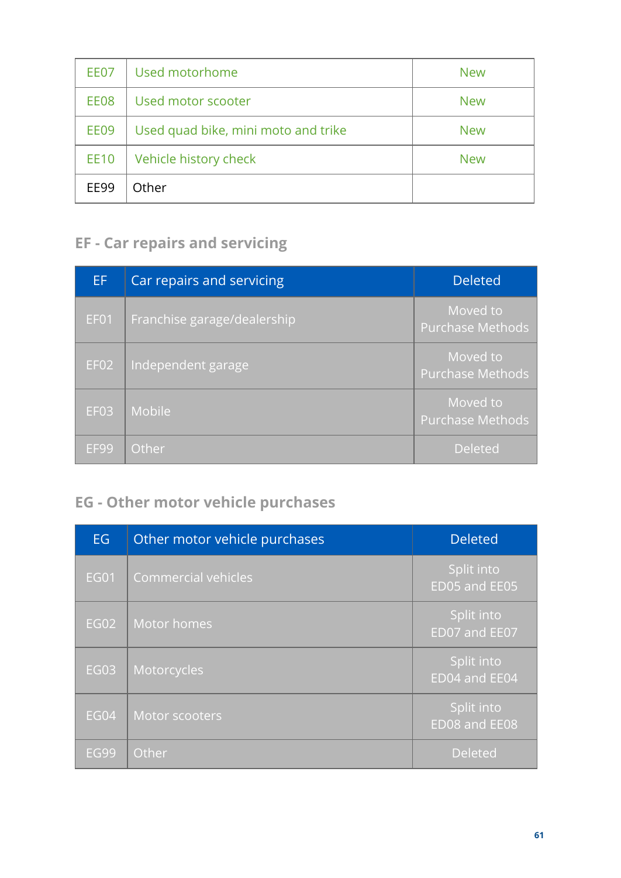| | | |
|---|---|---|
| EE07 | Used motorhome | New |
| EE08 | Used motor scooter | New |
| EE09 | Used quad bike, mini moto and trike | New |
| EE10 | Vehicle history check | New |
| EE99 | Other | |

## EF - Car repairs and servicing

| EF | Car repairs and servicing | Deleted |
|---|---|---|
| EF01 | Franchise garage/dealership | Moved to Purchase Methods |
| EF02 | Independent garage | Moved to Purchase Methods |
| EF03 | Mobile | Moved to Purchase Methods |
| EF99 | Other | Deleted |

## EG - Other motor vehicle purchases

| EG | Other motor vehicle purchases | Deleted |
|---|---|---|
| EG01 | Commercial vehicles | Split into ED05 and EE05 |
| EG02 | Motor homes | Split into ED07 and EE07 |
| EG03 | Motorcycles | Split into ED04 and EE04 |
| EG04 | Motor scooters | Split into ED08 and EE08 |
| EG99 | Other | Deleted |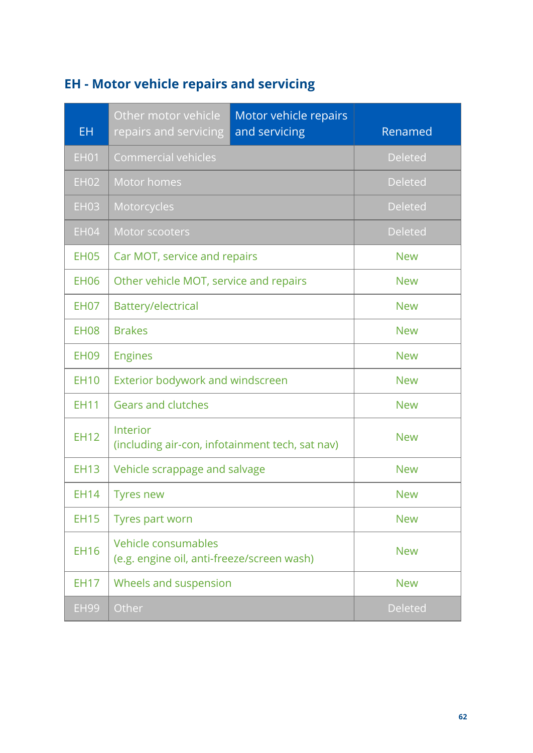## EH - Motor vehicle repairs and servicing

| EH | Other motor vehicle repairs and servicing | Motor vehicle repairs and servicing | Renamed |
|---|---|---|---|
| EH01 | Commercial vehicles | | Deleted |
| EH02 | Motor homes | | Deleted |
| EH03 | Motorcycles | | Deleted |
| EH04 | Motor scooters | | Deleted |
| EH05 | Car MOT, service and repairs | | New |
| EH06 | Other vehicle MOT, service and repairs | | New |
| EH07 | Battery/electrical | | New |
| EH08 | Brakes | | New |
| EH09 | Engines | | New |
| EH10 | Exterior bodywork and windscreen | | New |
| EH11 | Gears and clutches | | New |
| EH12 | Interior (including air-con, infotainment tech, sat nav) | | New |
| EH13 | Vehicle scrappage and salvage | | New |
| EH14 | Tyres new | | New |
| EH15 | Tyres part worn | | New |
| EH16 | Vehicle consumables (e.g. engine oil, anti-freeze/screen wash) | | New |
| EH17 | Wheels and suspension | | New |
| EH99 | Other | | Deleted |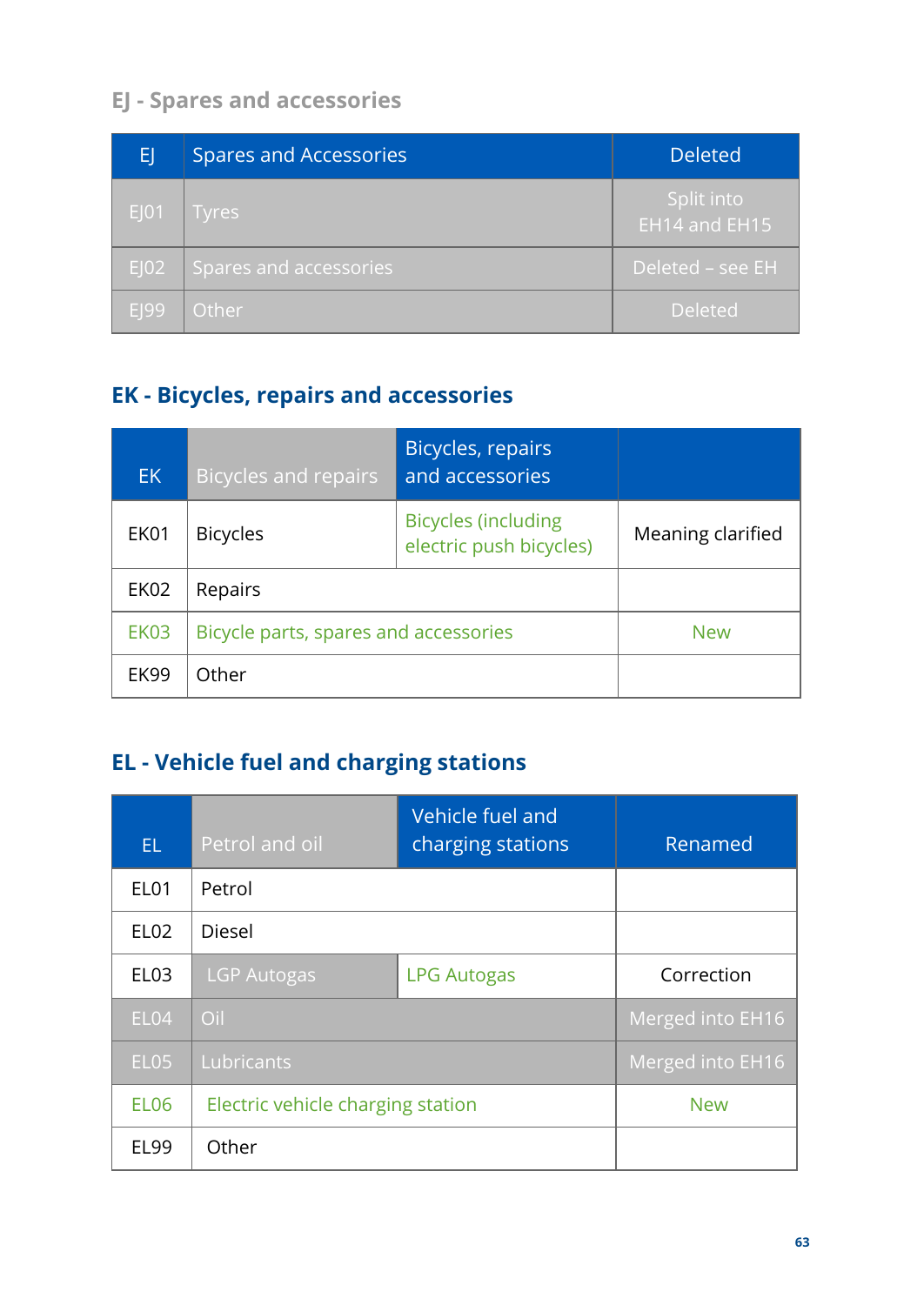## EJ - Spares and accessories

| EJ | Spares and Accessories | Deleted |
|---|---|---|
| EJ01 | Tyres | Split into EH14 and EH15 |
| EJ02 | Spares and accessories | Deleted – see EH |
| EJ99 | Other | Deleted |

## EK - Bicycles, repairs and accessories

| EK | Bicycles and repairs | Bicycles, repairs and accessories | |
|---|---|---|---|
| EK01 | Bicycles | Bicycles (including electric push bicycles) | Meaning clarified |
| EK02 | Repairs | | |
| EK03 | Bicycle parts, spares and accessories | | New |
| EK99 | Other | | |

## EL - Vehicle fuel and charging stations

| EL | Petrol and oil | Vehicle fuel and charging stations | Renamed |
|---|---|---|---|
| EL01 | Petrol | | |
| EL02 | Diesel | | |
| EL03 | LGP Autogas | LPG Autogas | Correction |
| EL04 | Oil | | Merged into EH16 |
| EL05 | Lubricants | | Merged into EH16 |
| EL06 | Electric vehicle charging station | | New |
| EL99 | Other | | |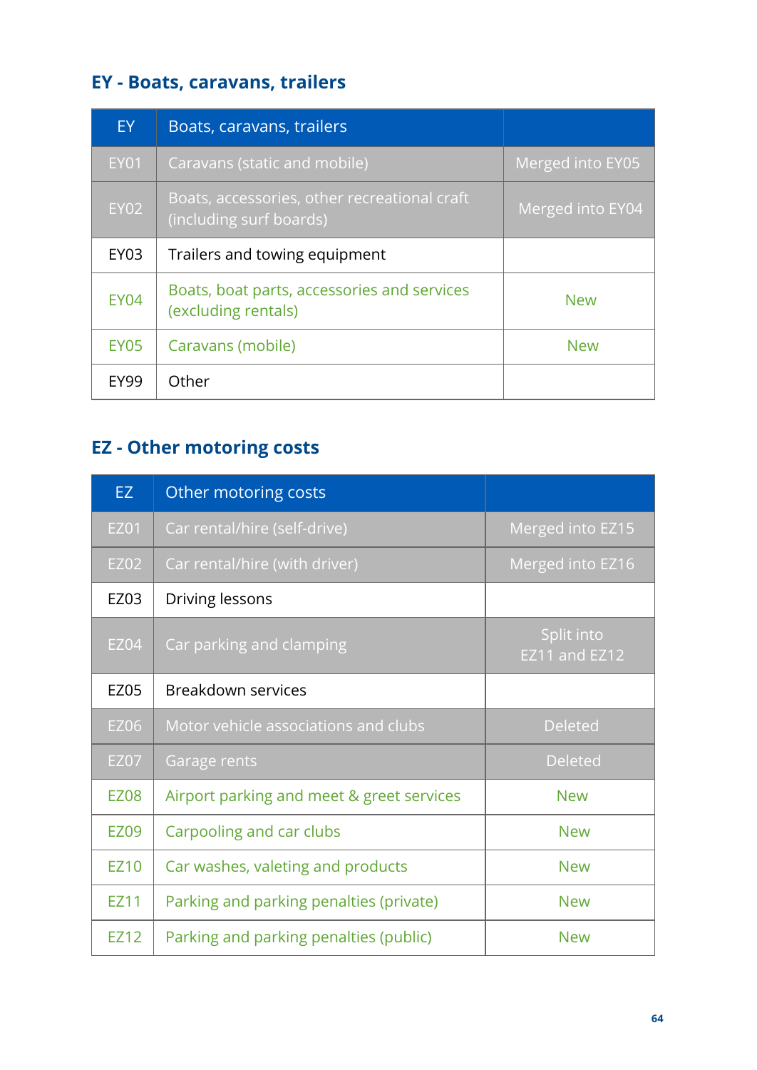## EY - Boats, caravans, trailers

| EY | Boats, caravans, trailers | |
|---|---|---|
| EY01 | Caravans (static and mobile) | Merged into EY05 |
| EY02 | Boats, accessories, other recreational craft (including surf boards) | Merged into EY04 |
| EY03 | Trailers and towing equipment | |
| EY04 | Boats, boat parts, accessories and services (excluding rentals) | New |
| EY05 | Caravans (mobile) | New |
| EY99 | Other | |

## EZ - Other motoring costs

| EZ | Other motoring costs | |
|---|---|---|
| EZ01 | Car rental/hire (self-drive) | Merged into EZ15 |
| EZ02 | Car rental/hire (with driver) | Merged into EZ16 |
| EZ03 | Driving lessons | |
| EZ04 | Car parking and clamping | Split into EZ11 and EZ12 |
| EZ05 | Breakdown services | |
| EZ06 | Motor vehicle associations and clubs | Deleted |
| EZ07 | Garage rents | Deleted |
| EZ08 | Airport parking and meet & greet services | New |
| EZ09 | Carpooling and car clubs | New |
| EZ10 | Car washes, valeting and products | New |
| EZ11 | Parking and parking penalties (private) | New |
| EZ12 | Parking and parking penalties (public) | New |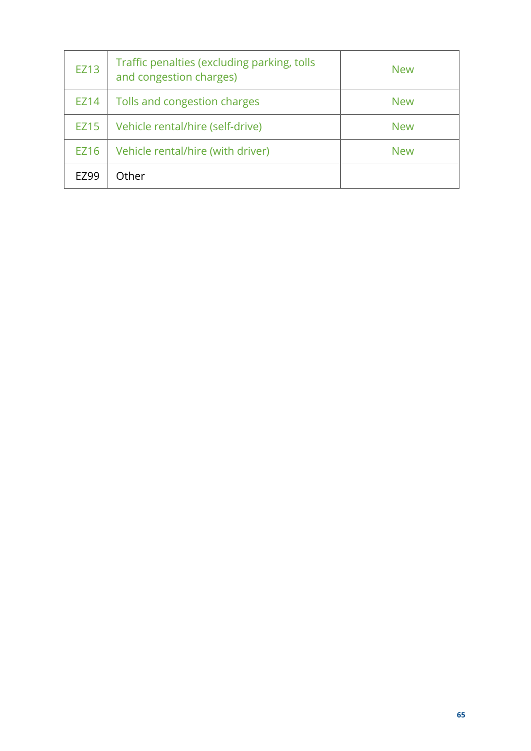| | | |
|---|---|---|
| EZ13 | Traffic penalties (excluding parking, tolls and congestion charges) | New |
| EZ14 | Tolls and congestion charges | New |
| EZ15 | Vehicle rental/hire (self-drive) | New |
| EZ16 | Vehicle rental/hire (with driver) | New |
| EZ99 | Other | |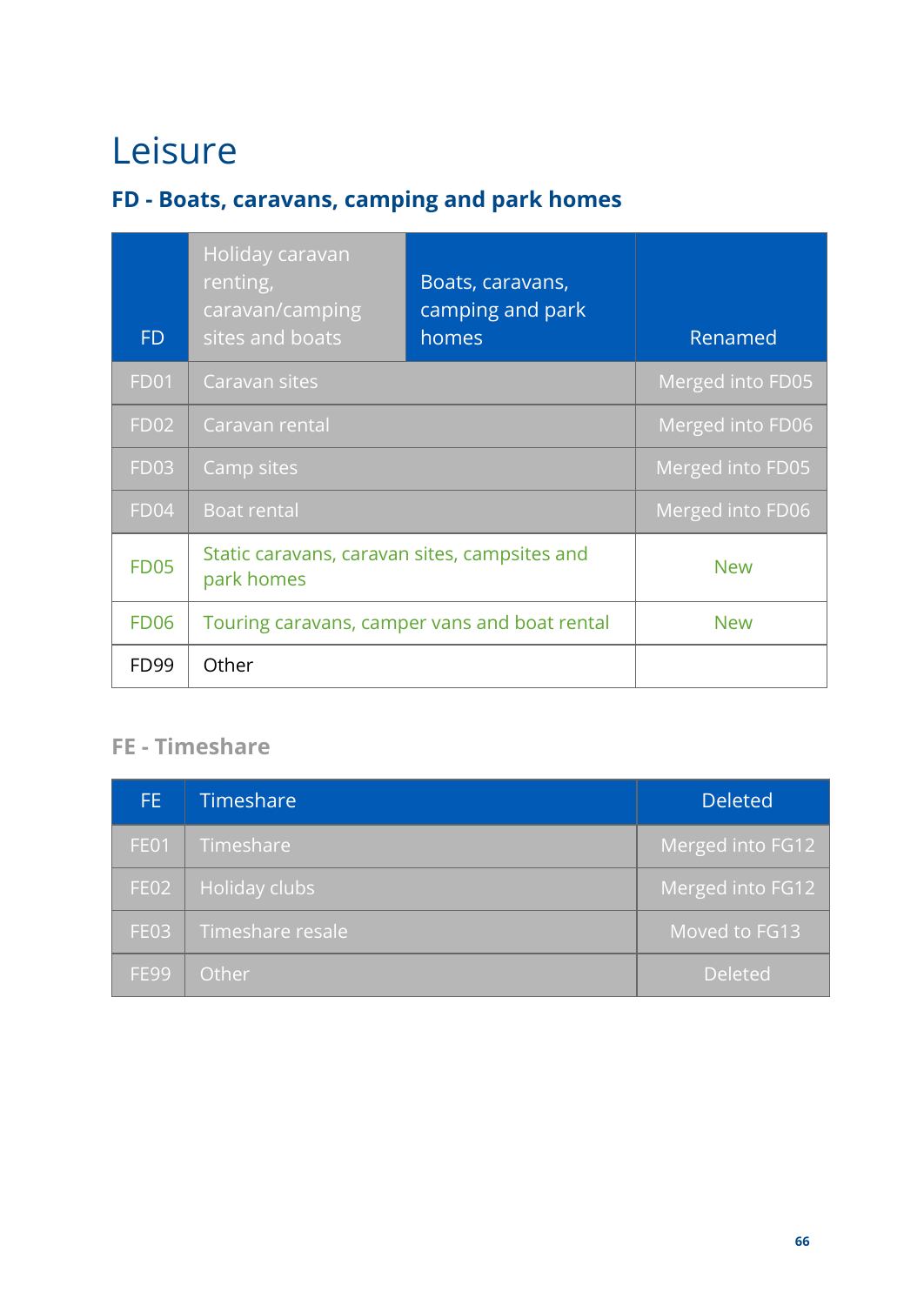# Leisure

## FD - Boats, caravans, camping and park homes

| FD | Holiday caravan renting, caravan/camping sites and boats | Boats, caravans, camping and park homes | Renamed |
|---|---|---|---|
| FD01 | Caravan sites | | Merged into FD05 |
| FD02 | Caravan rental | | Merged into FD06 |
| FD03 | Camp sites | | Merged into FD05 |
| FD04 | Boat rental | | Merged into FD06 |
| FD05 | Static caravans, caravan sites, campsites and park homes | | New |
| FD06 | Touring caravans, camper vans and boat rental | | New |
| FD99 | Other | | |

## FE - Timeshare

| FE | Timeshare | Deleted |
|---|---|---|
| FE01 | Timeshare | Merged into FG12 |
| FE02 | Holiday clubs | Merged into FG12 |
| FE03 | Timeshare resale | Moved to FG13 |
| FE99 | Other | Deleted |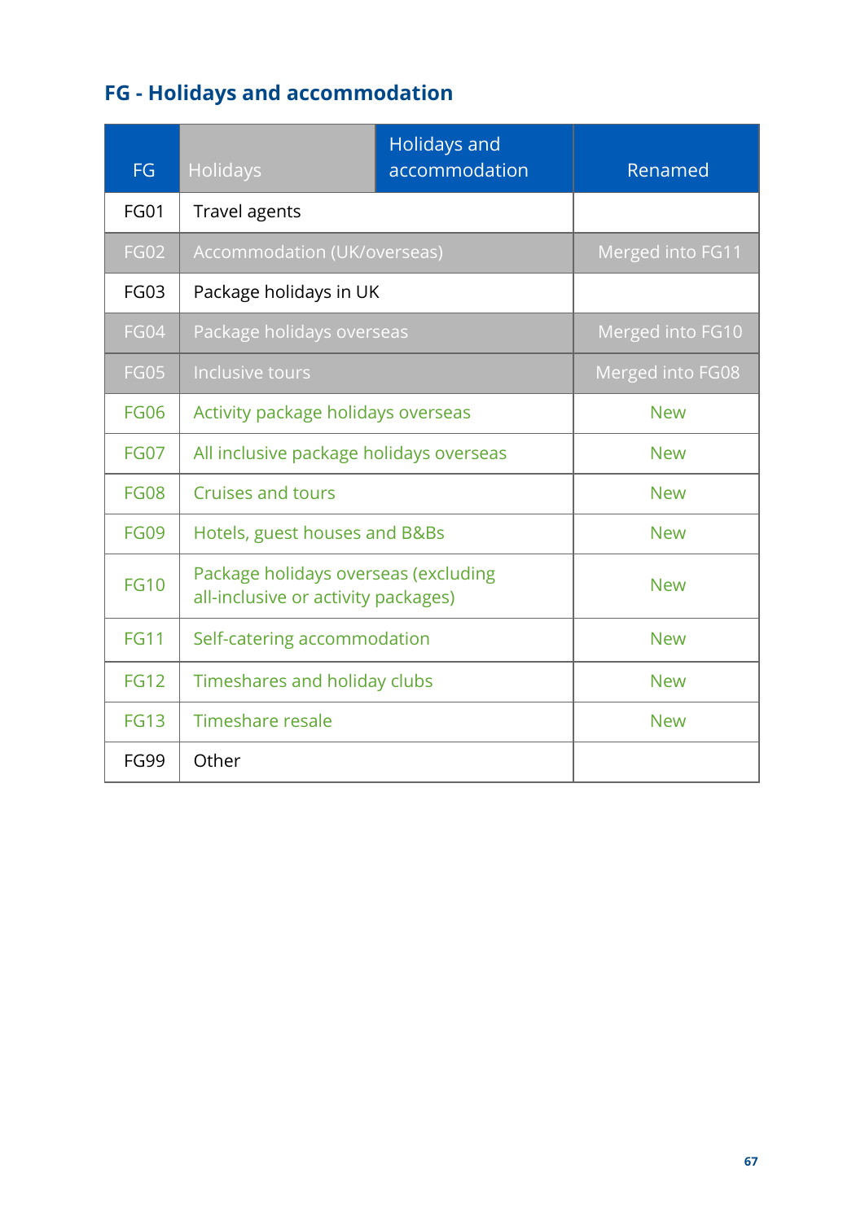## FG - Holidays and accommodation

| FG | Holidays | Holidays and accommodation | Renamed |
|---|---|---|---|
| FG01 | Travel agents | | |
| FG02 | Accommodation (UK/overseas) | | Merged into FG11 |
| FG03 | Package holidays in UK | | |
| FG04 | Package holidays overseas | | Merged into FG10 |
| FG05 | Inclusive tours | | Merged into FG08 |
| FG06 | | Activity package holidays overseas | New |
| FG07 | | All inclusive package holidays overseas | New |
| FG08 | | Cruises and tours | New |
| FG09 | | Hotels, guest houses and B&Bs | New |
| FG10 | | Package holidays overseas (excluding all-inclusive or activity packages) | New |
| FG11 | | Self-catering accommodation | New |
| FG12 | | Timeshares and holiday clubs | New |
| FG13 | | Timeshare resale | New |
| FG99 | Other | Other | |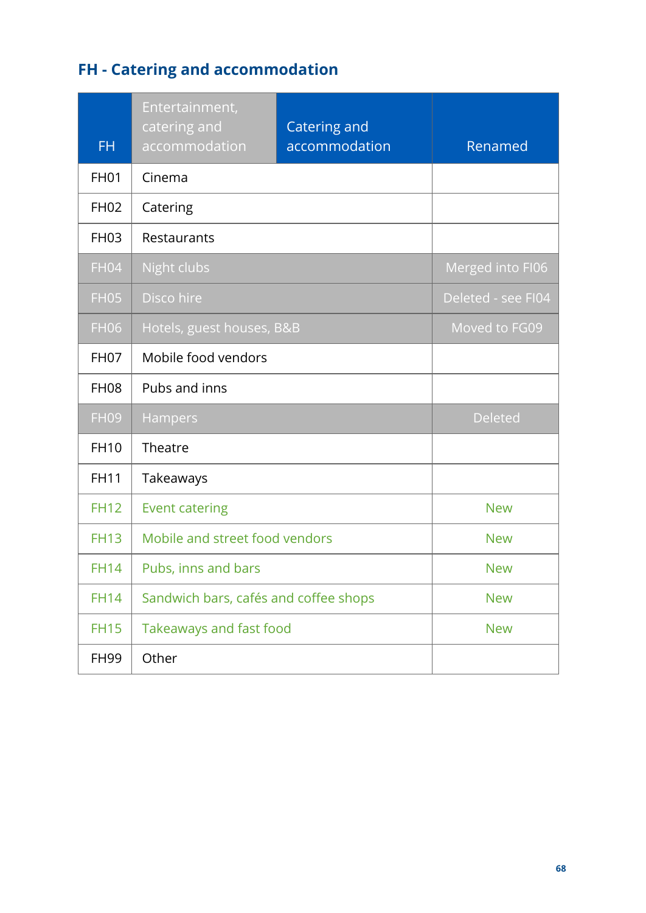## FH - Catering and accommodation

| FH | Entertainment, catering and accommodation | Catering and accommodation | Renamed |
|---|---|---|---|
| FH01 | Cinema | | |
| FH02 | Catering | | |
| FH03 | Restaurants | | |
| FH04 | Night clubs | | Merged into FI06 |
| FH05 | Disco hire | | Deleted - see FI04 |
| FH06 | Hotels, guest houses, B&B | | Moved to FG09 |
| FH07 | Mobile food vendors | | |
| FH08 | Pubs and inns | | |
| FH09 | Hampers | | Deleted |
| FH10 | Theatre | | |
| FH11 | Takeaways | | |
| FH12 | Event catering | | New |
| FH13 | Mobile and street food vendors | | New |
| FH14 | Pubs, inns and bars | | New |
| FH14 | Sandwich bars, cafés and coffee shops | | New |
| FH15 | Takeaways and fast food | | New |
| FH99 | Other | | |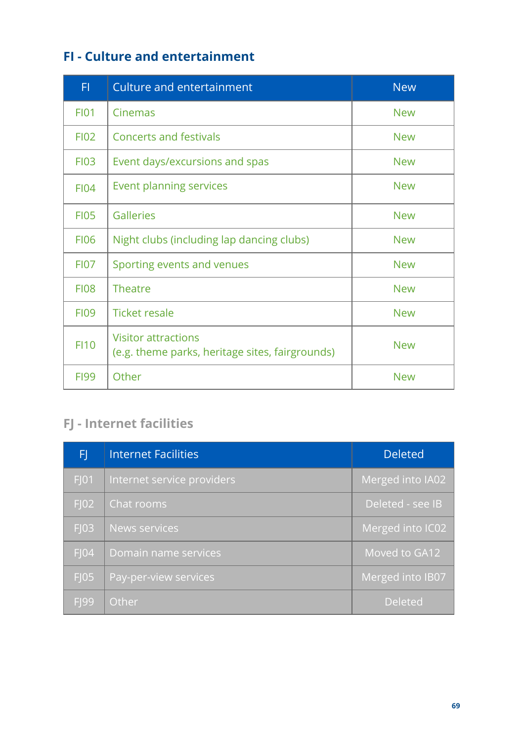## FI - Culture and entertainment

| FI | Culture and entertainment | New |
|---|---|---|
| FI01 | Cinemas | New |
| FI02 | Concerts and festivals | New |
| FI03 | Event days/excursions and spas | New |
| FI04 | Event planning services | New |
| FI05 | Galleries | New |
| FI06 | Night clubs (including lap dancing clubs) | New |
| FI07 | Sporting events and venues | New |
| FI08 | Theatre | New |
| FI09 | Ticket resale | New |
| FI10 | Visitor attractions (e.g. theme parks, heritage sites, fairgrounds) | New |
| FI99 | Other | New |

## FJ - Internet facilities

| FJ | Internet Facilities | Deleted |
|---|---|---|
| FJ01 | Internet service providers | Merged into IA02 |
| FJ02 | Chat rooms | Deleted - see IB |
| FJ03 | News services | Merged into IC02 |
| FJ04 | Domain name services | Moved to GA12 |
| FJ05 | Pay-per-view services | Merged into IB07 |
| FJ99 | Other | Deleted |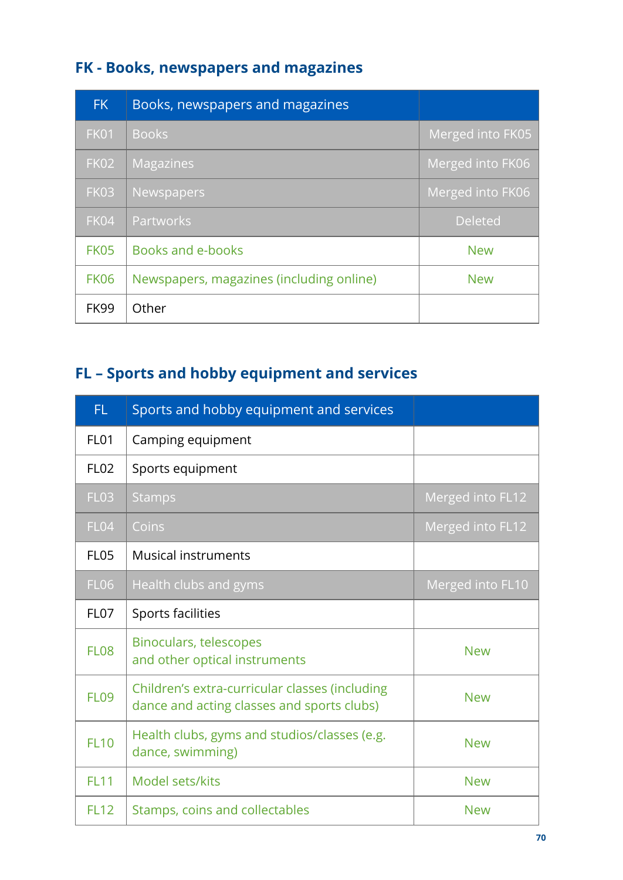## FK - Books, newspapers and magazines

| FK | Books, newspapers and magazines | |
|---|---|---|
| FK01 | Books | Merged into FK05 |
| FK02 | Magazines | Merged into FK06 |
| FK03 | Newspapers | Merged into FK06 |
| FK04 | Partworks | Deleted |
| FK05 | Books and e-books | New |
| FK06 | Newspapers, magazines (including online) | New |
| FK99 | Other | |

## FL – Sports and hobby equipment and services

| FL | Sports and hobby equipment and services | |
|---|---|---|
| FL01 | Camping equipment | |
| FL02 | Sports equipment | |
| FL03 | Stamps | Merged into FL12 |
| FL04 | Coins | Merged into FL12 |
| FL05 | Musical instruments | |
| FL06 | Health clubs and gyms | Merged into FL10 |
| FL07 | Sports facilities | |
| FL08 | Binoculars, telescopes and other optical instruments | New |
| FL09 | Children's extra-curricular classes (including dance and acting classes and sports clubs) | New |
| FL10 | Health clubs, gyms and studios/classes (e.g. dance, swimming) | New |
| FL11 | Model sets/kits | New |
| FL12 | Stamps, coins and collectables | New |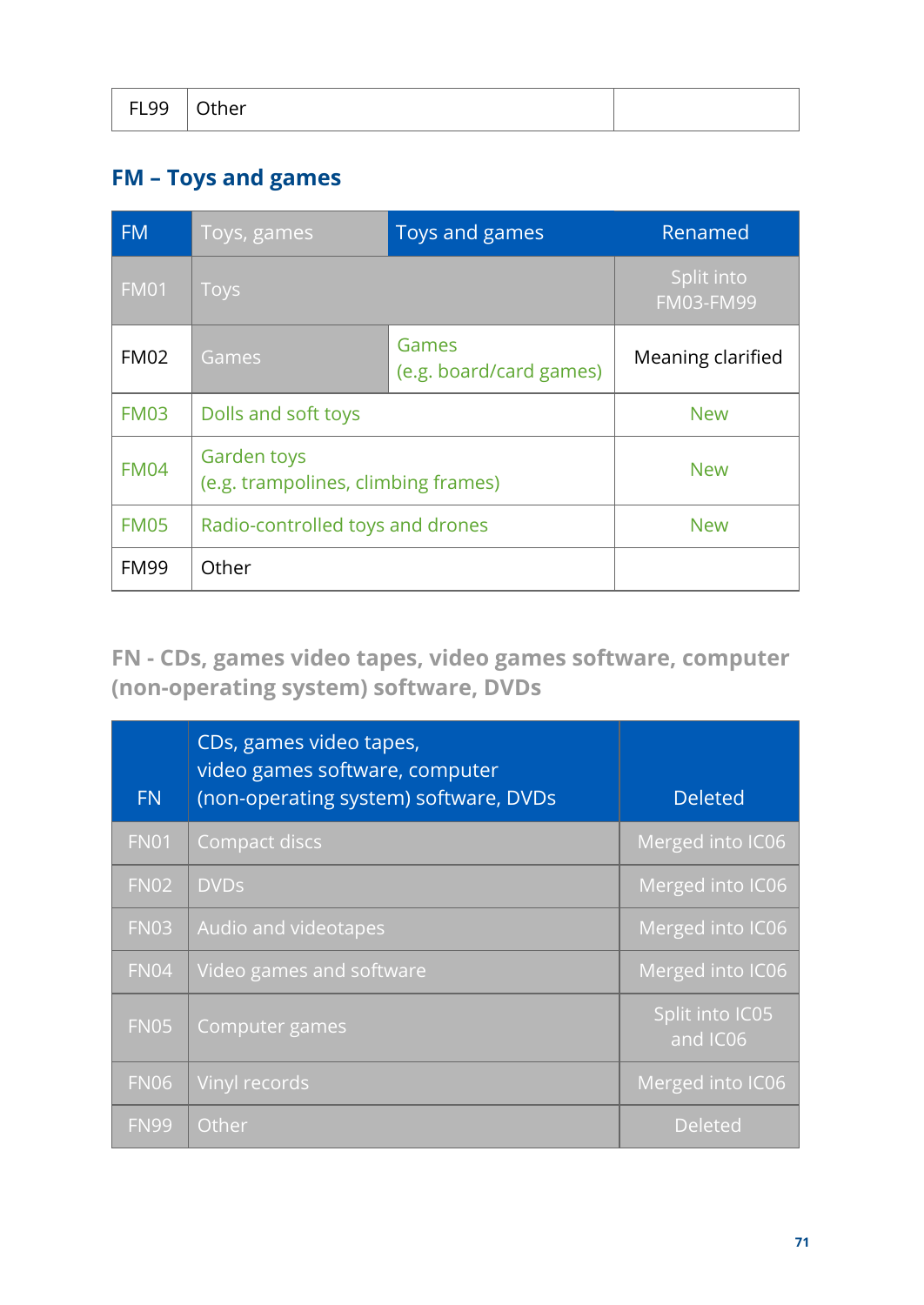| | | |
|---|---|---|
| FL99 | Other | |

## FM – Toys and games

| FM | Toys, games | Toys and games | Renamed |
|---|---|---|---|
| FM01 | Toys | | Split into FM03-FM99 |
| FM02 | Games | Games (e.g. board/card games) | Meaning clarified |
| FM03 | Dolls and soft toys | | New |
| FM04 | Garden toys (e.g. trampolines, climbing frames) | | New |
| FM05 | Radio-controlled toys and drones | | New |
| FM99 | Other | | |

## FN - CDs, games video tapes, video games software, computer (non-operating system) software, DVDs

| FN | CDs, games video tapes, video games software, computer (non-operating system) software, DVDs | Deleted |
|---|---|---|
| FN01 | Compact discs | Merged into IC06 |
| FN02 | DVDs | Merged into IC06 |
| FN03 | Audio and videotapes | Merged into IC06 |
| FN04 | Video games and software | Merged into IC06 |
| FN05 | Computer games | Split into IC05 and IC06 |
| FN06 | Vinyl records | Merged into IC06 |
| FN99 | Other | Deleted |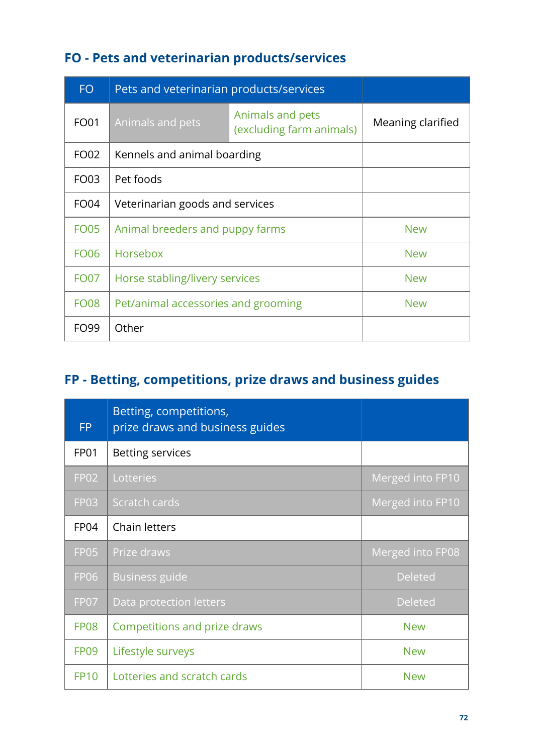## FO - Pets and veterinarian products/services

| FO | Pets and veterinarian products/services | | |
|---|---|---|---|
| FO01 | Animals and pets | Animals and pets (excluding farm animals) | Meaning clarified |
| FO02 | Kennels and animal boarding | | |
| FO03 | Pet foods | | |
| FO04 | Veterinarian goods and services | | |
| FO05 | Animal breeders and puppy farms | | New |
| FO06 | Horsebox | | New |
| FO07 | Horse stabling/livery services | | New |
| FO08 | Pet/animal accessories and grooming | | New |
| FO99 | Other | | |

## FP - Betting, competitions, prize draws and business guides

| FP | Betting, competitions, prize draws and business guides | |
|---|---|---|
| FP01 | Betting services | |
| FP02 | Lotteries | Merged into FP10 |
| FP03 | Scratch cards | Merged into FP10 |
| FP04 | Chain letters | |
| FP05 | Prize draws | Merged into FP08 |
| FP06 | Business guide | Deleted |
| FP07 | Data protection letters | Deleted |
| FP08 | Competitions and prize draws | New |
| FP09 | Lifestyle surveys | New |
| FP10 | Lotteries and scratch cards | New |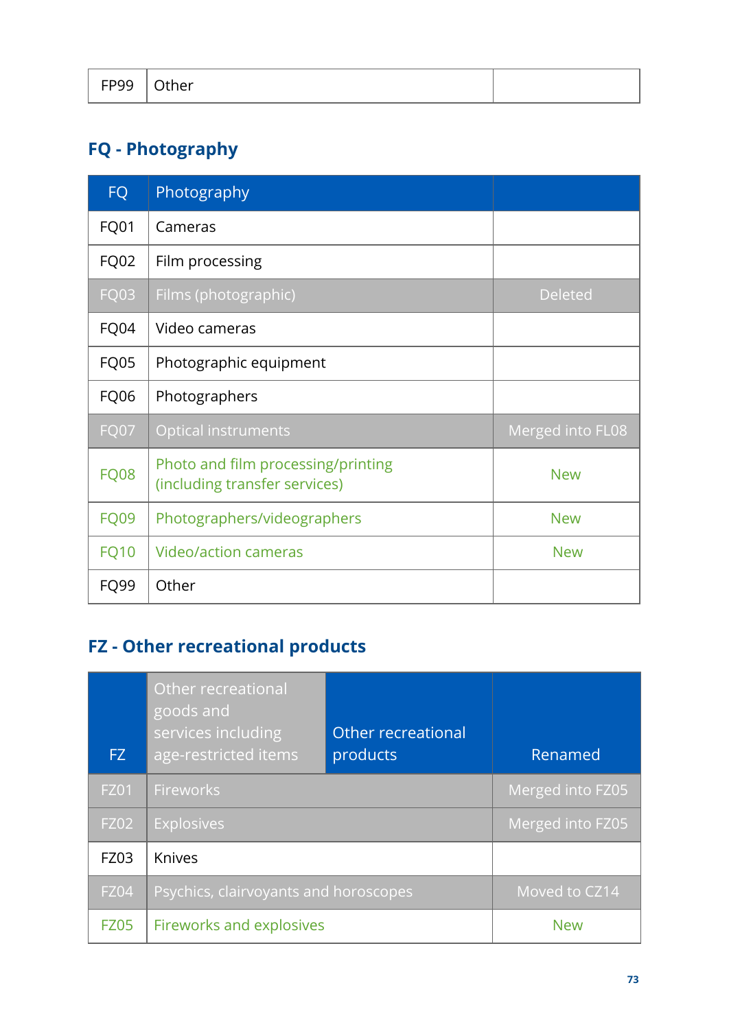| | | |
|---|---|---|
| FP99 | Other | |

## FQ - Photography

| FQ | Photography | |
|---|---|---|
| FQ01 | Cameras | |
| FQ02 | Film processing | |
| FQ03 | Films (photographic) | Deleted |
| FQ04 | Video cameras | |
| FQ05 | Photographic equipment | |
| FQ06 | Photographers | |
| FQ07 | Optical instruments | Merged into FL08 |
| FQ08 | Photo and film processing/printing (including transfer services) | New |
| FQ09 | Photographers/videographers | New |
| FQ10 | Video/action cameras | New |
| FQ99 | Other | |

## FZ - Other recreational products

| FZ | Other recreational goods and services including age-restricted items | Other recreational products | Renamed |
|---|---|---|---|
| FZ01 | Fireworks | | Merged into FZ05 |
| FZ02 | Explosives | | Merged into FZ05 |
| FZ03 | Knives | | |
| FZ04 | Psychics, clairvoyants and horoscopes | | Moved to CZ14 |
| FZ05 | Fireworks and explosives | | New |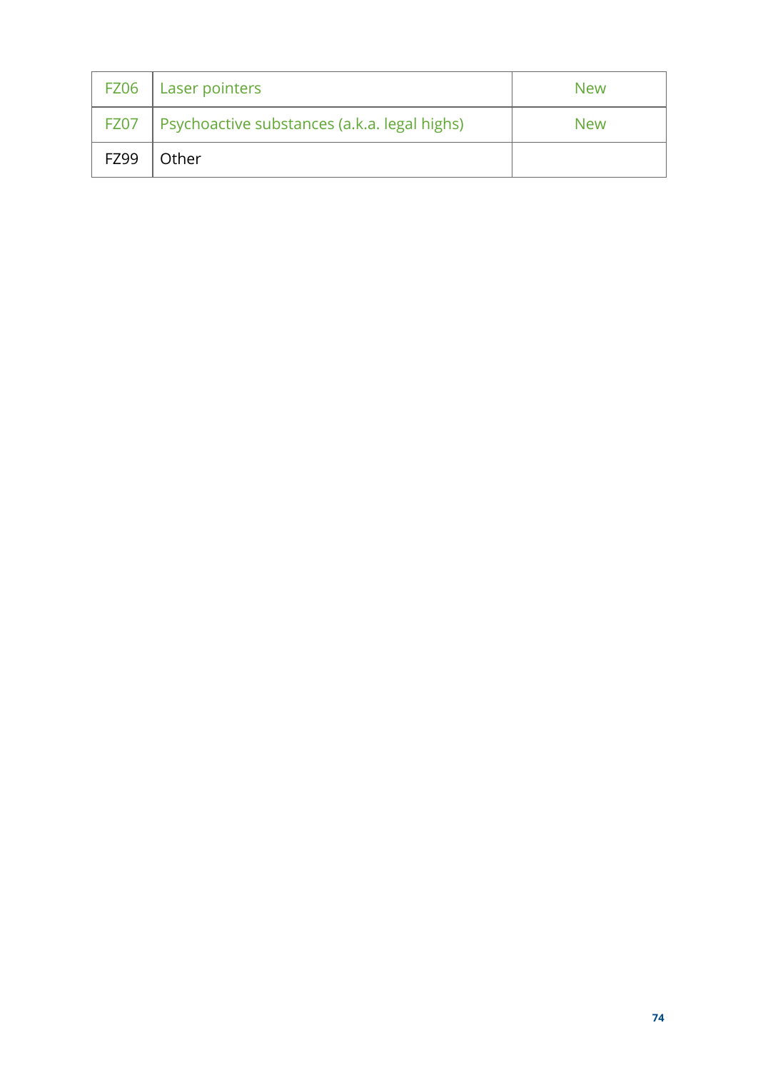| | | |
|---|---|---|
| FZ06 | Laser pointers | New |
| FZ07 | Psychoactive substances (a.k.a. legal highs) | New |
| FZ99 | Other | |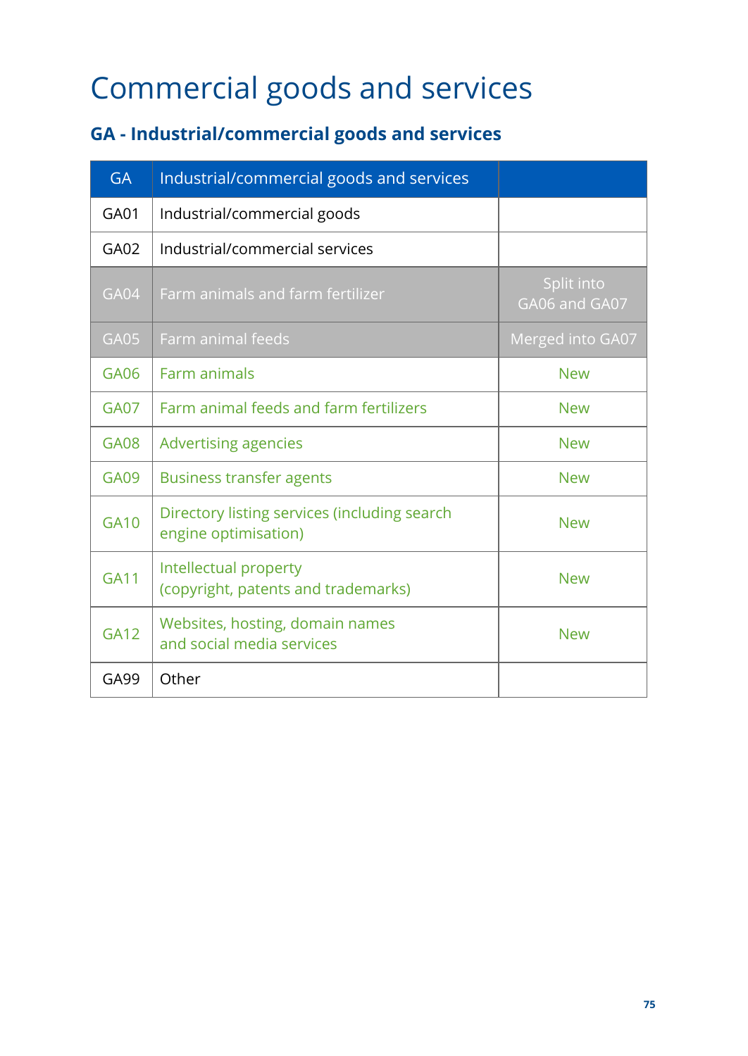# Commercial goods and services

## GA - Industrial/commercial goods and services

| GA | Industrial/commercial goods and services | |
|---|---|---|
| GA01 | Industrial/commercial goods | |
| GA02 | Industrial/commercial services | |
| GA04 | Farm animals and farm fertilizer | Split into GA06 and GA07 |
| GA05 | Farm animal feeds | Merged into GA07 |
| GA06 | Farm animals | New |
| GA07 | Farm animal feeds and farm fertilizers | New |
| GA08 | Advertising agencies | New |
| GA09 | Business transfer agents | New |
| GA10 | Directory listing services (including search engine optimisation) | New |
| GA11 | Intellectual property (copyright, patents and trademarks) | New |
| GA12 | Websites, hosting, domain names and social media services | New |
| GA99 | Other | |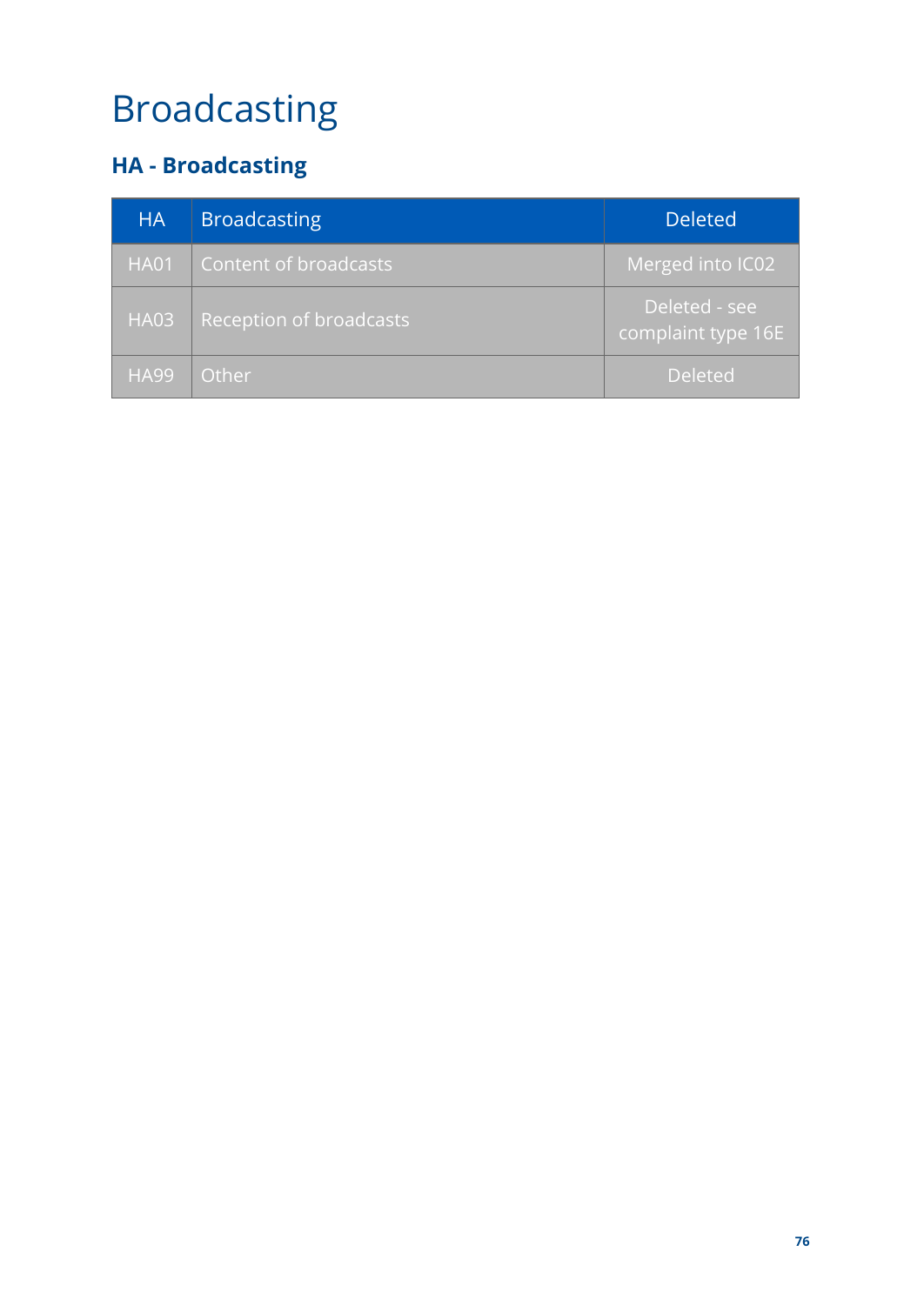# Broadcasting

## HA - Broadcasting

| HA | Broadcasting | Deleted |
|---|---|---|
| HA01 | Content of broadcasts | Merged into IC02 |
| HA03 | Reception of broadcasts | Deleted - see complaint type 16E |
| HA99 | Other | Deleted |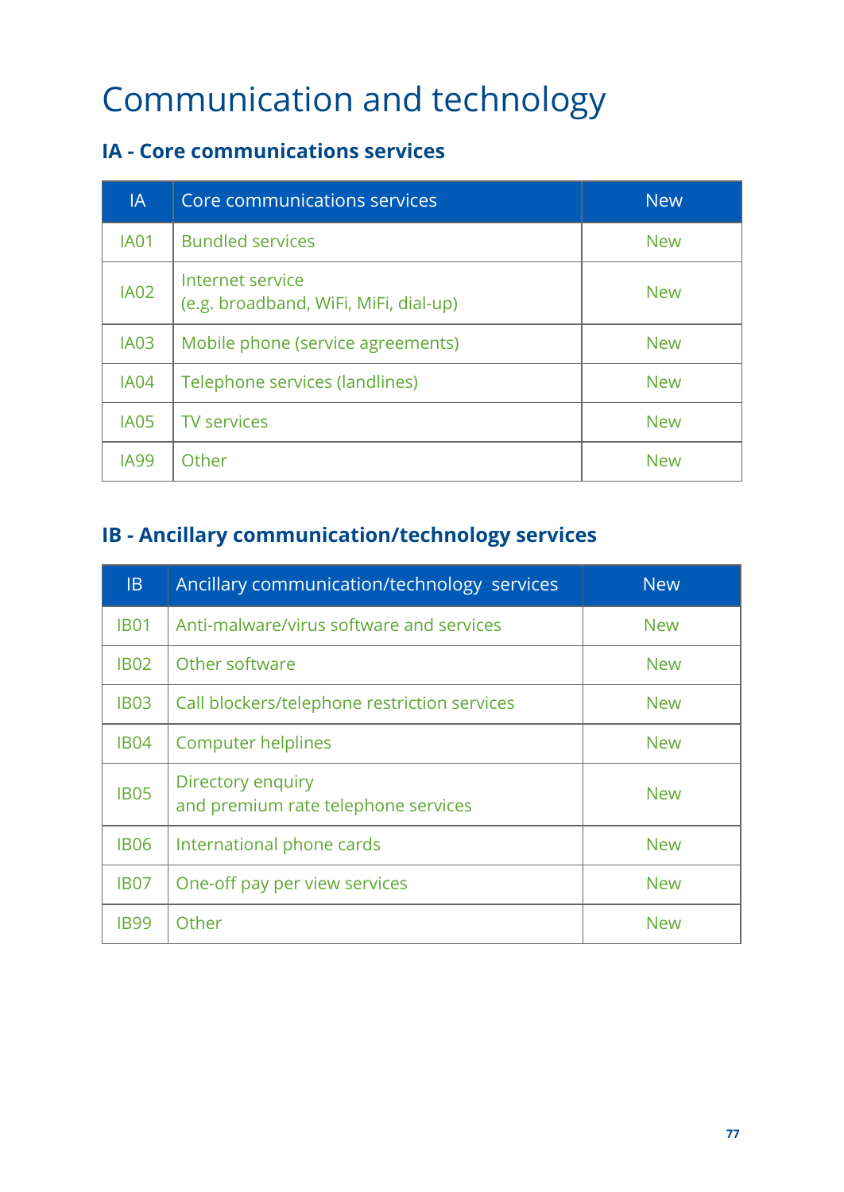# Communication and technology

## IA - Core communications services

| IA | Core communications services | New |
|---|---|---|
| IA01 | Bundled services | New |
| IA02 | Internet service (e.g. broadband, WiFi, MiFi, dial-up) | New |
| IA03 | Mobile phone (service agreements) | New |
| IA04 | Telephone services (landlines) | New |
| IA05 | TV services | New |
| IA99 | Other | New |

## IB - Ancillary communication/technology services

| IB | Ancillary communication/technology services | New |
|---|---|---|
| IB01 | Anti-malware/virus software and services | New |
| IB02 | Other software | New |
| IB03 | Call blockers/telephone restriction services | New |
| IB04 | Computer helplines | New |
| IB05 | Directory enquiry and premium rate telephone services | New |
| IB06 | International phone cards | New |
| IB07 | One-off pay per view services | New |
| IB99 | Other | New |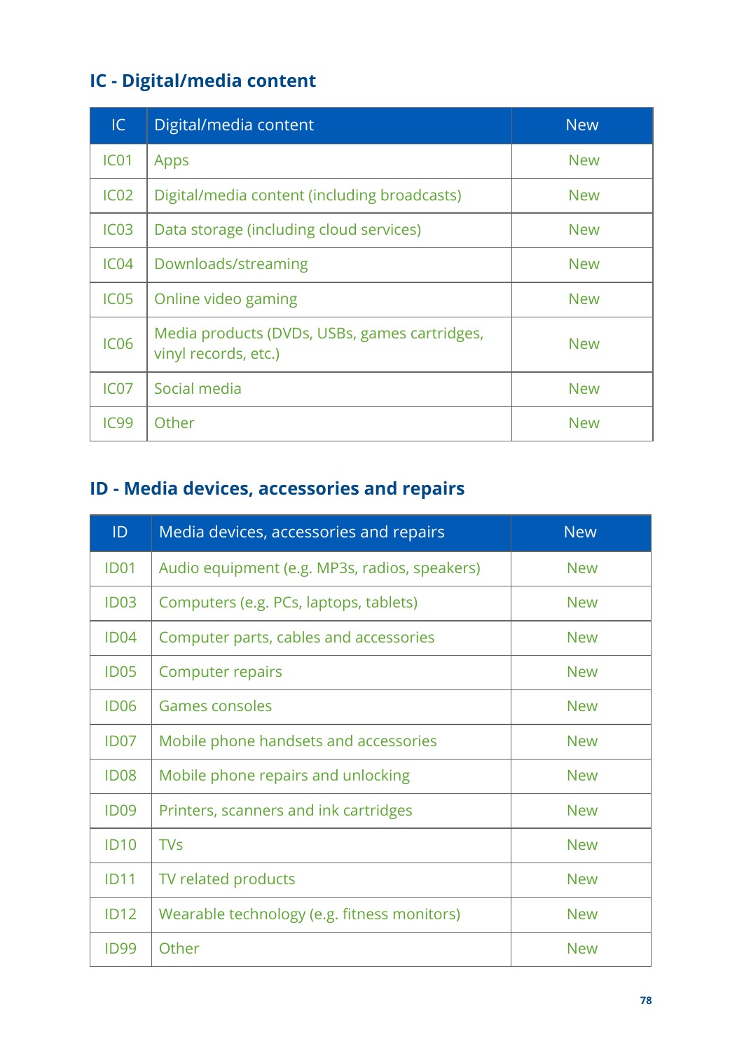## IC - Digital/media content

| IC | Digital/media content | New |
|---|---|---|
| IC01 | Apps | New |
| IC02 | Digital/media content (including broadcasts) | New |
| IC03 | Data storage (including cloud services) | New |
| IC04 | Downloads/streaming | New |
| IC05 | Online video gaming | New |
| IC06 | Media products (DVDs, USBs, games cartridges, vinyl records, etc.) | New |
| IC07 | Social media | New |
| IC99 | Other | New |

## ID - Media devices, accessories and repairs

| ID | Media devices, accessories and repairs | New |
|---|---|---|
| ID01 | Audio equipment (e.g. MP3s, radios, speakers) | New |
| ID03 | Computers (e.g. PCs, laptops, tablets) | New |
| ID04 | Computer parts, cables and accessories | New |
| ID05 | Computer repairs | New |
| ID06 | Games consoles | New |
| ID07 | Mobile phone handsets and accessories | New |
| ID08 | Mobile phone repairs and unlocking | New |
| ID09 | Printers, scanners and ink cartridges | New |
| ID10 | TVs | New |
| ID11 | TV related products | New |
| ID12 | Wearable technology (e.g. fitness monitors) | New |
| ID99 | Other | New |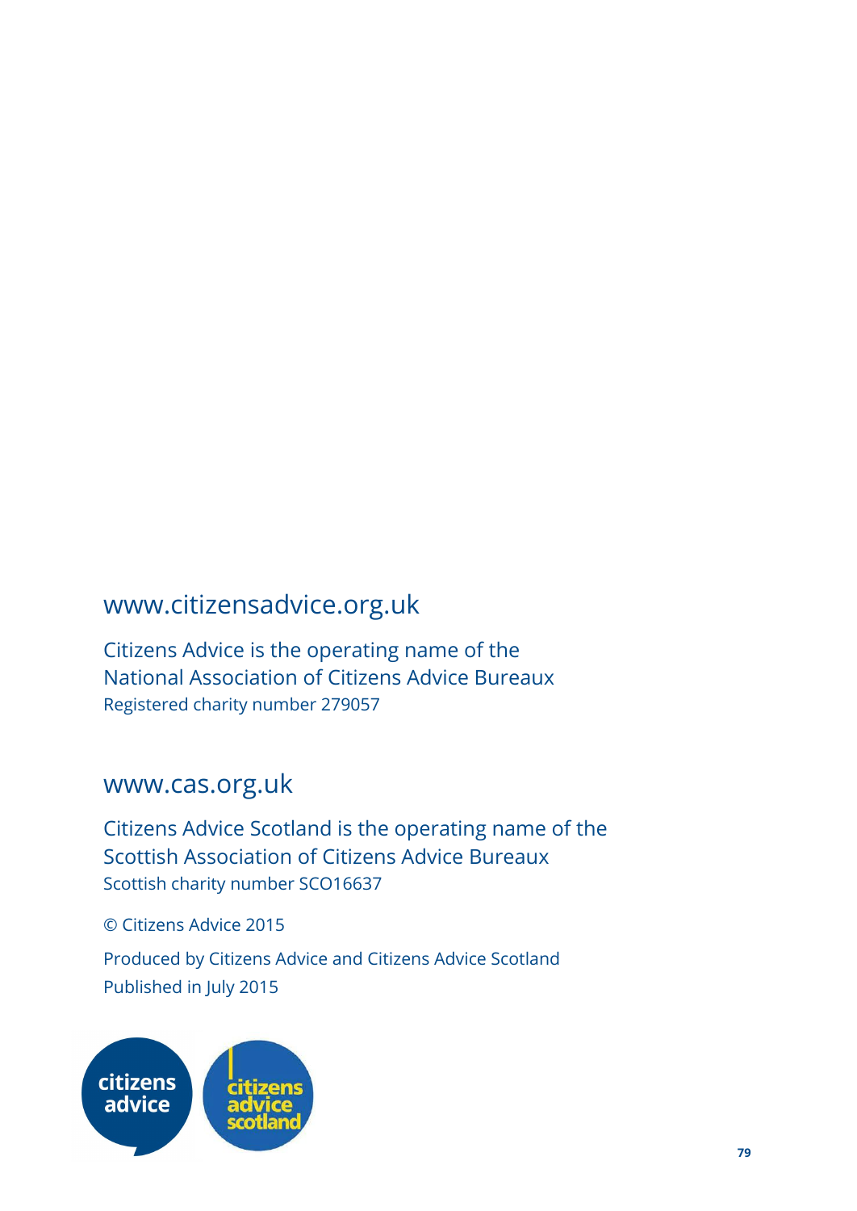www.citizensadvice.org.uk

Citizens Advice is the operating name of the
National Association of Citizens Advice Bureaux
Registered charity number 279057

www.cas.org.uk

Citizens Advice Scotland is the operating name of the
Scottish Association of Citizens Advice Bureaux
Scottish charity number SCO16637

© Citizens Advice 2015

Produced by Citizens Advice and Citizens Advice Scotland
Published in July 2015

citizens advice

citizens advice scotland